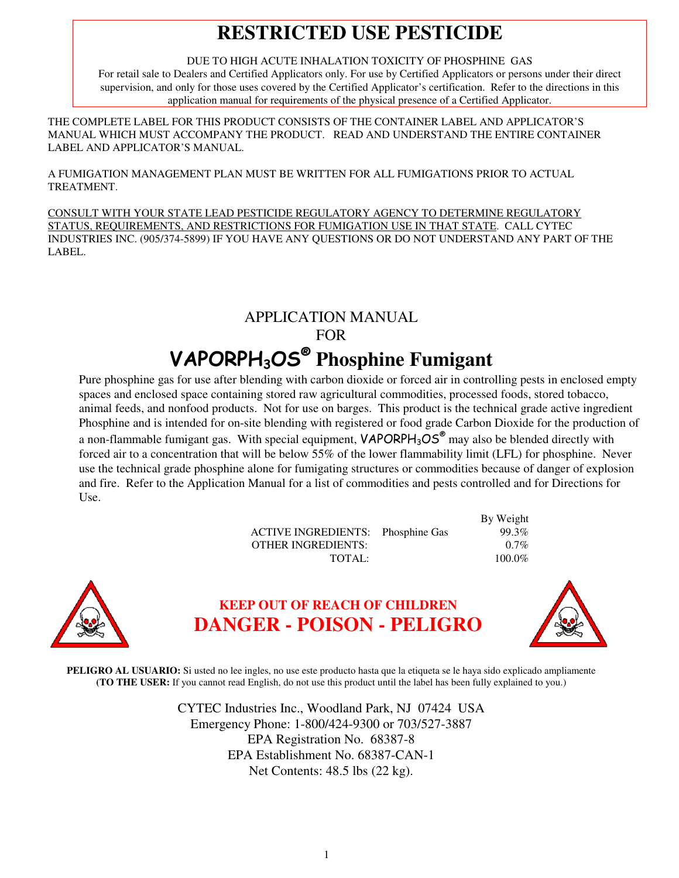# RESTRICTED USE PESTICIDE

DUE TO HIGH ACUTE INHALATION TOXICITY OF PHOSPHINE GAS
For retail sale to Dealers and Certified Applicators only. For use by Certified Applicators or persons under their direct supervision, and only for those uses covered by the Certified Applicator's certification. Refer to the directions in this application manual for requirements of the physical presence of a Certified Applicator.

THE COMPLETE LABEL FOR THIS PRODUCT CONSISTS OF THE CONTAINER LABEL AND APPLICATOR'S MANUAL WHICH MUST ACCOMPANY THE PRODUCT. READ AND UNDERSTAND THE ENTIRE CONTAINER LABEL AND APPLICATOR'S MANUAL.

A FUMIGATION MANAGEMENT PLAN MUST BE WRITTEN FOR ALL FUMIGATIONS PRIOR TO ACTUAL TREATMENT.

<u>CONSULT WITH YOUR STATE LEAD PESTICIDE REGULATORY AGENCY TO DETERMINE REGULATORY STATUS, REQUIREMENTS, AND RESTRICTIONS FOR FUMIGATION USE IN THAT STATE</u>. CALL CYTEC INDUSTRIES INC. (905/374-5899) IF YOU HAVE ANY QUESTIONS OR DO NOT UNDERSTAND ANY PART OF THE LABEL.

APPLICATION MANUAL
FOR

# VAPORPH$_3$OS® Phosphine Fumigant

Pure phosphine gas for use after blending with carbon dioxide or forced air in controlling pests in enclosed empty spaces and enclosed space containing stored raw agricultural commodities, processed foods, stored tobacco, animal feeds, and nonfood products. Not for use on barges. This product is the technical grade active ingredient Phosphine and is intended for on-site blending with registered or food grade Carbon Dioxide for the production of a non-flammable fumigant gas. With special equipment, VAPORPH$_3$OS® may also be blended directly with forced air to a concentration that will be below 55% of the lower flammability limit (LFL) for phosphine. Never use the technical grade phosphine alone for fumigating structures or commodities because of danger of explosion and fire. Refer to the Application Manual for a list of commodities and pests controlled and for Directions for Use.

| | | By Weight |
|---|---|---|
| ACTIVE INGREDIENTS: | Phosphine Gas | 99.3% |
| OTHER INGREDIENTS: | | 0.7% |
| TOTAL: | | 100.0% |

**KEEP OUT OF REACH OF CHILDREN**

**DANGER - POISON - PELIGRO**

**PELIGRO AL USUARIO:** Si usted no lee ingles, no use este producto hasta que la etiqueta se le haya sido explicado ampliamente
**(TO THE USER:** If you cannot read English, do not use this product until the label has been fully explained to you.)

CYTEC Industries Inc., Woodland Park, NJ 07424 USA
Emergency Phone: 1-800/424-9300 or 703/527-3887
EPA Registration No. 68387-8
EPA Establishment No. 68387-CAN-1
Net Contents: 48.5 lbs (22 kg).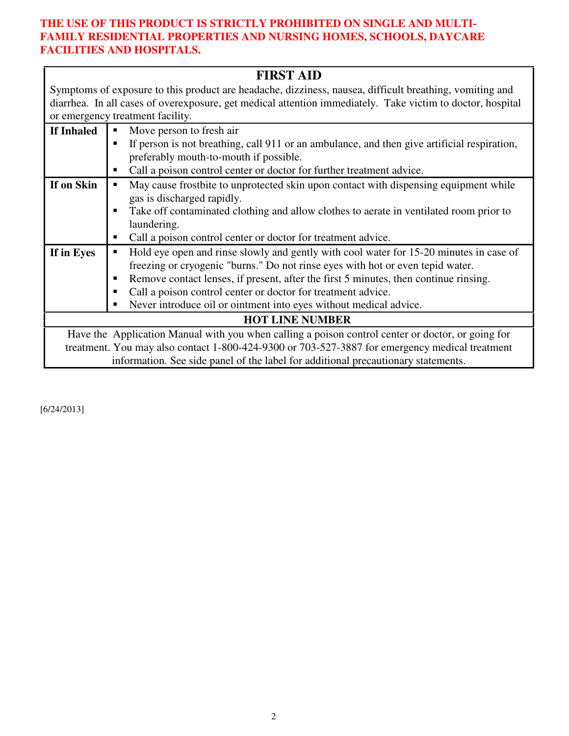**THE USE OF THIS PRODUCT IS STRICTLY PROHIBITED ON SINGLE AND MULTI-FAMILY RESIDENTIAL PROPERTIES AND NURSING HOMES, SCHOOLS, DAYCARE FACILITIES AND HOSPITALS.**

## FIRST AID

Symptoms of exposure to this product are headache, dizziness, nausea, difficult breathing, vomiting and diarrhea. In all cases of overexposure, get medical attention immediately. Take victim to doctor, hospital or emergency treatment facility.

| | |
|---|---|
| **If Inhaled** | ▪ Move person to fresh air<br>▪ If person is not breathing, call 911 or an ambulance, and then give artificial respiration, preferably mouth-to-mouth if possible.<br>▪ Call a poison control center or doctor for further treatment advice. |
| **If on Skin** | ▪ May cause frostbite to unprotected skin upon contact with dispensing equipment while gas is discharged rapidly.<br>▪ Take off contaminated clothing and allow clothes to aerate in ventilated room prior to laundering.<br>▪ Call a poison control center or doctor for treatment advice. |
| **If in Eyes** | ▪ Hold eye open and rinse slowly and gently with cool water for 15-20 minutes in case of freezing or cryogenic "burns." Do not rinse eyes with hot or even tepid water.<br>▪ Remove contact lenses, if present, after the first 5 minutes, then continue rinsing.<br>▪ Call a poison control center or doctor for treatment advice.<br>▪ Never introduce oil or ointment into eyes without medical advice. |

**HOT LINE NUMBER**

Have the Application Manual with you when calling a poison control center or doctor, or going for treatment. You may also contact 1-800-424-9300 or 703-527-3887 for emergency medical treatment information. See side panel of the label for additional precautionary statements.

[6/24/2013]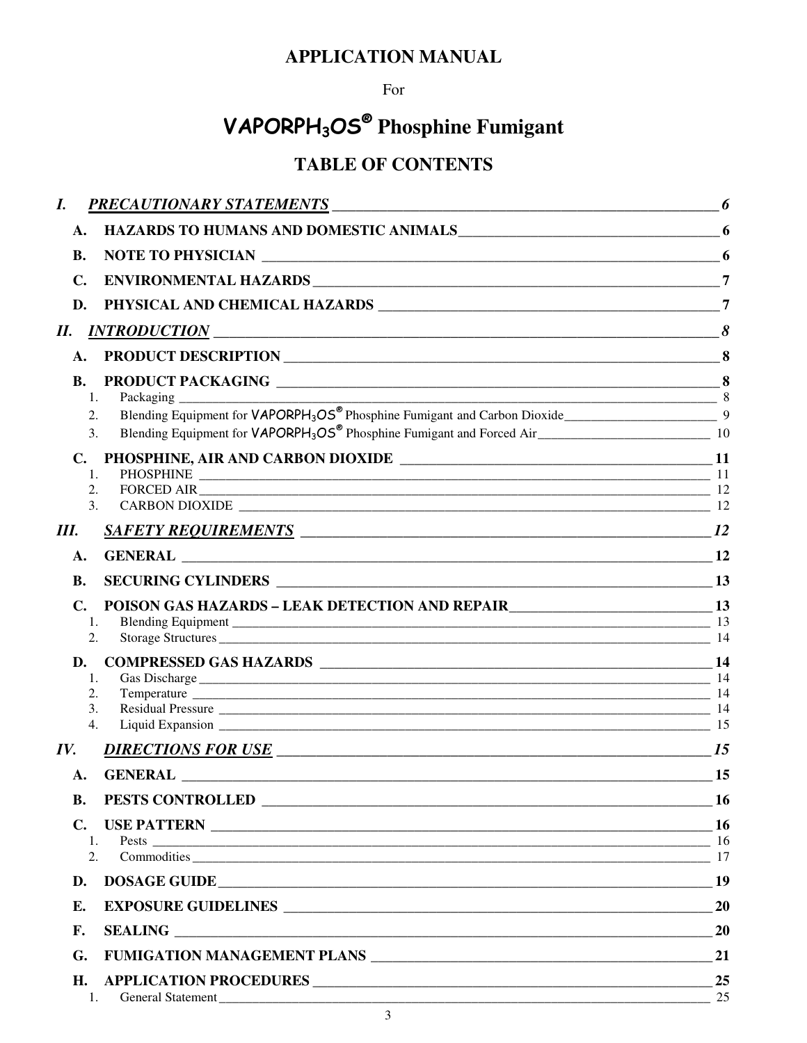# APPLICATION MANUAL

For

# VAPORPH$_3$OS® Phosphine Fumigant

## TABLE OF CONTENTS

*I. PRECAUTIONARY STATEMENTS* ____ 6

- **A. HAZARDS TO HUMANS AND DOMESTIC ANIMALS** ____ 6
- **B. NOTE TO PHYSICIAN** ____ 6
- **C. ENVIRONMENTAL HAZARDS** ____ 7
- **D. PHYSICAL AND CHEMICAL HAZARDS** ____ 7

*II. INTRODUCTION* ____ 8

- **A. PRODUCT DESCRIPTION** ____ 8
- **B. PRODUCT PACKAGING** ____ 8
  1. Packaging ____ 8
  2. Blending Equipment for VAPORPH$_3$OS® Phosphine Fumigant and Carbon Dioxide ____ 9
  3. Blending Equipment for VAPORPH$_3$OS® Phosphine Fumigant and Forced Air ____ 10
- **C. PHOSPHINE, AIR AND CARBON DIOXIDE** ____ 11
  1. PHOSPHINE ____ 11
  2. FORCED AIR ____ 12
  3. CARBON DIOXIDE ____ 12

*III. SAFETY REQUIREMENTS* ____ 12

- **A. GENERAL** ____ 12
- **B. SECURING CYLINDERS** ____ 13
- **C. POISON GAS HAZARDS – LEAK DETECTION AND REPAIR** ____ 13
  1. Blending Equipment ____ 13
  2. Storage Structures ____ 14
- **D. COMPRESSED GAS HAZARDS** ____ 14
  1. Gas Discharge ____ 14
  2. Temperature ____ 14
  3. Residual Pressure ____ 14
  4. Liquid Expansion ____ 15

*IV. DIRECTIONS FOR USE* ____ 15

- **A. GENERAL** ____ 15
- **B. PESTS CONTROLLED** ____ 16
- **C. USE PATTERN** ____ 16
  1. Pests ____ 16
  2. Commodities ____ 17
- **D. DOSAGE GUIDE** ____ 19
- **E. EXPOSURE GUIDELINES** ____ 20
- **F. SEALING** ____ 20
- **G. FUMIGATION MANAGEMENT PLANS** ____ 21
- **H. APPLICATION PROCEDURES** ____ 25
  1. General Statement ____ 25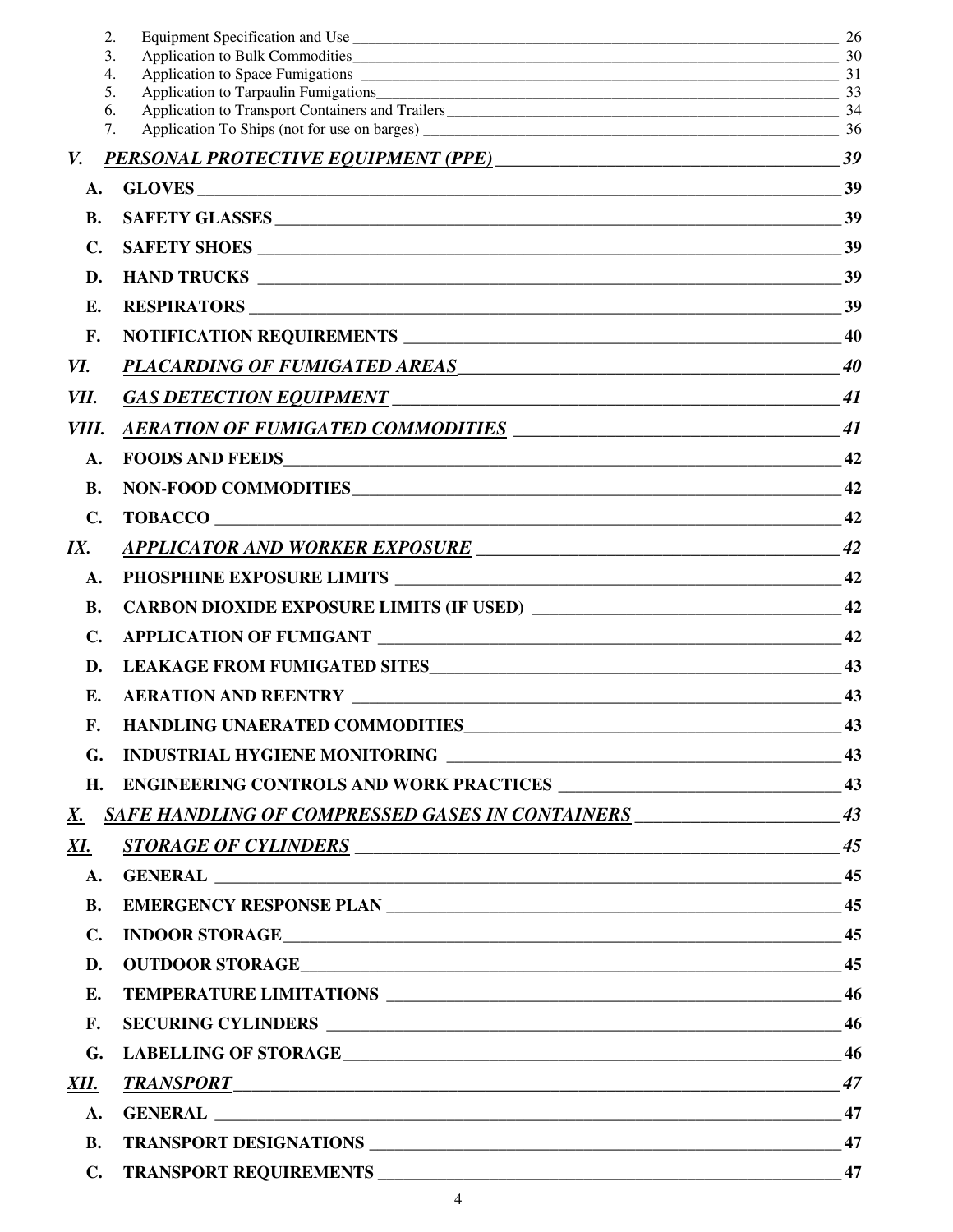2. Equipment Specification and Use 26
3. Application to Bulk Commodities 30
4. Application to Space Fumigations 31
5. Application to Tarpaulin Fumigations 33
6. Application to Transport Containers and Trailers 34
7. Application To Ships (not for use on barges) 36

***V. PERSONAL PROTECTIVE EQUIPMENT (PPE)*** 39

**A. GLOVES** 39

**B. SAFETY GLASSES** 39

**C. SAFETY SHOES** 39

**D. HAND TRUCKS** 39

**E. RESPIRATORS** 39

**F. NOTIFICATION REQUIREMENTS** 40

***VI. PLACARDING OF FUMIGATED AREAS*** 40

***VII. GAS DETECTION EQUIPMENT*** 41

***VIII. AERATION OF FUMIGATED COMMODITIES*** 41

**A. FOODS AND FEEDS** 42

**B. NON-FOOD COMMODITIES** 42

**C. TOBACCO** 42

***IX. APPLICATOR AND WORKER EXPOSURE*** 42

**A. PHOSPHINE EXPOSURE LIMITS** 42

**B. CARBON DIOXIDE EXPOSURE LIMITS (IF USED)** 42

**C. APPLICATION OF FUMIGANT** 42

**D. LEAKAGE FROM FUMIGATED SITES** 43

**E. AERATION AND REENTRY** 43

**F. HANDLING UNAERATED COMMODITIES** 43

**G. INDUSTRIAL HYGIENE MONITORING** 43

**H. ENGINEERING CONTROLS AND WORK PRACTICES** 43

***X. SAFE HANDLING OF COMPRESSED GASES IN CONTAINERS*** 43

***XI. STORAGE OF CYLINDERS*** 45

**A. GENERAL** 45

**B. EMERGENCY RESPONSE PLAN** 45

**C. INDOOR STORAGE** 45

**D. OUTDOOR STORAGE** 45

**E. TEMPERATURE LIMITATIONS** 46

**F. SECURING CYLINDERS** 46

**G. LABELLING OF STORAGE** 46

***XII. TRANSPORT*** 47

**A. GENERAL** 47

**B. TRANSPORT DESIGNATIONS** 47

**C. TRANSPORT REQUIREMENTS** 47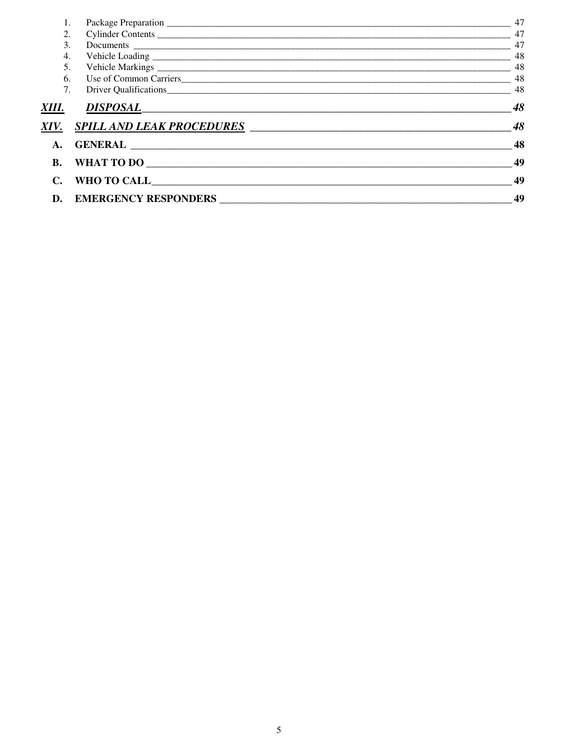1. Package Preparation 47
2. Cylinder Contents 47
3. Documents 47
4. Vehicle Loading 48
5. Vehicle Markings 48
6. Use of Common Carriers 48
7. Driver Qualifications 48

***XIII. DISPOSAL*** 48

***XIV. SPILL AND LEAK PROCEDURES*** 48

**A. GENERAL** 48

**B. WHAT TO DO** 49

**C. WHO TO CALL** 49

**D. EMERGENCY RESPONDERS** 49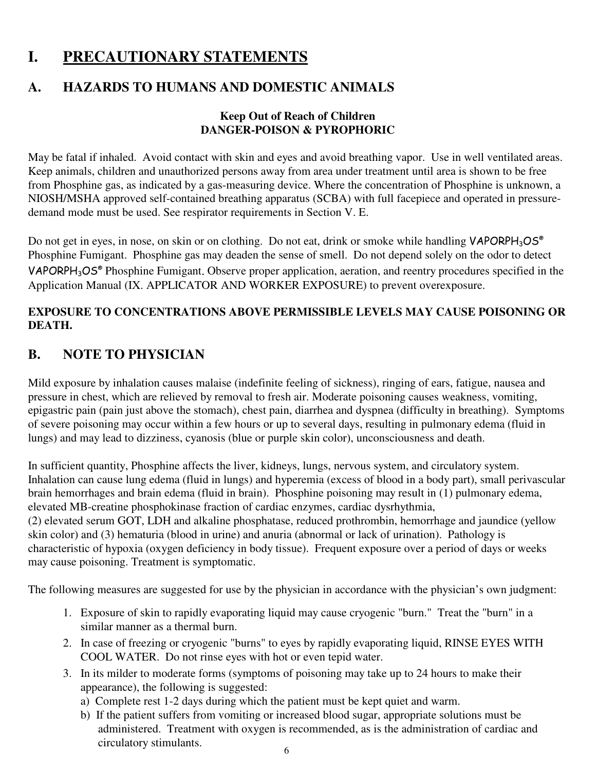# I. PRECAUTIONARY STATEMENTS

## A. HAZARDS TO HUMANS AND DOMESTIC ANIMALS

**Keep Out of Reach of Children**
**DANGER-POISON & PYROPHORIC**

May be fatal if inhaled. Avoid contact with skin and eyes and avoid breathing vapor. Use in well ventilated areas. Keep animals, children and unauthorized persons away from area under treatment until area is shown to be free from Phosphine gas, as indicated by a gas-measuring device. Where the concentration of Phosphine is unknown, a NIOSH/MSHA approved self-contained breathing apparatus (SCBA) with full facepiece and operated in pressure-demand mode must be used. See respirator requirements in Section V. E.

Do not get in eyes, in nose, on skin or on clothing. Do not eat, drink or smoke while handling VAPORPH$_3$OS® Phosphine Fumigant. Phosphine gas may deaden the sense of smell. Do not depend solely on the odor to detect VAPORPH$_3$OS® Phosphine Fumigant. Observe proper application, aeration, and reentry procedures specified in the Application Manual (IX. APPLICATOR AND WORKER EXPOSURE) to prevent overexposure.

**EXPOSURE TO CONCENTRATIONS ABOVE PERMISSIBLE LEVELS MAY CAUSE POISONING OR DEATH.**

## B. NOTE TO PHYSICIAN

Mild exposure by inhalation causes malaise (indefinite feeling of sickness), ringing of ears, fatigue, nausea and pressure in chest, which are relieved by removal to fresh air. Moderate poisoning causes weakness, vomiting, epigastric pain (pain just above the stomach), chest pain, diarrhea and dyspnea (difficulty in breathing). Symptoms of severe poisoning may occur within a few hours or up to several days, resulting in pulmonary edema (fluid in lungs) and may lead to dizziness, cyanosis (blue or purple skin color), unconsciousness and death.

In sufficient quantity, Phosphine affects the liver, kidneys, lungs, nervous system, and circulatory system. Inhalation can cause lung edema (fluid in lungs) and hyperemia (excess of blood in a body part), small perivascular brain hemorrhages and brain edema (fluid in brain). Phosphine poisoning may result in (1) pulmonary edema, elevated MB-creatine phosphokinase fraction of cardiac enzymes, cardiac dysrhythmia,
(2) elevated serum GOT, LDH and alkaline phosphatase, reduced prothrombin, hemorrhage and jaundice (yellow skin color) and (3) hematuria (blood in urine) and anuria (abnormal or lack of urination). Pathology is characteristic of hypoxia (oxygen deficiency in body tissue). Frequent exposure over a period of days or weeks may cause poisoning. Treatment is symptomatic.

The following measures are suggested for use by the physician in accordance with the physician's own judgment:

1. Exposure of skin to rapidly evaporating liquid may cause cryogenic "burn." Treat the "burn" in a similar manner as a thermal burn.
2. In case of freezing or cryogenic "burns" to eyes by rapidly evaporating liquid, RINSE EYES WITH COOL WATER. Do not rinse eyes with hot or even tepid water.
3. In its milder to moderate forms (symptoms of poisoning may take up to 24 hours to make their appearance), the following is suggested:
   a) Complete rest 1-2 days during which the patient must be kept quiet and warm.
   b) If the patient suffers from vomiting or increased blood sugar, appropriate solutions must be administered. Treatment with oxygen is recommended, as is the administration of cardiac and circulatory stimulants.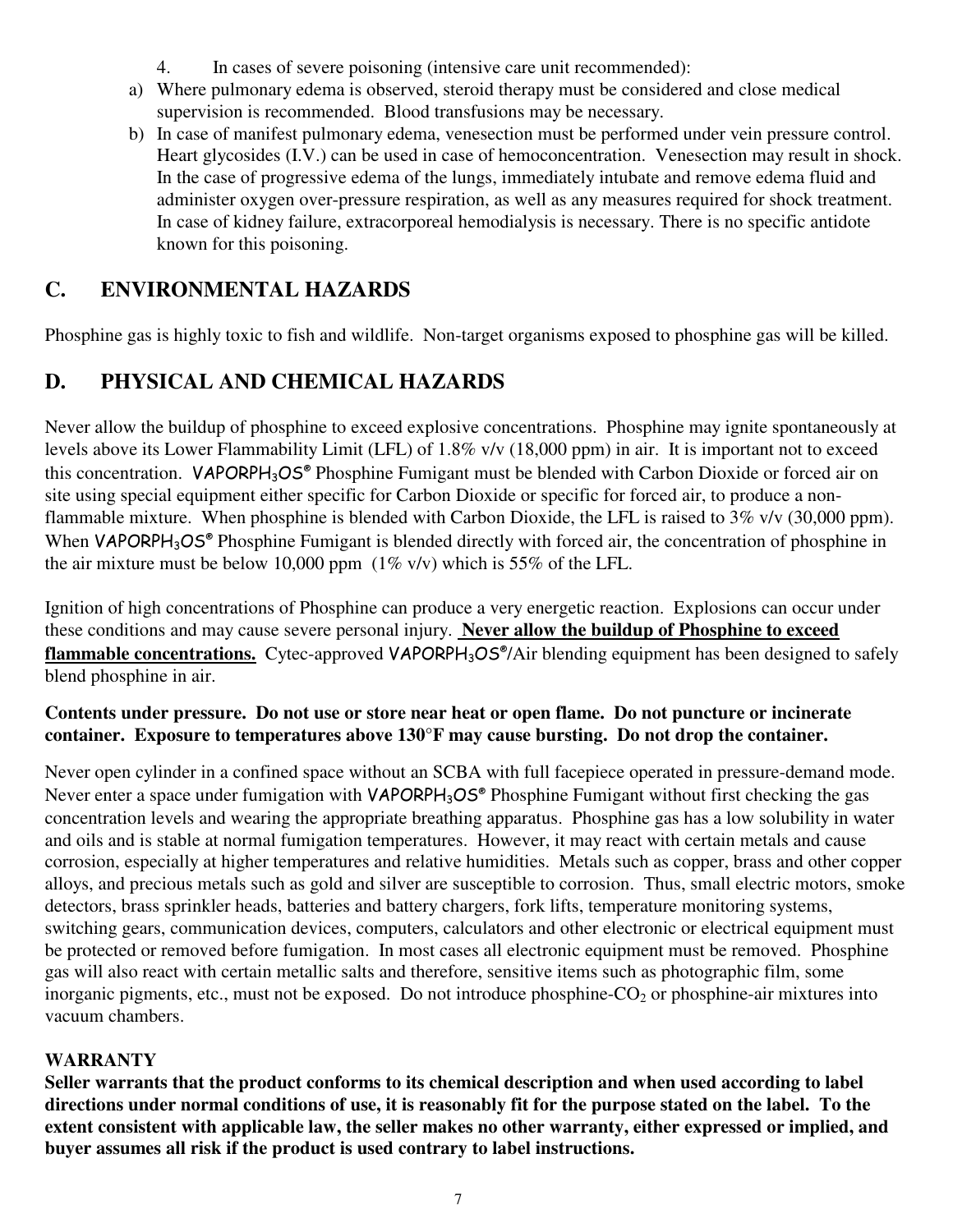4. In cases of severe poisoning (intensive care unit recommended):

a) Where pulmonary edema is observed, steroid therapy must be considered and close medical supervision is recommended. Blood transfusions may be necessary.

b) In case of manifest pulmonary edema, venesection must be performed under vein pressure control. Heart glycosides (I.V.) can be used in case of hemoconcentration. Venesection may result in shock. In the case of progressive edema of the lungs, immediately intubate and remove edema fluid and administer oxygen over-pressure respiration, as well as any measures required for shock treatment. In case of kidney failure, extracorporeal hemodialysis is necessary. There is no specific antidote known for this poisoning.

## C. ENVIRONMENTAL HAZARDS

Phosphine gas is highly toxic to fish and wildlife. Non-target organisms exposed to phosphine gas will be killed.

## D. PHYSICAL AND CHEMICAL HAZARDS

Never allow the buildup of phosphine to exceed explosive concentrations. Phosphine may ignite spontaneously at levels above its Lower Flammability Limit (LFL) of 1.8% v/v (18,000 ppm) in air. It is important not to exceed this concentration. VAPORPH$_3$OS® Phosphine Fumigant must be blended with Carbon Dioxide or forced air on site using special equipment either specific for Carbon Dioxide or specific for forced air, to produce a non-flammable mixture. When phosphine is blended with Carbon Dioxide, the LFL is raised to 3% v/v (30,000 ppm). When VAPORPH$_3$OS® Phosphine Fumigant is blended directly with forced air, the concentration of phosphine in the air mixture must be below 10,000 ppm (1% v/v) which is 55% of the LFL.

Ignition of high concentrations of Phosphine can produce a very energetic reaction. Explosions can occur under these conditions and may cause severe personal injury. **Never allow the buildup of Phosphine to exceed flammable concentrations.** Cytec-approved VAPORPH$_3$OS®/Air blending equipment has been designed to safely blend phosphine in air.

**Contents under pressure. Do not use or store near heat or open flame. Do not puncture or incinerate container. Exposure to temperatures above 130°F may cause bursting. Do not drop the container.**

Never open cylinder in a confined space without an SCBA with full facepiece operated in pressure-demand mode. Never enter a space under fumigation with VAPORPH$_3$OS® Phosphine Fumigant without first checking the gas concentration levels and wearing the appropriate breathing apparatus. Phosphine gas has a low solubility in water and oils and is stable at normal fumigation temperatures. However, it may react with certain metals and cause corrosion, especially at higher temperatures and relative humidities. Metals such as copper, brass and other copper alloys, and precious metals such as gold and silver are susceptible to corrosion. Thus, small electric motors, smoke detectors, brass sprinkler heads, batteries and battery chargers, fork lifts, temperature monitoring systems, switching gears, communication devices, computers, calculators and other electronic or electrical equipment must be protected or removed before fumigation. In most cases all electronic equipment must be removed. Phosphine gas will also react with certain metallic salts and therefore, sensitive items such as photographic film, some inorganic pigments, etc., must not be exposed. Do not introduce phosphine-$CO_2$ or phosphine-air mixtures into vacuum chambers.

**WARRANTY**

**Seller warrants that the product conforms to its chemical description and when used according to label directions under normal conditions of use, it is reasonably fit for the purpose stated on the label. To the extent consistent with applicable law, the seller makes no other warranty, either expressed or implied, and buyer assumes all risk if the product is used contrary to label instructions.**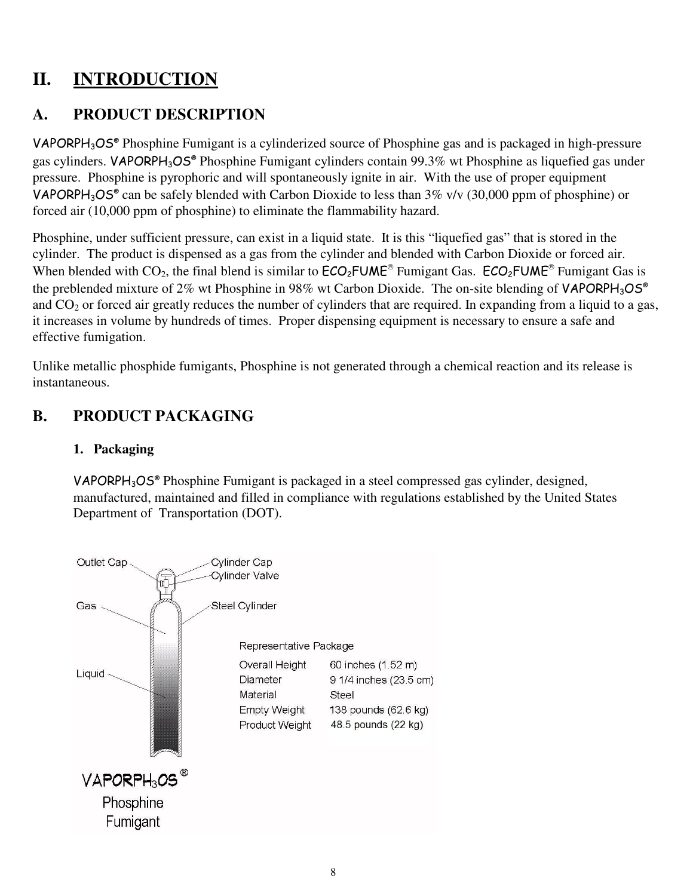# II. INTRODUCTION

## A. PRODUCT DESCRIPTION

VAPORPH$_3$OS® Phosphine Fumigant is a cylinderized source of Phosphine gas and is packaged in high-pressure gas cylinders. VAPORPH$_3$OS® Phosphine Fumigant cylinders contain 99.3% wt Phosphine as liquefied gas under pressure. Phosphine is pyrophoric and will spontaneously ignite in air. With the use of proper equipment VAPORPH$_3$OS® can be safely blended with Carbon Dioxide to less than 3% v/v (30,000 ppm of phosphine) or forced air (10,000 ppm of phosphine) to eliminate the flammability hazard.

Phosphine, under sufficient pressure, can exist in a liquid state. It is this "liquefied gas" that is stored in the cylinder. The product is dispensed as a gas from the cylinder and blended with Carbon Dioxide or forced air. When blended with $CO_2$, the final blend is similar to ECO$_2$FUME® Fumigant Gas. ECO$_2$FUME® Fumigant Gas is the preblended mixture of 2% wt Phosphine in 98% wt Carbon Dioxide. The on-site blending of VAPORPH$_3$OS® and $CO_2$ or forced air greatly reduces the number of cylinders that are required. In expanding from a liquid to a gas, it increases in volume by hundreds of times. Proper dispensing equipment is necessary to ensure a safe and effective fumigation.

Unlike metallic phosphide fumigants, Phosphine is not generated through a chemical reaction and its release is instantaneous.

## B. PRODUCT PACKAGING

### 1. Packaging

VAPORPH$_3$OS® Phosphine Fumigant is packaged in a steel compressed gas cylinder, designed, manufactured, maintained and filled in compliance with regulations established by the United States Department of Transportation (DOT).

Outlet Cap
Cylinder Cap
Cylinder Valve
Gas
Steel Cylinder
Liquid

Representative Package

| | |
|---|---|
| Overall Height | 60 inches (1.52 m) |
| Diameter | 9 1/4 inches (23.5 cm) |
| Material | Steel |
| Empty Weight | 138 pounds (62.6 kg) |
| Product Weight | 48.5 pounds (22 kg) |

VAPORPH$_3$OS®
Phosphine
Fumigant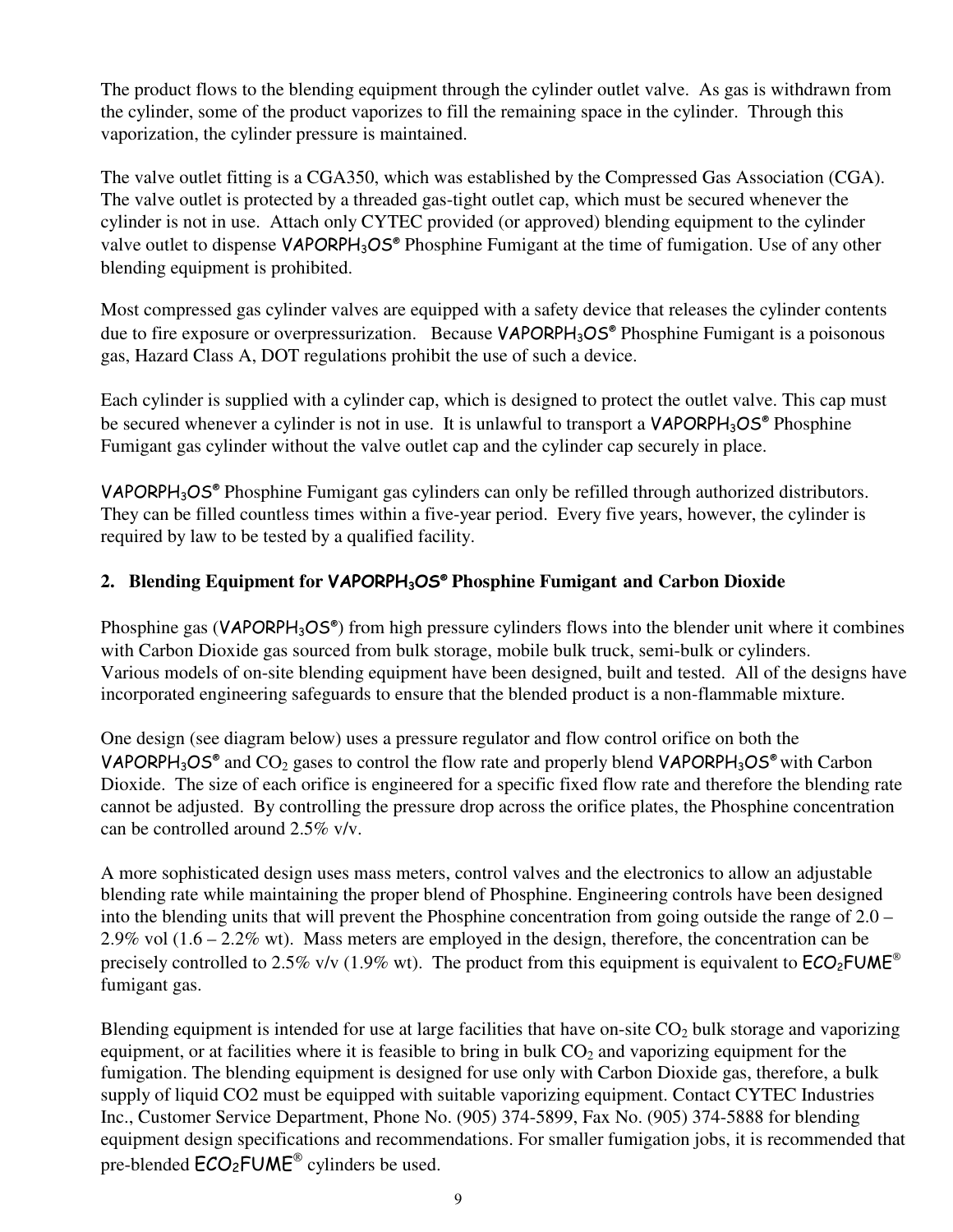The product flows to the blending equipment through the cylinder outlet valve. As gas is withdrawn from the cylinder, some of the product vaporizes to fill the remaining space in the cylinder. Through this vaporization, the cylinder pressure is maintained.

The valve outlet fitting is a CGA350, which was established by the Compressed Gas Association (CGA). The valve outlet is protected by a threaded gas-tight outlet cap, which must be secured whenever the cylinder is not in use. Attach only CYTEC provided (or approved) blending equipment to the cylinder valve outlet to dispense VAPORPH$_3$OS® Phosphine Fumigant at the time of fumigation. Use of any other blending equipment is prohibited.

Most compressed gas cylinder valves are equipped with a safety device that releases the cylinder contents due to fire exposure or overpressurization. Because VAPORPH$_3$OS® Phosphine Fumigant is a poisonous gas, Hazard Class A, DOT regulations prohibit the use of such a device.

Each cylinder is supplied with a cylinder cap, which is designed to protect the outlet valve. This cap must be secured whenever a cylinder is not in use. It is unlawful to transport a VAPORPH$_3$OS® Phosphine Fumigant gas cylinder without the valve outlet cap and the cylinder cap securely in place.

VAPORPH$_3$OS® Phosphine Fumigant gas cylinders can only be refilled through authorized distributors. They can be filled countless times within a five-year period. Every five years, however, the cylinder is required by law to be tested by a qualified facility.

## 2. Blending Equipment for VAPORPH$_3$OS® Phosphine Fumigant and Carbon Dioxide

Phosphine gas (VAPORPH$_3$OS®) from high pressure cylinders flows into the blender unit where it combines with Carbon Dioxide gas sourced from bulk storage, mobile bulk truck, semi-bulk or cylinders. Various models of on-site blending equipment have been designed, built and tested. All of the designs have incorporated engineering safeguards to ensure that the blended product is a non-flammable mixture.

One design (see diagram below) uses a pressure regulator and flow control orifice on both the VAPORPH$_3$OS® and $CO_2$ gases to control the flow rate and properly blend VAPORPH$_3$OS® with Carbon Dioxide. The size of each orifice is engineered for a specific fixed flow rate and therefore the blending rate cannot be adjusted. By controlling the pressure drop across the orifice plates, the Phosphine concentration can be controlled around 2.5% v/v.

A more sophisticated design uses mass meters, control valves and the electronics to allow an adjustable blending rate while maintaining the proper blend of Phosphine. Engineering controls have been designed into the blending units that will prevent the Phosphine concentration from going outside the range of 2.0 – 2.9% vol (1.6 – 2.2% wt). Mass meters are employed in the design, therefore, the concentration can be precisely controlled to 2.5% v/v (1.9% wt). The product from this equipment is equivalent to ECO$_2$FUME® fumigant gas.

Blending equipment is intended for use at large facilities that have on-site $CO_2$ bulk storage and vaporizing equipment, or at facilities where it is feasible to bring in bulk $CO_2$ and vaporizing equipment for the fumigation. The blending equipment is designed for use only with Carbon Dioxide gas, therefore, a bulk supply of liquid CO2 must be equipped with suitable vaporizing equipment. Contact CYTEC Industries Inc., Customer Service Department, Phone No. (905) 374-5899, Fax No. (905) 374-5888 for blending equipment design specifications and recommendations. For smaller fumigation jobs, it is recommended that pre-blended ECO$_2$FUME® cylinders be used.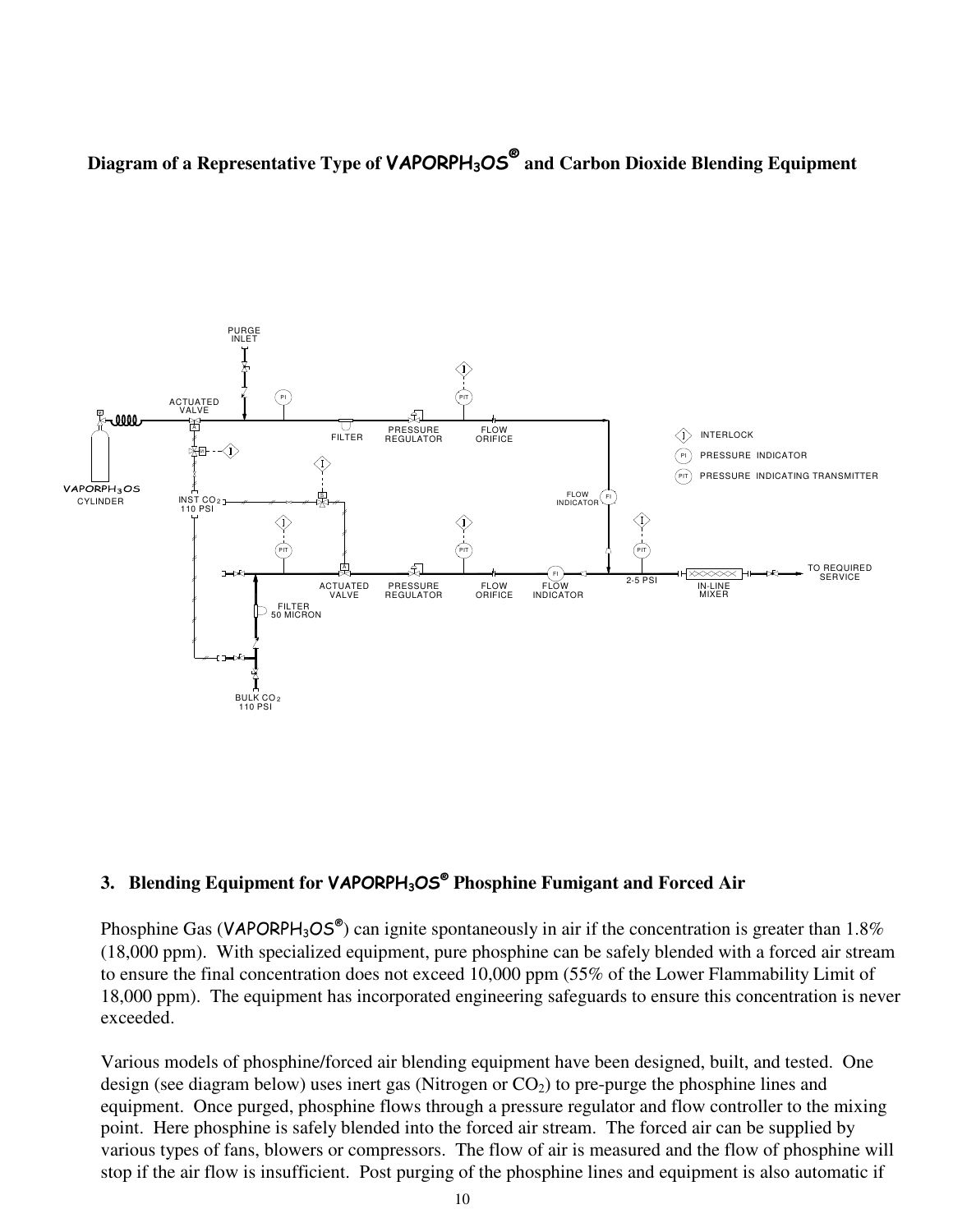## Diagram of a Representative Type of VAPORPH$_3$OS® and Carbon Dioxide Blending Equipment

PURGE INLET

ACTUATED VALVE

PI

PIT

FILTER

PRESSURE REGULATOR

FLOW ORIFICE

INTERLOCK

PI PRESSURE INDICATOR

PIT PRESSURE INDICATING TRANSMITTER

VAPORPH$_3$OS CYLINDER

INST $CO_2$ 110 PSI

FLOW INDICATOR

ACTUATED VALVE

PRESSURE REGULATOR

FLOW ORIFICE

FLOW INDICATOR

2-5 PSI

IN-LINE MIXER

TO REQUIRED SERVICE

FILTER 50 MICRON

BULK $CO_2$ 110 PSI

### 3. Blending Equipment for VAPORPH$_3$OS® Phosphine Fumigant and Forced Air

Phosphine Gas (VAPORPH$_3$OS®) can ignite spontaneously in air if the concentration is greater than 1.8% (18,000 ppm). With specialized equipment, pure phosphine can be safely blended with a forced air stream to ensure the final concentration does not exceed 10,000 ppm (55% of the Lower Flammability Limit of 18,000 ppm). The equipment has incorporated engineering safeguards to ensure this concentration is never exceeded.

Various models of phosphine/forced air blending equipment have been designed, built, and tested. One design (see diagram below) uses inert gas (Nitrogen or $CO_2$) to pre-purge the phosphine lines and equipment. Once purged, phosphine flows through a pressure regulator and flow controller to the mixing point. Here phosphine is safely blended into the forced air stream. The forced air can be supplied by various types of fans, blowers or compressors. The flow of air is measured and the flow of phosphine will stop if the air flow is insufficient. Post purging of the phosphine lines and equipment is also automatic if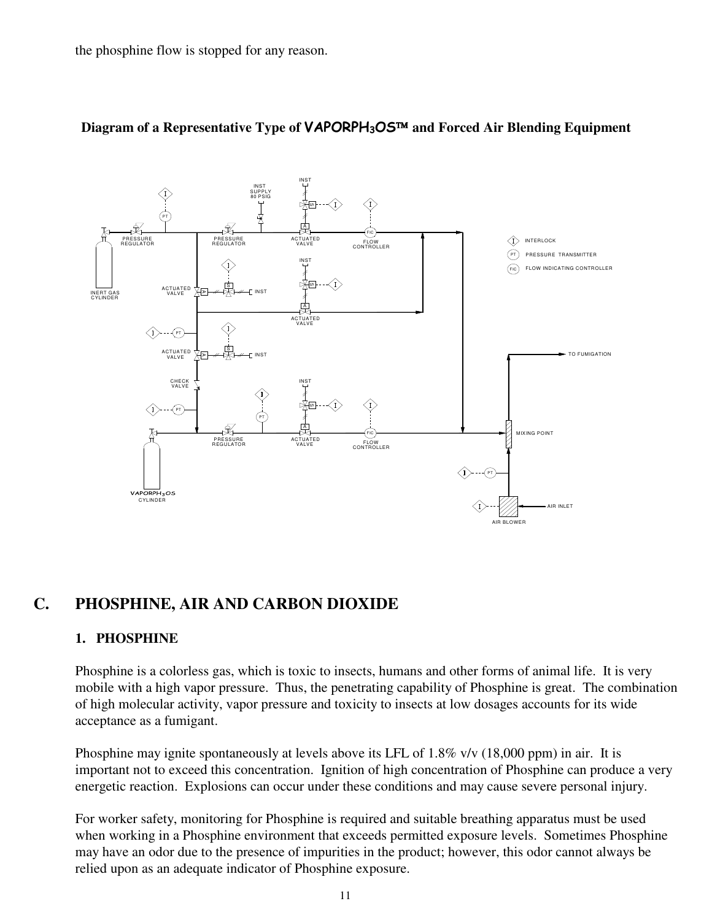the phosphine flow is stopped for any reason.

**Diagram of a Representative Type of VAPORPH3OS™ and Forced Air Blending Equipment**

INST SUPPLY 80 PSIG

INST

PRESSURE REGULATOR

PRESSURE REGULATOR

ACTUATED VALVE

FLOW CONTROLLER

INTERLOCK

PRESSURE TRANSMITTER

FLOW INDICATING CONTROLLER

INERT GAS CYLINDER

ACTUATED VALVE

INST

ACTUATED VALVE

TO FUMIGATION

CHECK VALVE

PRESSURE REGULATOR

ACTUATED VALVE

FLOW CONTROLLER

MIXING POINT

VAPORPH3OS CYLINDER

AIR INLET

AIR BLOWER

## C. PHOSPHINE, AIR AND CARBON DIOXIDE

### 1. PHOSPHINE

Phosphine is a colorless gas, which is toxic to insects, humans and other forms of animal life. It is very mobile with a high vapor pressure. Thus, the penetrating capability of Phosphine is great. The combination of high molecular activity, vapor pressure and toxicity to insects at low dosages accounts for its wide acceptance as a fumigant.

Phosphine may ignite spontaneously at levels above its LFL of 1.8% v/v (18,000 ppm) in air. It is important not to exceed this concentration. Ignition of high concentration of Phosphine can produce a very energetic reaction. Explosions can occur under these conditions and may cause severe personal injury.

For worker safety, monitoring for Phosphine is required and suitable breathing apparatus must be used when working in a Phosphine environment that exceeds permitted exposure levels. Sometimes Phosphine may have an odor due to the presence of impurities in the product; however, this odor cannot always be relied upon as an adequate indicator of Phosphine exposure.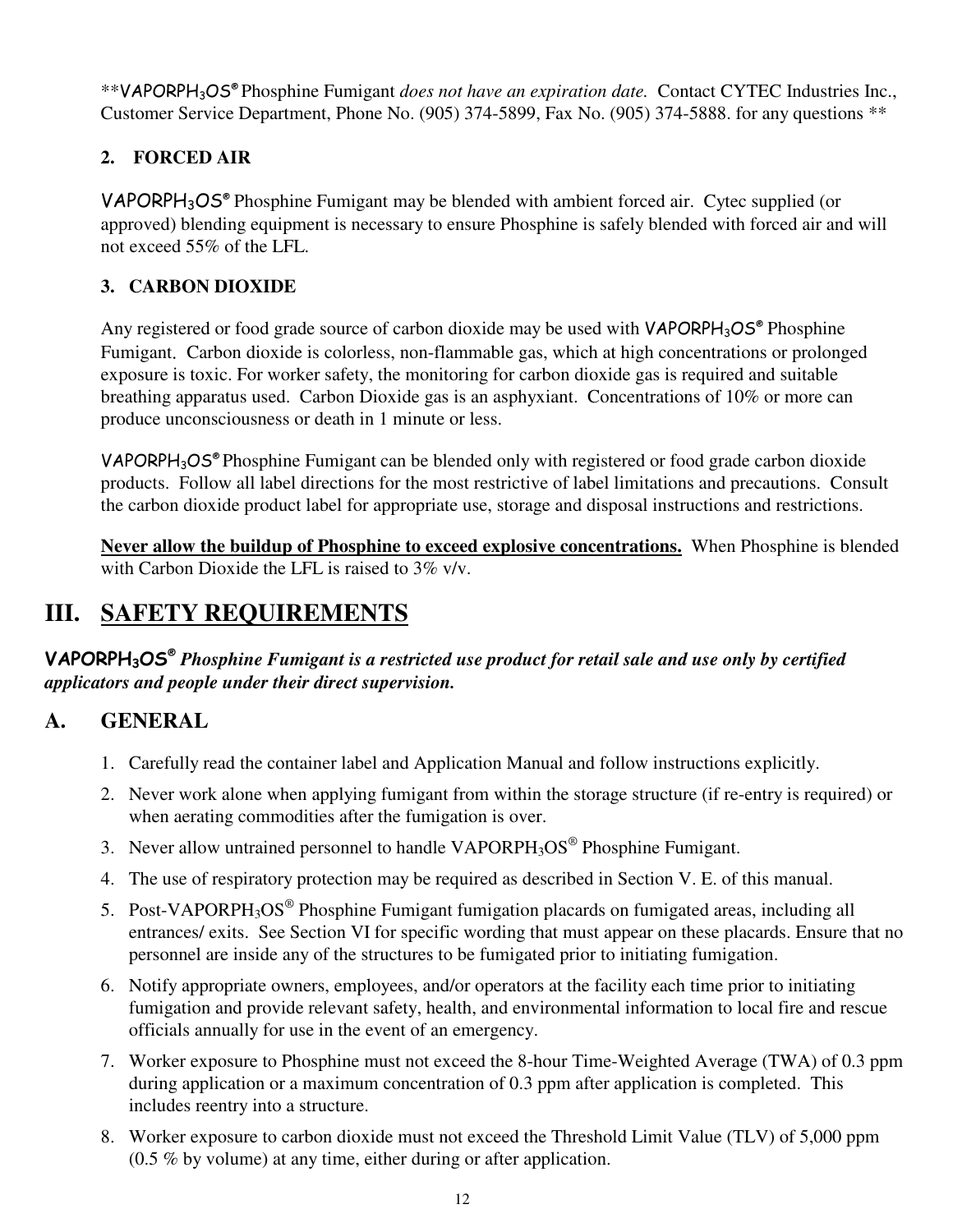**VAPORPH$_3$OS® Phosphine Fumigant *does not have an expiration date.* Contact CYTEC Industries Inc., Customer Service Department, Phone No. (905) 374-5899, Fax No. (905) 374-5888. for any questions **

### 2. FORCED AIR

VAPORPH$_3$OS® Phosphine Fumigant may be blended with ambient forced air. Cytec supplied (or approved) blending equipment is necessary to ensure Phosphine is safely blended with forced air and will not exceed 55% of the LFL.

### 3. CARBON DIOXIDE

Any registered or food grade source of carbon dioxide may be used with VAPORPH$_3$OS® Phosphine Fumigant. Carbon dioxide is colorless, non-flammable gas, which at high concentrations or prolonged exposure is toxic. For worker safety, the monitoring for carbon dioxide gas is required and suitable breathing apparatus used. Carbon Dioxide gas is an asphyxiant. Concentrations of 10% or more can produce unconsciousness or death in 1 minute or less.

VAPORPH$_3$OS® Phosphine Fumigant can be blended only with registered or food grade carbon dioxide products. Follow all label directions for the most restrictive of label limitations and precautions. Consult the carbon dioxide product label for appropriate use, storage and disposal instructions and restrictions.

**Never allow the buildup of Phosphine to exceed explosive concentrations.** When Phosphine is blended with Carbon Dioxide the LFL is raised to 3% v/v.

# III. SAFETY REQUIREMENTS

***VAPORPH$_3$OS® Phosphine Fumigant is a restricted use product for retail sale and use only by certified applicators and people under their direct supervision.***

## A. GENERAL

1. Carefully read the container label and Application Manual and follow instructions explicitly.
2. Never work alone when applying fumigant from within the storage structure (if re-entry is required) or when aerating commodities after the fumigation is over.
3. Never allow untrained personnel to handle VAPORPH$_3$OS® Phosphine Fumigant.
4. The use of respiratory protection may be required as described in Section V. E. of this manual.
5. Post-VAPORPH$_3$OS® Phosphine Fumigant fumigation placards on fumigated areas, including all entrances/ exits. See Section VI for specific wording that must appear on these placards. Ensure that no personnel are inside any of the structures to be fumigated prior to initiating fumigation.
6. Notify appropriate owners, employees, and/or operators at the facility each time prior to initiating fumigation and provide relevant safety, health, and environmental information to local fire and rescue officials annually for use in the event of an emergency.
7. Worker exposure to Phosphine must not exceed the 8-hour Time-Weighted Average (TWA) of 0.3 ppm during application or a maximum concentration of 0.3 ppm after application is completed. This includes reentry into a structure.
8. Worker exposure to carbon dioxide must not exceed the Threshold Limit Value (TLV) of 5,000 ppm (0.5 % by volume) at any time, either during or after application.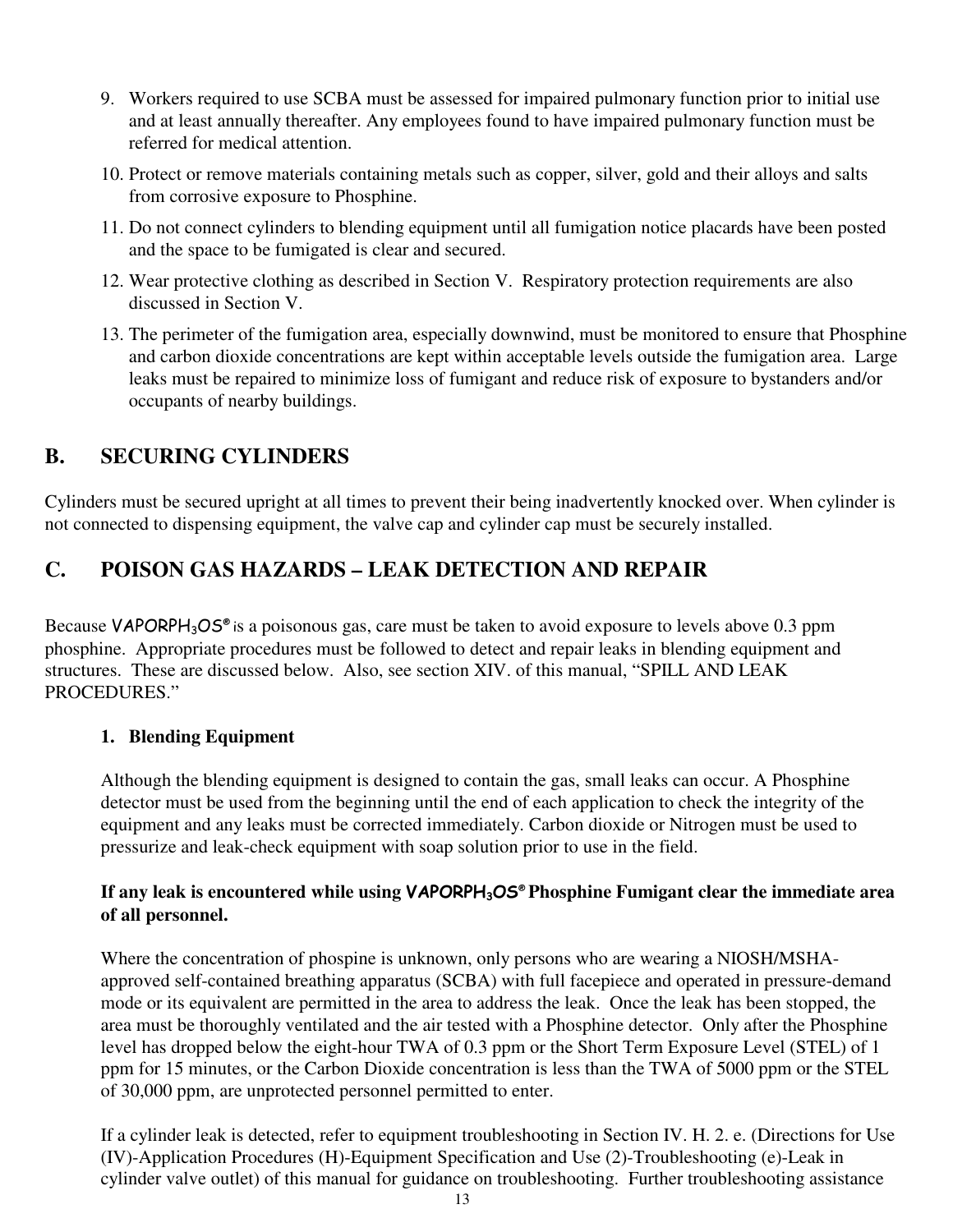9. Workers required to use SCBA must be assessed for impaired pulmonary function prior to initial use and at least annually thereafter. Any employees found to have impaired pulmonary function must be referred for medical attention.
10. Protect or remove materials containing metals such as copper, silver, gold and their alloys and salts from corrosive exposure to Phosphine.
11. Do not connect cylinders to blending equipment until all fumigation notice placards have been posted and the space to be fumigated is clear and secured.
12. Wear protective clothing as described in Section V. Respiratory protection requirements are also discussed in Section V.
13. The perimeter of the fumigation area, especially downwind, must be monitored to ensure that Phosphine and carbon dioxide concentrations are kept within acceptable levels outside the fumigation area. Large leaks must be repaired to minimize loss of fumigant and reduce risk of exposure to bystanders and/or occupants of nearby buildings.

## B. SECURING CYLINDERS

Cylinders must be secured upright at all times to prevent their being inadvertently knocked over. When cylinder is not connected to dispensing equipment, the valve cap and cylinder cap must be securely installed.

## C. POISON GAS HAZARDS – LEAK DETECTION AND REPAIR

Because VAPORPH$_3$OS® is a poisonous gas, care must be taken to avoid exposure to levels above 0.3 ppm phosphine. Appropriate procedures must be followed to detect and repair leaks in blending equipment and structures. These are discussed below. Also, see section XIV. of this manual, "SPILL AND LEAK PROCEDURES."

### 1. Blending Equipment

Although the blending equipment is designed to contain the gas, small leaks can occur. A Phosphine detector must be used from the beginning until the end of each application to check the integrity of the equipment and any leaks must be corrected immediately. Carbon dioxide or Nitrogen must be used to pressurize and leak-check equipment with soap solution prior to use in the field.

**If any leak is encountered while using VAPORPH$_3$OS® Phosphine Fumigant clear the immediate area of all personnel.**

Where the concentration of phospine is unknown, only persons who are wearing a NIOSH/MSHA-approved self-contained breathing apparatus (SCBA) with full facepiece and operated in pressure-demand mode or its equivalent are permitted in the area to address the leak. Once the leak has been stopped, the area must be thoroughly ventilated and the air tested with a Phosphine detector. Only after the Phosphine level has dropped below the eight-hour TWA of 0.3 ppm or the Short Term Exposure Level (STEL) of 1 ppm for 15 minutes, or the Carbon Dioxide concentration is less than the TWA of 5000 ppm or the STEL of 30,000 ppm, are unprotected personnel permitted to enter.

If a cylinder leak is detected, refer to equipment troubleshooting in Section IV. H. 2. e. (Directions for Use (IV)-Application Procedures (H)-Equipment Specification and Use (2)-Troubleshooting (e)-Leak in cylinder valve outlet) of this manual for guidance on troubleshooting. Further troubleshooting assistance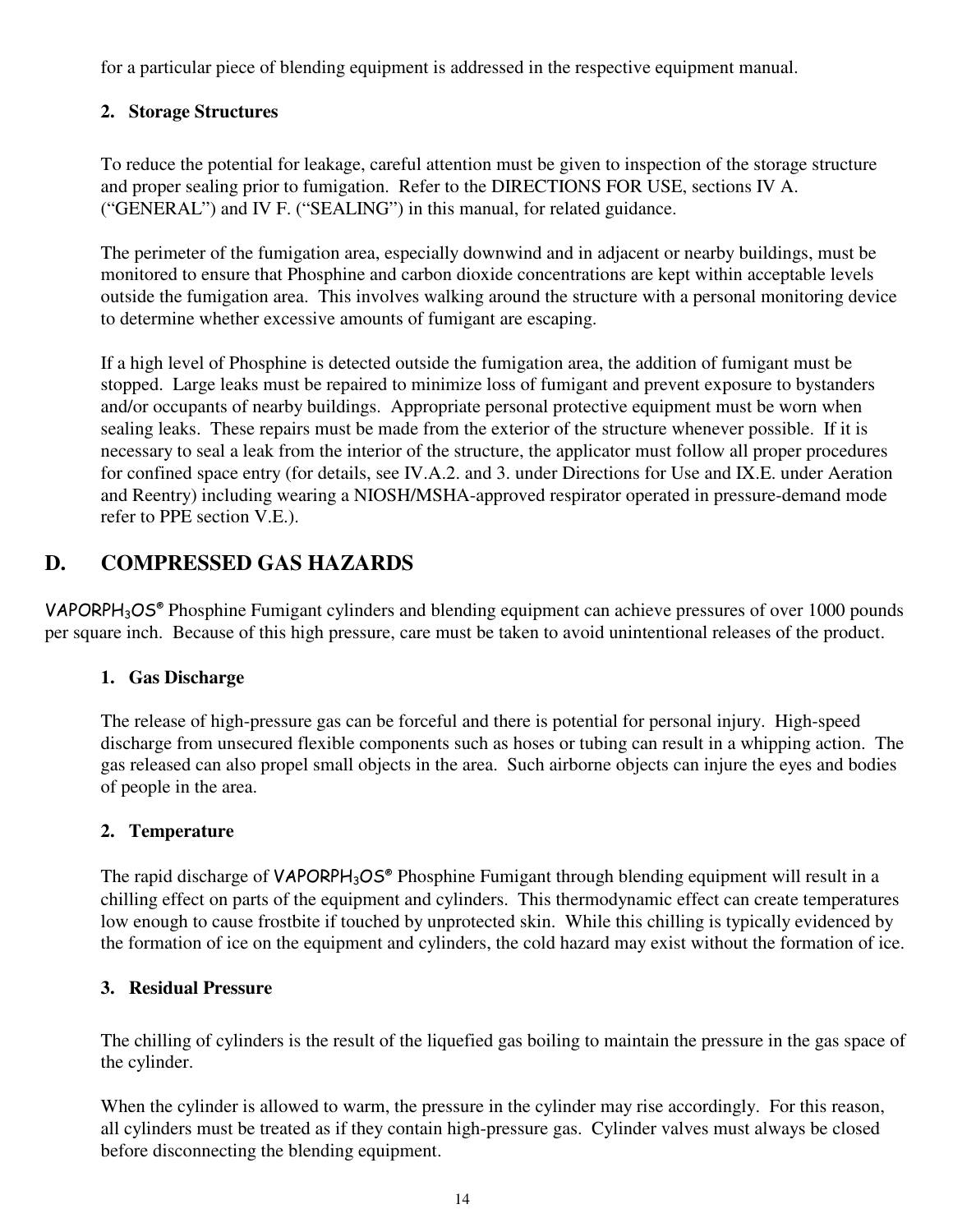for a particular piece of blending equipment is addressed in the respective equipment manual.

### 2. Storage Structures

To reduce the potential for leakage, careful attention must be given to inspection of the storage structure and proper sealing prior to fumigation. Refer to the DIRECTIONS FOR USE, sections IV A. ("GENERAL") and IV F. ("SEALING") in this manual, for related guidance.

The perimeter of the fumigation area, especially downwind and in adjacent or nearby buildings, must be monitored to ensure that Phosphine and carbon dioxide concentrations are kept within acceptable levels outside the fumigation area. This involves walking around the structure with a personal monitoring device to determine whether excessive amounts of fumigant are escaping.

If a high level of Phosphine is detected outside the fumigation area, the addition of fumigant must be stopped. Large leaks must be repaired to minimize loss of fumigant and prevent exposure to bystanders and/or occupants of nearby buildings. Appropriate personal protective equipment must be worn when sealing leaks. These repairs must be made from the exterior of the structure whenever possible. If it is necessary to seal a leak from the interior of the structure, the applicator must follow all proper procedures for confined space entry (for details, see IV.A.2. and 3. under Directions for Use and IX.E. under Aeration and Reentry) including wearing a NIOSH/MSHA-approved respirator operated in pressure-demand mode refer to PPE section V.E.).

## D. COMPRESSED GAS HAZARDS

$VAPORPH_3OS^{®}$ Phosphine Fumigant cylinders and blending equipment can achieve pressures of over 1000 pounds per square inch. Because of this high pressure, care must be taken to avoid unintentional releases of the product.

### 1. Gas Discharge

The release of high-pressure gas can be forceful and there is potential for personal injury. High-speed discharge from unsecured flexible components such as hoses or tubing can result in a whipping action. The gas released can also propel small objects in the area. Such airborne objects can injure the eyes and bodies of people in the area.

### 2. Temperature

The rapid discharge of $VAPORPH_3OS^{®}$ Phosphine Fumigant through blending equipment will result in a chilling effect on parts of the equipment and cylinders. This thermodynamic effect can create temperatures low enough to cause frostbite if touched by unprotected skin. While this chilling is typically evidenced by the formation of ice on the equipment and cylinders, the cold hazard may exist without the formation of ice.

### 3. Residual Pressure

The chilling of cylinders is the result of the liquefied gas boiling to maintain the pressure in the gas space of the cylinder.

When the cylinder is allowed to warm, the pressure in the cylinder may rise accordingly. For this reason, all cylinders must be treated as if they contain high-pressure gas. Cylinder valves must always be closed before disconnecting the blending equipment.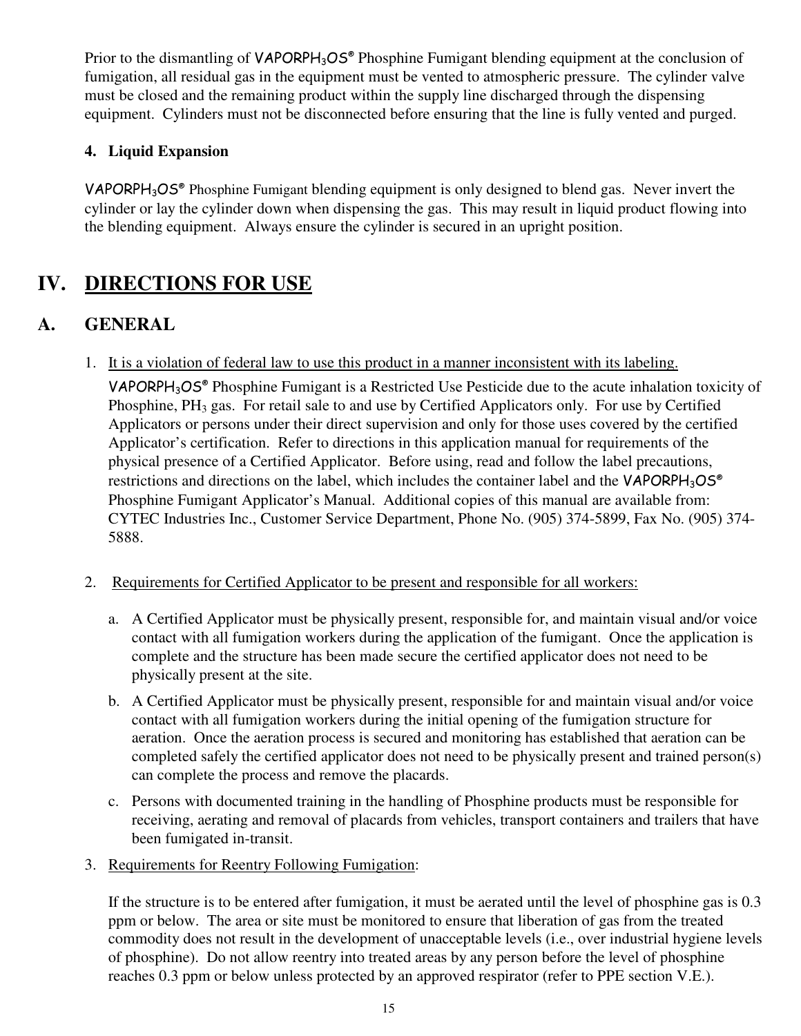Prior to the dismantling of VAPORPH$_3$OS® Phosphine Fumigant blending equipment at the conclusion of fumigation, all residual gas in the equipment must be vented to atmospheric pressure. The cylinder valve must be closed and the remaining product within the supply line discharged through the dispensing equipment. Cylinders must not be disconnected before ensuring that the line is fully vented and purged.

### 4. Liquid Expansion

VAPORPH$_3$OS® Phosphine Fumigant blending equipment is only designed to blend gas. Never invert the cylinder or lay the cylinder down when dispensing the gas. This may result in liquid product flowing into the blending equipment. Always ensure the cylinder is secured in an upright position.

# IV. DIRECTIONS FOR USE

## A. GENERAL

1. It is a violation of federal law to use this product in a manner inconsistent with its labeling.

   VAPORPH$_3$OS® Phosphine Fumigant is a Restricted Use Pesticide due to the acute inhalation toxicity of Phosphine, $PH_3$ gas. For retail sale to and use by Certified Applicators only. For use by Certified Applicators or persons under their direct supervision and only for those uses covered by the certified Applicator's certification. Refer to directions in this application manual for requirements of the physical presence of a Certified Applicator. Before using, read and follow the label precautions, restrictions and directions on the label, which includes the container label and the VAPORPH$_3$OS® Phosphine Fumigant Applicator's Manual. Additional copies of this manual are available from: CYTEC Industries Inc., Customer Service Department, Phone No. (905) 374-5899, Fax No. (905) 374-5888.

2. Requirements for Certified Applicator to be present and responsible for all workers:

   a. A Certified Applicator must be physically present, responsible for, and maintain visual and/or voice contact with all fumigation workers during the application of the fumigant. Once the application is complete and the structure has been made secure the certified applicator does not need to be physically present at the site.

   b. A Certified Applicator must be physically present, responsible for and maintain visual and/or voice contact with all fumigation workers during the initial opening of the fumigation structure for aeration. Once the aeration process is secured and monitoring has established that aeration can be completed safely the certified applicator does not need to be physically present and trained person(s) can complete the process and remove the placards.

   c. Persons with documented training in the handling of Phosphine products must be responsible for receiving, aerating and removal of placards from vehicles, transport containers and trailers that have been fumigated in-transit.

3. Requirements for Reentry Following Fumigation:

   If the structure is to be entered after fumigation, it must be aerated until the level of phosphine gas is 0.3 ppm or below. The area or site must be monitored to ensure that liberation of gas from the treated commodity does not result in the development of unacceptable levels (i.e., over industrial hygiene levels of phosphine). Do not allow reentry into treated areas by any person before the level of phosphine reaches 0.3 ppm or below unless protected by an approved respirator (refer to PPE section V.E.).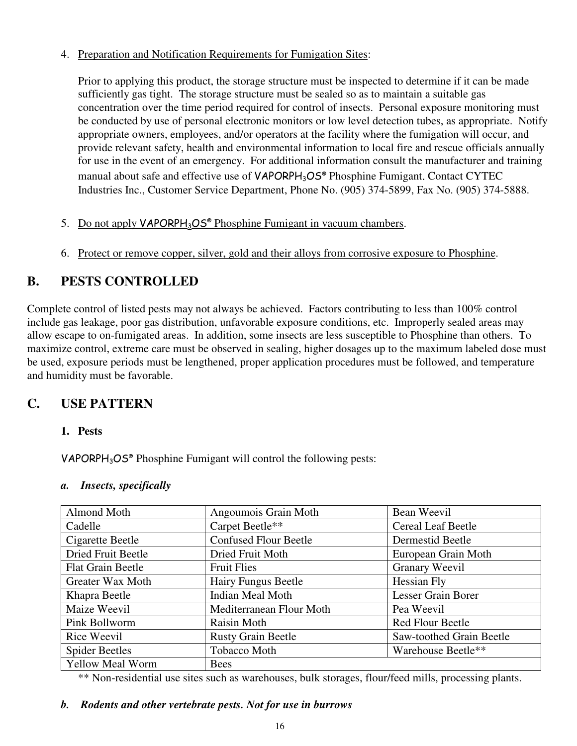4. Preparation and Notification Requirements for Fumigation Sites:

   Prior to applying this product, the storage structure must be inspected to determine if it can be made sufficiently gas tight. The storage structure must be sealed so as to maintain a suitable gas concentration over the time period required for control of insects. Personal exposure monitoring must be conducted by use of personal electronic monitors or low level detection tubes, as appropriate. Notify appropriate owners, employees, and/or operators at the facility where the fumigation will occur, and provide relevant safety, health and environmental information to local fire and rescue officials annually for use in the event of an emergency. For additional information consult the manufacturer and training manual about safe and effective use of VAPORPH$_3$OS® Phosphine Fumigant. Contact CYTEC Industries Inc., Customer Service Department, Phone No. (905) 374-5899, Fax No. (905) 374-5888.

5. Do not apply VAPORPH$_3$OS® Phosphine Fumigant in vacuum chambers.

6. Protect or remove copper, silver, gold and their alloys from corrosive exposure to Phosphine.

## B. PESTS CONTROLLED

Complete control of listed pests may not always be achieved. Factors contributing to less than 100% control include gas leakage, poor gas distribution, unfavorable exposure conditions, etc. Improperly sealed areas may allow escape to on-fumigated areas. In addition, some insects are less susceptible to Phosphine than others. To maximize control, extreme care must be observed in sealing, higher dosages up to the maximum labeled dose must be used, exposure periods must be lengthened, proper application procedures must be followed, and temperature and humidity must be favorable.

## C. USE PATTERN

### 1. Pests

VAPORPH$_3$OS® Phosphine Fumigant will control the following pests:

#### *a. Insects, specifically*

| Almond Moth | Angoumois Grain Moth | Bean Weevil |
|---|---|---|
| Cadelle | Carpet Beetle** | Cereal Leaf Beetle |
| Cigarette Beetle | Confused Flour Beetle | Dermestid Beetle |
| Dried Fruit Beetle | Dried Fruit Moth | European Grain Moth |
| Flat Grain Beetle | Fruit Flies | Granary Weevil |
| Greater Wax Moth | Hairy Fungus Beetle | Hessian Fly |
| Khapra Beetle | Indian Meal Moth | Lesser Grain Borer |
| Maize Weevil | Mediterranean Flour Moth | Pea Weevil |
| Pink Bollworm | Raisin Moth | Red Flour Beetle |
| Rice Weevil | Rusty Grain Beetle | Saw-toothed Grain Beetle |
| Spider Beetles | Tobacco Moth | Warehouse Beetle** |
| Yellow Meal Worm | Bees | |

** Non-residential use sites such as warehouses, bulk storages, flour/feed mills, processing plants.

#### *b. Rodents and other vertebrate pests. Not for use in burrows*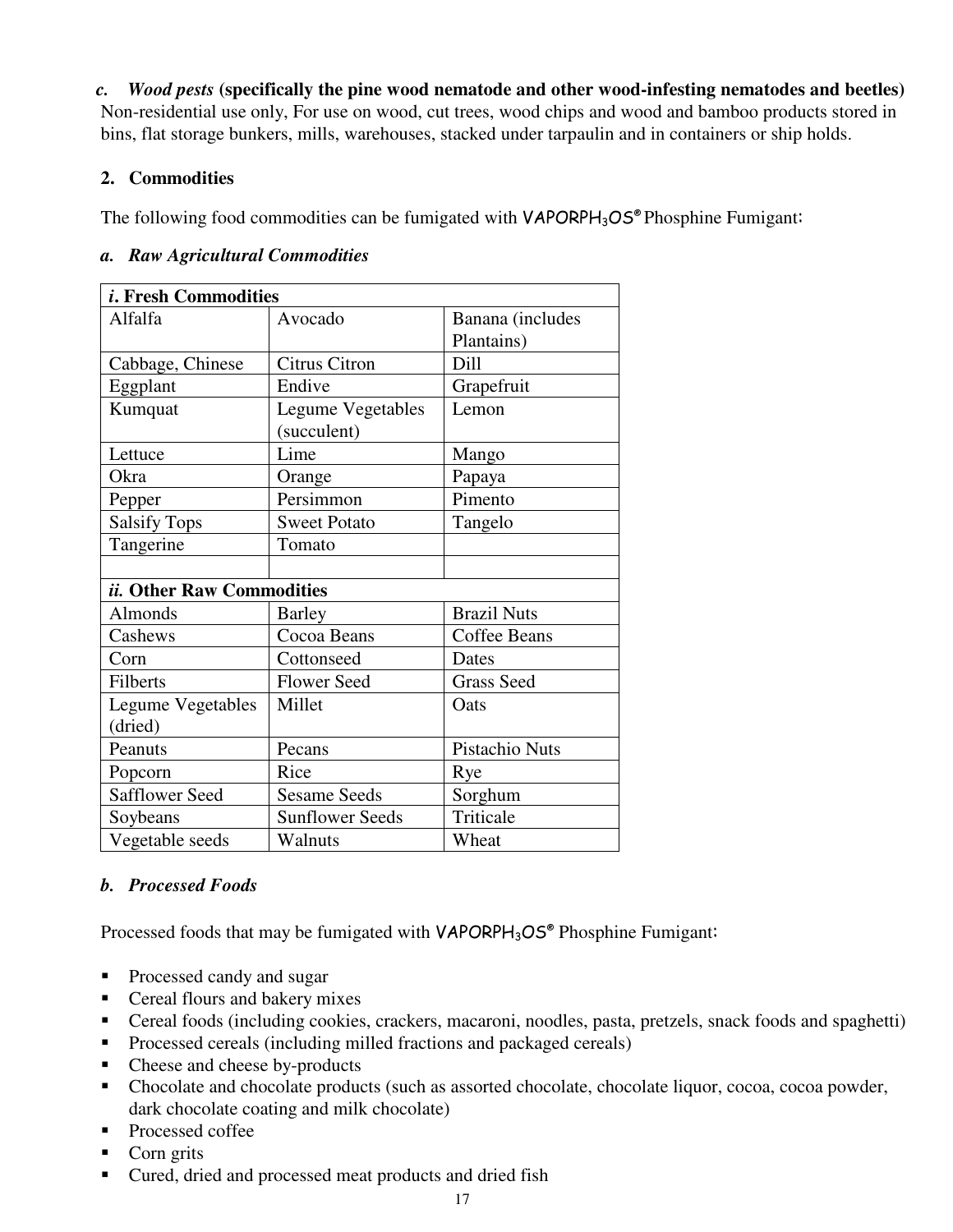*c. Wood pests* **(specifically the pine wood nematode and other wood-infesting nematodes and beetles)**
Non-residential use only, For use on wood, cut trees, wood chips and wood and bamboo products stored in bins, flat storage bunkers, mills, warehouses, stacked under tarpaulin and in containers or ship holds.

**2. Commodities**

The following food commodities can be fumigated with VAPORPH$_3$OS® Phosphine Fumigant:

*a. Raw Agricultural Commodities*

| ***i*. Fresh Commodities** | | |
|---|---|---|
| Alfalfa | Avocado | Banana (includes Plantains) |
| Cabbage, Chinese | Citrus Citron | Dill |
| Eggplant | Endive | Grapefruit |
| Kumquat | Legume Vegetables (succulent) | Lemon |
| Lettuce | Lime | Mango |
| Okra | Orange | Papaya |
| Pepper | Persimmon | Pimento |
| Salsify Tops | Sweet Potato | Tangelo |
| Tangerine | Tomato | |
| | | |
| ***ii.* Other Raw Commodities** | | |
| Almonds | Barley | Brazil Nuts |
| Cashews | Cocoa Beans | Coffee Beans |
| Corn | Cottonseed | Dates |
| Filberts | Flower Seed | Grass Seed |
| Legume Vegetables (dried) | Millet | Oats |
| Peanuts | Pecans | Pistachio Nuts |
| Popcorn | Rice | Rye |
| Safflower Seed | Sesame Seeds | Sorghum |
| Soybeans | Sunflower Seeds | Triticale |
| Vegetable seeds | Walnuts | Wheat |

*b. Processed Foods*

Processed foods that may be fumigated with VAPORPH$_3$OS® Phosphine Fumigant:

- Processed candy and sugar
- Cereal flours and bakery mixes
- Cereal foods (including cookies, crackers, macaroni, noodles, pasta, pretzels, snack foods and spaghetti)
- Processed cereals (including milled fractions and packaged cereals)
- Cheese and cheese by-products
- Chocolate and chocolate products (such as assorted chocolate, chocolate liquor, cocoa, cocoa powder, dark chocolate coating and milk chocolate)
- Processed coffee
- Corn grits
- Cured, dried and processed meat products and dried fish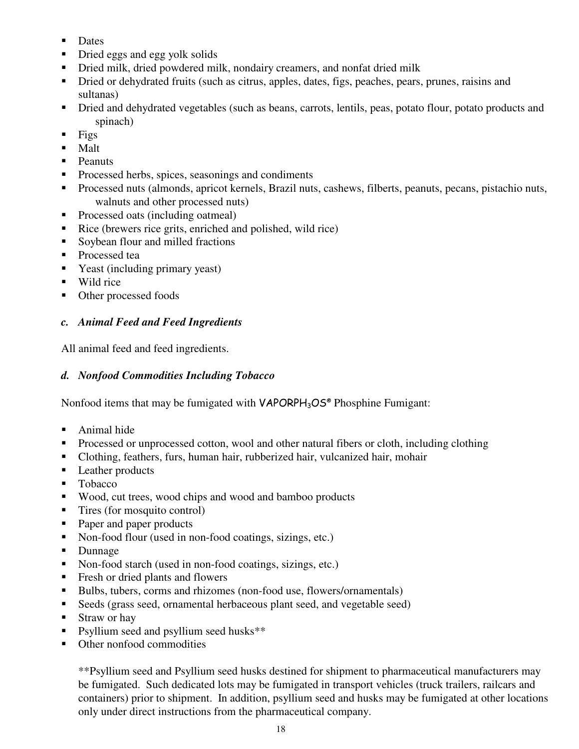- Dates
- Dried eggs and egg yolk solids
- Dried milk, dried powdered milk, nondairy creamers, and nonfat dried milk
- Dried or dehydrated fruits (such as citrus, apples, dates, figs, peaches, pears, prunes, raisins and sultanas)
- Dried and dehydrated vegetables (such as beans, carrots, lentils, peas, potato flour, potato products and spinach)
- Figs
- Malt
- Peanuts
- Processed herbs, spices, seasonings and condiments
- Processed nuts (almonds, apricot kernels, Brazil nuts, cashews, filberts, peanuts, pecans, pistachio nuts, walnuts and other processed nuts)
- Processed oats (including oatmeal)
- Rice (brewers rice grits, enriched and polished, wild rice)
- Soybean flour and milled fractions
- Processed tea
- Yeast (including primary yeast)
- Wild rice
- Other processed foods

### *c. Animal Feed and Feed Ingredients*

All animal feed and feed ingredients.

### *d. Nonfood Commodities Including Tobacco*

Nonfood items that may be fumigated with VAPORPH$_3$OS® Phosphine Fumigant:

- Animal hide
- Processed or unprocessed cotton, wool and other natural fibers or cloth, including clothing
- Clothing, feathers, furs, human hair, rubberized hair, vulcanized hair, mohair
- Leather products
- Tobacco
- Wood, cut trees, wood chips and wood and bamboo products
- Tires (for mosquito control)
- Paper and paper products
- Non-food flour (used in non-food coatings, sizings, etc.)
- Dunnage
- Non-food starch (used in non-food coatings, sizings, etc.)
- Fresh or dried plants and flowers
- Bulbs, tubers, corms and rhizomes (non-food use, flowers/ornamentals)
- Seeds (grass seed, ornamental herbaceous plant seed, and vegetable seed)
- Straw or hay
- Psyllium seed and psyllium seed husks**
- Other nonfood commodities

  **Psyllium seed and Psyllium seed husks destined for shipment to pharmaceutical manufacturers may be fumigated. Such dedicated lots may be fumigated in transport vehicles (truck trailers, railcars and containers) prior to shipment. In addition, psyllium seed and husks may be fumigated at other locations only under direct instructions from the pharmaceutical company.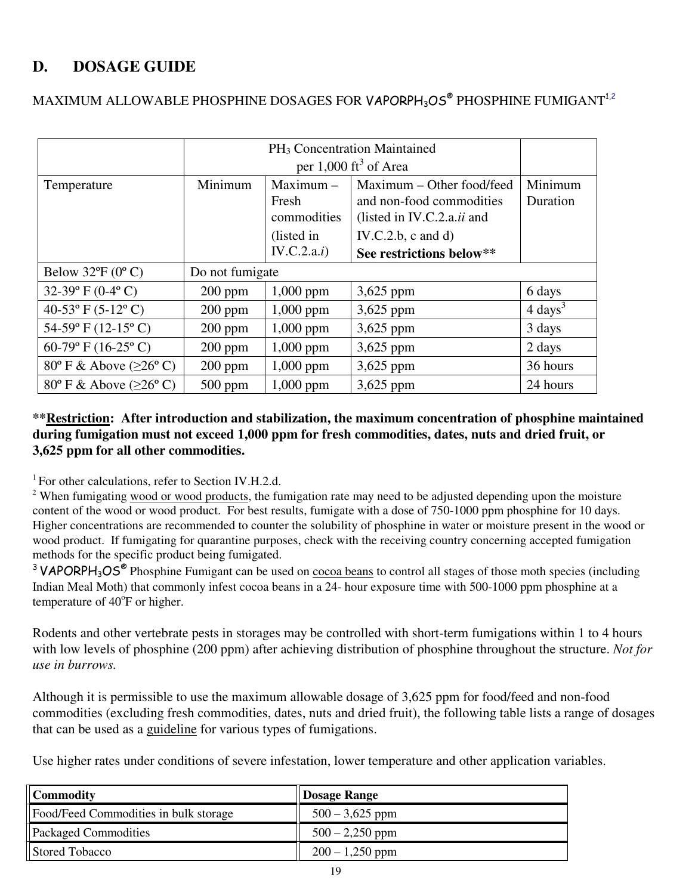## D. DOSAGE GUIDE

MAXIMUM ALLOWABLE PHOSPHINE DOSAGES FOR VAPORPH₃OS® PHOSPHINE FUMIGANT[1,2]

| | $PH_3$ Concentration Maintained per 1,000 $ft^3$ of Area | | | |
|---|---|---|---|---|
| Temperature | Minimum | Maximum – Fresh commodities (listed in IV.C.2.a.*i*) | Maximum – Other food/feed and non-food commodities (listed in IV.C.2.a.*ii* and IV.C.2.b, c and d) **See restrictions below\*\*** | Minimum Duration |
| Below 32ºF (0º C) | Do not fumigate | | | |
| 32-39º F (0-4º C) | 200 ppm | 1,000 ppm | 3,625 ppm | 6 days |
| 40-53º F (5-12º C) | 200 ppm | 1,000 ppm | 3,625 ppm | 4 days[3] |
| 54-59º F (12-15º C) | 200 ppm | 1,000 ppm | 3,625 ppm | 3 days |
| 60-79º F (16-25º C) | 200 ppm | 1,000 ppm | 3,625 ppm | 2 days |
| 80º F & Above (≥26º C) | 200 ppm | 1,000 ppm | 3,625 ppm | 36 hours |
| 80º F & Above (≥26º C) | 500 ppm | 1,000 ppm | 3,625 ppm | 24 hours |

**\*\*<u>Restriction</u>: After introduction and stabilization, the maximum concentration of phosphine maintained during fumigation must not exceed 1,000 ppm for fresh commodities, dates, nuts and dried fruit, or 3,625 ppm for all other commodities.**

[1] For other calculations, refer to Section IV.H.2.d.

[2] When fumigating <u>wood or wood products</u>, the fumigation rate may need to be adjusted depending upon the moisture content of the wood or wood product. For best results, fumigate with a dose of 750-1000 ppm phosphine for 10 days. Higher concentrations are recommended to counter the solubility of phosphine in water or moisture present in the wood or wood product. If fumigating for quarantine purposes, check with the receiving country concerning accepted fumigation methods for the specific product being fumigated.

[3] VAPORPH₃OS® Phosphine Fumigant can be used on <u>cocoa beans</u> to control all stages of those moth species (including Indian Meal Moth) that commonly infest cocoa beans in a 24- hour exposure time with 500-1000 ppm phosphine at a temperature of 40ºF or higher.

Rodents and other vertebrate pests in storages may be controlled with short-term fumigations within 1 to 4 hours with low levels of phosphine (200 ppm) after achieving distribution of phosphine throughout the structure. *Not for use in burrows.*

Although it is permissible to use the maximum allowable dosage of 3,625 ppm for food/feed and non-food commodities (excluding fresh commodities, dates, nuts and dried fruit), the following table lists a range of dosages that can be used as a <u>guideline</u> for various types of fumigations.

Use higher rates under conditions of severe infestation, lower temperature and other application variables.

| **Commodity** | **Dosage Range** |
|---|---|
| Food/Feed Commodities in bulk storage | 500 – 3,625 ppm |
| Packaged Commodities | 500 – 2,250 ppm |
| Stored Tobacco | 200 – 1,250 ppm |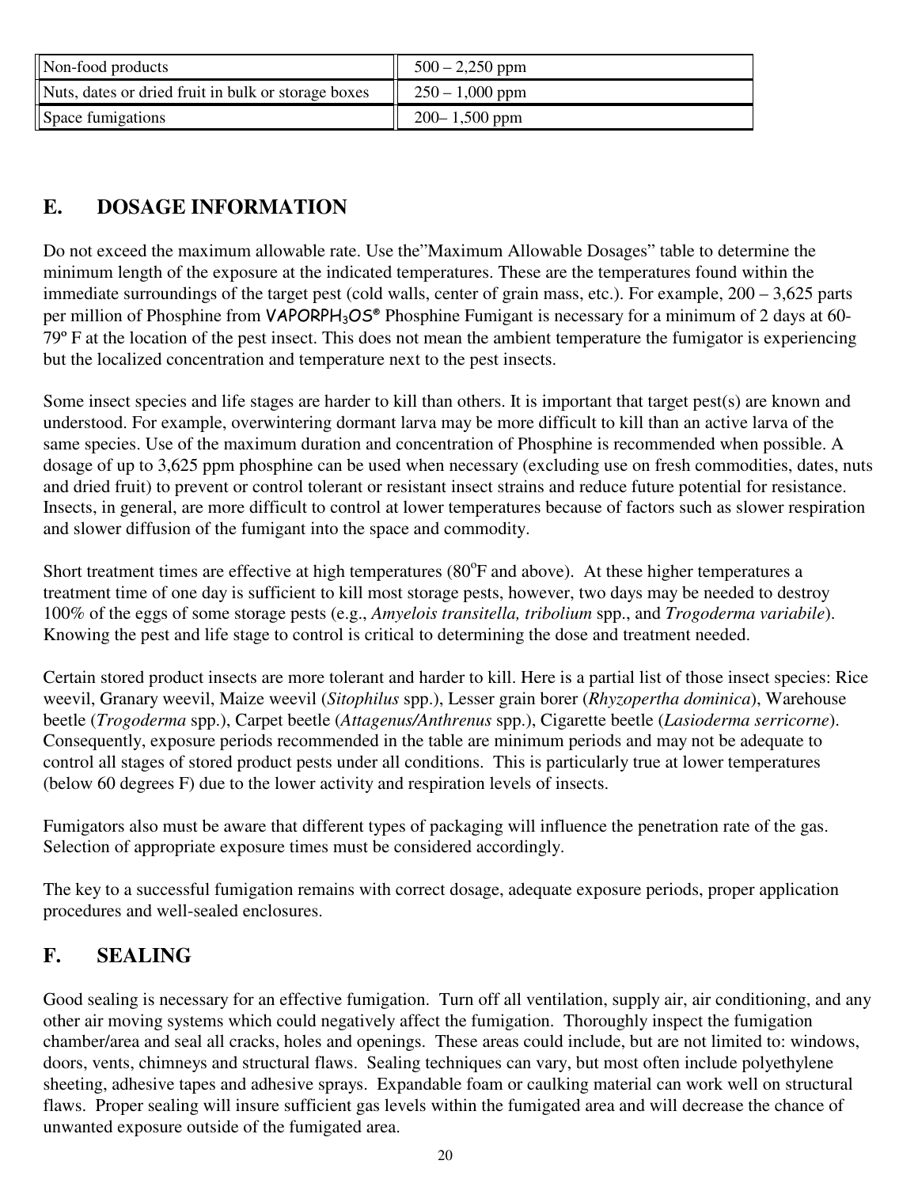| Non-food products | 500 – 2,250 ppm |
|---|---|
| Nuts, dates or dried fruit in bulk or storage boxes | 250 – 1,000 ppm |
| Space fumigations | 200– 1,500 ppm |

## E. DOSAGE INFORMATION

Do not exceed the maximum allowable rate. Use the"Maximum Allowable Dosages" table to determine the minimum length of the exposure at the indicated temperatures. These are the temperatures found within the immediate surroundings of the target pest (cold walls, center of grain mass, etc.). For example, 200 – 3,625 parts per million of Phosphine from VAPORPH$_3$OS® Phosphine Fumigant is necessary for a minimum of 2 days at 60-79º F at the location of the pest insect. This does not mean the ambient temperature the fumigator is experiencing but the localized concentration and temperature next to the pest insects.

Some insect species and life stages are harder to kill than others. It is important that target pest(s) are known and understood. For example, overwintering dormant larva may be more difficult to kill than an active larva of the same species. Use of the maximum duration and concentration of Phosphine is recommended when possible. A dosage of up to 3,625 ppm phosphine can be used when necessary (excluding use on fresh commodities, dates, nuts and dried fruit) to prevent or control tolerant or resistant insect strains and reduce future potential for resistance. Insects, in general, are more difficult to control at lower temperatures because of factors such as slower respiration and slower diffusion of the fumigant into the space and commodity.

Short treatment times are effective at high temperatures (80$^o$F and above). At these higher temperatures a treatment time of one day is sufficient to kill most storage pests, however, two days may be needed to destroy 100% of the eggs of some storage pests (e.g., *Amyelois transitella, tribolium* spp., and *Trogoderma variabile*). Knowing the pest and life stage to control is critical to determining the dose and treatment needed.

Certain stored product insects are more tolerant and harder to kill. Here is a partial list of those insect species: Rice weevil, Granary weevil, Maize weevil (*Sitophilus* spp.), Lesser grain borer (*Rhyzopertha dominica*), Warehouse beetle (*Trogoderma* spp.), Carpet beetle (*Attagenus/Anthrenus* spp.), Cigarette beetle (*Lasioderma serricorne*). Consequently, exposure periods recommended in the table are minimum periods and may not be adequate to control all stages of stored product pests under all conditions. This is particularly true at lower temperatures (below 60 degrees F) due to the lower activity and respiration levels of insects.

Fumigators also must be aware that different types of packaging will influence the penetration rate of the gas. Selection of appropriate exposure times must be considered accordingly.

The key to a successful fumigation remains with correct dosage, adequate exposure periods, proper application procedures and well-sealed enclosures.

## F. SEALING

Good sealing is necessary for an effective fumigation. Turn off all ventilation, supply air, air conditioning, and any other air moving systems which could negatively affect the fumigation. Thoroughly inspect the fumigation chamber/area and seal all cracks, holes and openings. These areas could include, but are not limited to: windows, doors, vents, chimneys and structural flaws. Sealing techniques can vary, but most often include polyethylene sheeting, adhesive tapes and adhesive sprays. Expandable foam or caulking material can work well on structural flaws. Proper sealing will insure sufficient gas levels within the fumigated area and will decrease the chance of unwanted exposure outside of the fumigated area.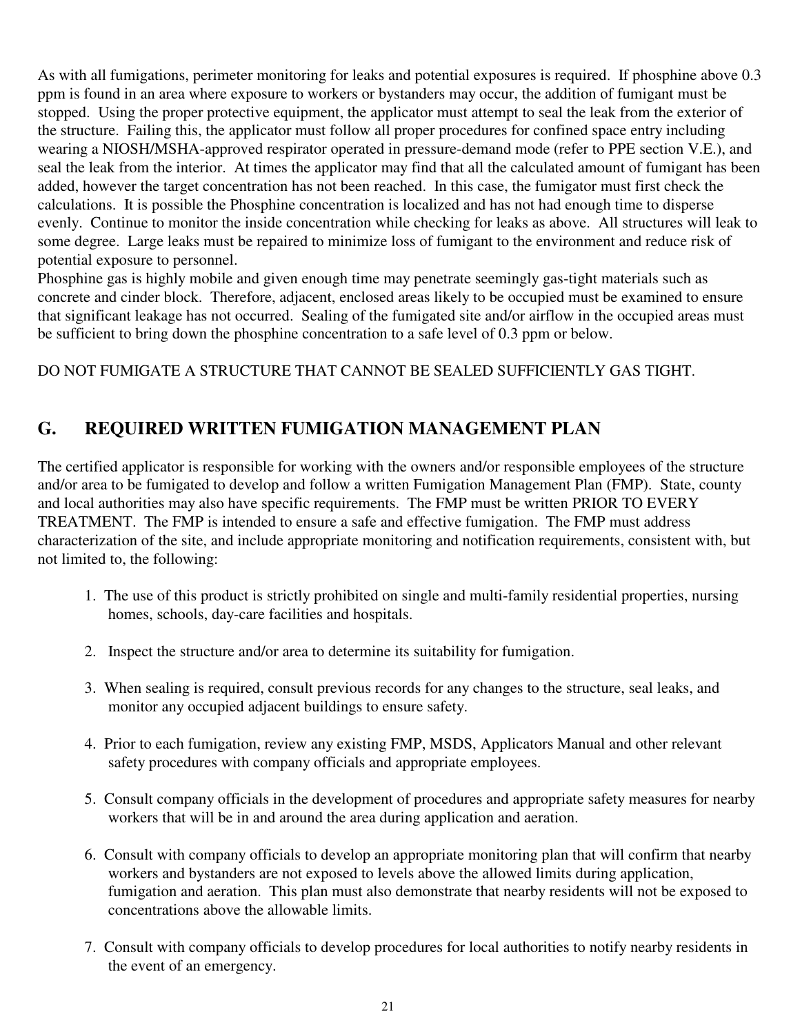As with all fumigations, perimeter monitoring for leaks and potential exposures is required. If phosphine above 0.3 ppm is found in an area where exposure to workers or bystanders may occur, the addition of fumigant must be stopped. Using the proper protective equipment, the applicator must attempt to seal the leak from the exterior of the structure. Failing this, the applicator must follow all proper procedures for confined space entry including wearing a NIOSH/MSHA-approved respirator operated in pressure-demand mode (refer to PPE section V.E.), and seal the leak from the interior. At times the applicator may find that all the calculated amount of fumigant has been added, however the target concentration has not been reached. In this case, the fumigator must first check the calculations. It is possible the Phosphine concentration is localized and has not had enough time to disperse evenly. Continue to monitor the inside concentration while checking for leaks as above. All structures will leak to some degree. Large leaks must be repaired to minimize loss of fumigant to the environment and reduce risk of potential exposure to personnel.

Phosphine gas is highly mobile and given enough time may penetrate seemingly gas-tight materials such as concrete and cinder block. Therefore, adjacent, enclosed areas likely to be occupied must be examined to ensure that significant leakage has not occurred. Sealing of the fumigated site and/or airflow in the occupied areas must be sufficient to bring down the phosphine concentration to a safe level of 0.3 ppm or below.

DO NOT FUMIGATE A STRUCTURE THAT CANNOT BE SEALED SUFFICIENTLY GAS TIGHT.

## G. REQUIRED WRITTEN FUMIGATION MANAGEMENT PLAN

The certified applicator is responsible for working with the owners and/or responsible employees of the structure and/or area to be fumigated to develop and follow a written Fumigation Management Plan (FMP). State, county and local authorities may also have specific requirements. The FMP must be written PRIOR TO EVERY TREATMENT. The FMP is intended to ensure a safe and effective fumigation. The FMP must address characterization of the site, and include appropriate monitoring and notification requirements, consistent with, but not limited to, the following:

1. The use of this product is strictly prohibited on single and multi-family residential properties, nursing homes, schools, day-care facilities and hospitals.

2. Inspect the structure and/or area to determine its suitability for fumigation.

3. When sealing is required, consult previous records for any changes to the structure, seal leaks, and monitor any occupied adjacent buildings to ensure safety.

4. Prior to each fumigation, review any existing FMP, MSDS, Applicators Manual and other relevant safety procedures with company officials and appropriate employees.

5. Consult company officials in the development of procedures and appropriate safety measures for nearby workers that will be in and around the area during application and aeration.

6. Consult with company officials to develop an appropriate monitoring plan that will confirm that nearby workers and bystanders are not exposed to levels above the allowed limits during application, fumigation and aeration. This plan must also demonstrate that nearby residents will not be exposed to concentrations above the allowable limits.

7. Consult with company officials to develop procedures for local authorities to notify nearby residents in the event of an emergency.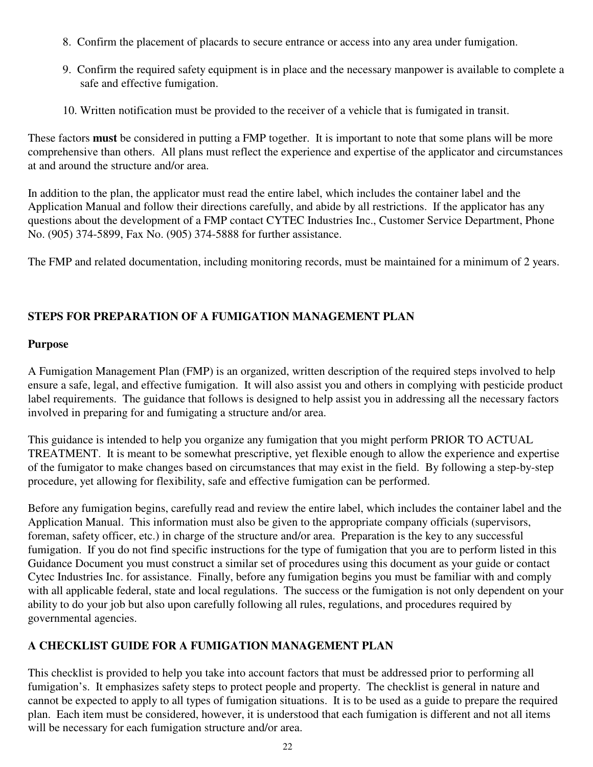8. Confirm the placement of placards to secure entrance or access into any area under fumigation.

9. Confirm the required safety equipment is in place and the necessary manpower is available to complete a safe and effective fumigation.

10. Written notification must be provided to the receiver of a vehicle that is fumigated in transit.

These factors **must** be considered in putting a FMP together. It is important to note that some plans will be more comprehensive than others. All plans must reflect the experience and expertise of the applicator and circumstances at and around the structure and/or area.

In addition to the plan, the applicator must read the entire label, which includes the container label and the Application Manual and follow their directions carefully, and abide by all restrictions. If the applicator has any questions about the development of a FMP contact CYTEC Industries Inc., Customer Service Department, Phone No. (905) 374-5899, Fax No. (905) 374-5888 for further assistance.

The FMP and related documentation, including monitoring records, must be maintained for a minimum of 2 years.

## STEPS FOR PREPARATION OF A FUMIGATION MANAGEMENT PLAN

### Purpose

A Fumigation Management Plan (FMP) is an organized, written description of the required steps involved to help ensure a safe, legal, and effective fumigation. It will also assist you and others in complying with pesticide product label requirements. The guidance that follows is designed to help assist you in addressing all the necessary factors involved in preparing for and fumigating a structure and/or area.

This guidance is intended to help you organize any fumigation that you might perform PRIOR TO ACTUAL TREATMENT. It is meant to be somewhat prescriptive, yet flexible enough to allow the experience and expertise of the fumigator to make changes based on circumstances that may exist in the field. By following a step-by-step procedure, yet allowing for flexibility, safe and effective fumigation can be performed.

Before any fumigation begins, carefully read and review the entire label, which includes the container label and the Application Manual. This information must also be given to the appropriate company officials (supervisors, foreman, safety officer, etc.) in charge of the structure and/or area. Preparation is the key to any successful fumigation. If you do not find specific instructions for the type of fumigation that you are to perform listed in this Guidance Document you must construct a similar set of procedures using this document as your guide or contact Cytec Industries Inc. for assistance. Finally, before any fumigation begins you must be familiar with and comply with all applicable federal, state and local regulations. The success or the fumigation is not only dependent on your ability to do your job but also upon carefully following all rules, regulations, and procedures required by governmental agencies.

## A CHECKLIST GUIDE FOR A FUMIGATION MANAGEMENT PLAN

This checklist is provided to help you take into account factors that must be addressed prior to performing all fumigation's. It emphasizes safety steps to protect people and property. The checklist is general in nature and cannot be expected to apply to all types of fumigation situations. It is to be used as a guide to prepare the required plan. Each item must be considered, however, it is understood that each fumigation is different and not all items will be necessary for each fumigation structure and/or area.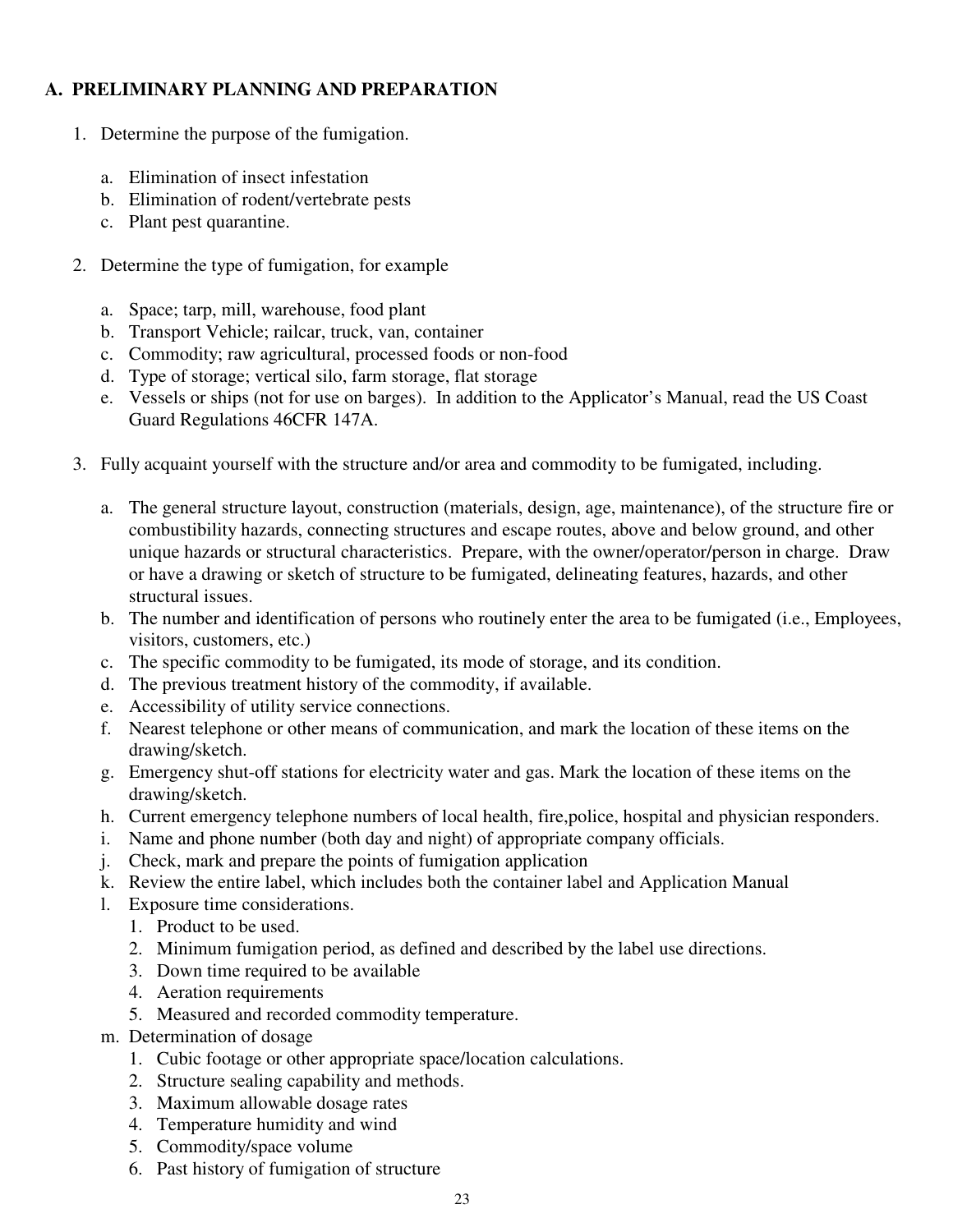## A. PRELIMINARY PLANNING AND PREPARATION

1. Determine the purpose of the fumigation.

   a. Elimination of insect infestation
   b. Elimination of rodent/vertebrate pests
   c. Plant pest quarantine.

2. Determine the type of fumigation, for example

   a. Space; tarp, mill, warehouse, food plant
   b. Transport Vehicle; railcar, truck, van, container
   c. Commodity; raw agricultural, processed foods or non-food
   d. Type of storage; vertical silo, farm storage, flat storage
   e. Vessels or ships (not for use on barges). In addition to the Applicator's Manual, read the US Coast Guard Regulations 46CFR 147A.

3. Fully acquaint yourself with the structure and/or area and commodity to be fumigated, including.

   a. The general structure layout, construction (materials, design, age, maintenance), of the structure fire or combustibility hazards, connecting structures and escape routes, above and below ground, and other unique hazards or structural characteristics. Prepare, with the owner/operator/person in charge. Draw or have a drawing or sketch of structure to be fumigated, delineating features, hazards, and other structural issues.
   b. The number and identification of persons who routinely enter the area to be fumigated (i.e., Employees, visitors, customers, etc.)
   c. The specific commodity to be fumigated, its mode of storage, and its condition.
   d. The previous treatment history of the commodity, if available.
   e. Accessibility of utility service connections.
   f. Nearest telephone or other means of communication, and mark the location of these items on the drawing/sketch.
   g. Emergency shut-off stations for electricity water and gas. Mark the location of these items on the drawing/sketch.
   h. Current emergency telephone numbers of local health, fire,police, hospital and physician responders.
   i. Name and phone number (both day and night) of appropriate company officials.
   j. Check, mark and prepare the points of fumigation application
   k. Review the entire label, which includes both the container label and Application Manual
   l. Exposure time considerations.
      1. Product to be used.
      2. Minimum fumigation period, as defined and described by the label use directions.
      3. Down time required to be available
      4. Aeration requirements
      5. Measured and recorded commodity temperature.
   m. Determination of dosage
      1. Cubic footage or other appropriate space/location calculations.
      2. Structure sealing capability and methods.
      3. Maximum allowable dosage rates
      4. Temperature humidity and wind
      5. Commodity/space volume
      6. Past history of fumigation of structure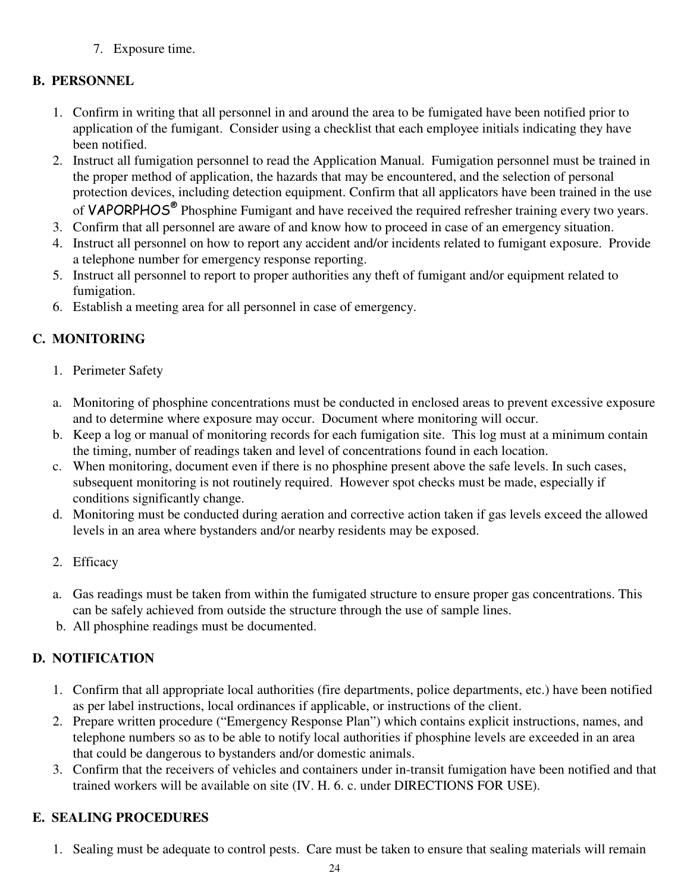7. Exposure time.

## B. PERSONNEL

1. Confirm in writing that all personnel in and around the area to be fumigated have been notified prior to application of the fumigant. Consider using a checklist that each employee initials indicating they have been notified.
2. Instruct all fumigation personnel to read the Application Manual. Fumigation personnel must be trained in the proper method of application, the hazards that may be encountered, and the selection of personal protection devices, including detection equipment. Confirm that all applicators have been trained in the use of VAPORPHOS® Phosphine Fumigant and have received the required refresher training every two years.
3. Confirm that all personnel are aware of and know how to proceed in case of an emergency situation.
4. Instruct all personnel on how to report any accident and/or incidents related to fumigant exposure. Provide a telephone number for emergency response reporting.
5. Instruct all personnel to report to proper authorities any theft of fumigant and/or equipment related to fumigation.
6. Establish a meeting area for all personnel in case of emergency.

## C. MONITORING

1. Perimeter Safety

a. Monitoring of phosphine concentrations must be conducted in enclosed areas to prevent excessive exposure and to determine where exposure may occur. Document where monitoring will occur.
b. Keep a log or manual of monitoring records for each fumigation site. This log must at a minimum contain the timing, number of readings taken and level of concentrations found in each location.
c. When monitoring, document even if there is no phosphine present above the safe levels. In such cases, subsequent monitoring is not routinely required. However spot checks must be made, especially if conditions significantly change.
d. Monitoring must be conducted during aeration and corrective action taken if gas levels exceed the allowed levels in an area where bystanders and/or nearby residents may be exposed.

2. Efficacy

a. Gas readings must be taken from within the fumigated structure to ensure proper gas concentrations. This can be safely achieved from outside the structure through the use of sample lines.
b. All phosphine readings must be documented.

## D. NOTIFICATION

1. Confirm that all appropriate local authorities (fire departments, police departments, etc.) have been notified as per label instructions, local ordinances if applicable, or instructions of the client.
2. Prepare written procedure ("Emergency Response Plan") which contains explicit instructions, names, and telephone numbers so as to be able to notify local authorities if phosphine levels are exceeded in an area that could be dangerous to bystanders and/or domestic animals.
3. Confirm that the receivers of vehicles and containers under in-transit fumigation have been notified and that trained workers will be available on site (IV. H. 6. c. under DIRECTIONS FOR USE).

## E. SEALING PROCEDURES

1. Sealing must be adequate to control pests. Care must be taken to ensure that sealing materials will remain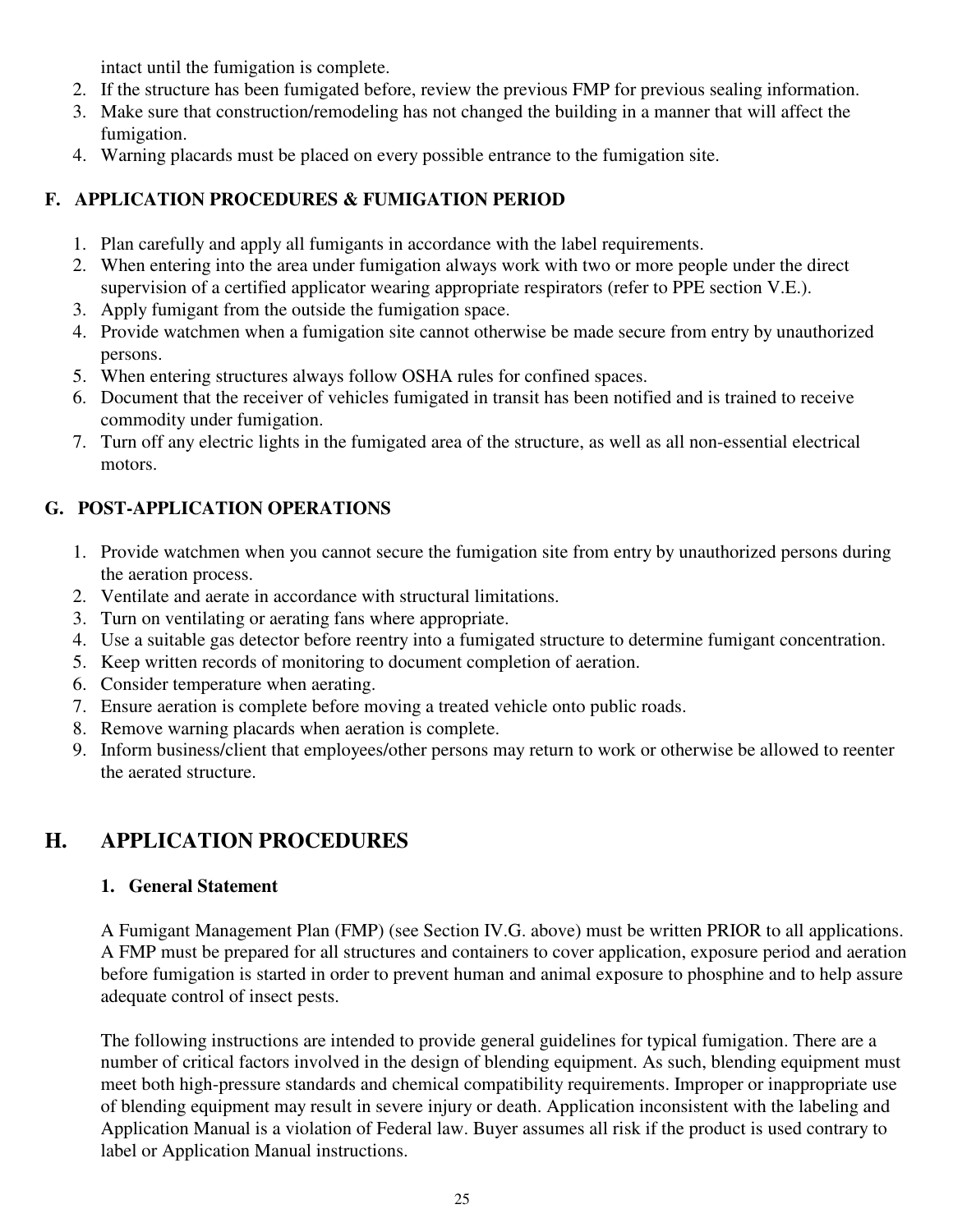intact until the fumigation is complete.

2. If the structure has been fumigated before, review the previous FMP for previous sealing information.
3. Make sure that construction/remodeling has not changed the building in a manner that will affect the fumigation.
4. Warning placards must be placed on every possible entrance to the fumigation site.

### F. APPLICATION PROCEDURES & FUMIGATION PERIOD

1. Plan carefully and apply all fumigants in accordance with the label requirements.
2. When entering into the area under fumigation always work with two or more people under the direct supervision of a certified applicator wearing appropriate respirators (refer to PPE section V.E.).
3. Apply fumigant from the outside the fumigation space.
4. Provide watchmen when a fumigation site cannot otherwise be made secure from entry by unauthorized persons.
5. When entering structures always follow OSHA rules for confined spaces.
6. Document that the receiver of vehicles fumigated in transit has been notified and is trained to receive commodity under fumigation.
7. Turn off any electric lights in the fumigated area of the structure, as well as all non-essential electrical motors.

### G. POST-APPLICATION OPERATIONS

1. Provide watchmen when you cannot secure the fumigation site from entry by unauthorized persons during the aeration process.
2. Ventilate and aerate in accordance with structural limitations.
3. Turn on ventilating or aerating fans where appropriate.
4. Use a suitable gas detector before reentry into a fumigated structure to determine fumigant concentration.
5. Keep written records of monitoring to document completion of aeration.
6. Consider temperature when aerating.
7. Ensure aeration is complete before moving a treated vehicle onto public roads.
8. Remove warning placards when aeration is complete.
9. Inform business/client that employees/other persons may return to work or otherwise be allowed to reenter the aerated structure.

## H. APPLICATION PROCEDURES

### 1. General Statement

A Fumigant Management Plan (FMP) (see Section IV.G. above) must be written PRIOR to all applications. A FMP must be prepared for all structures and containers to cover application, exposure period and aeration before fumigation is started in order to prevent human and animal exposure to phosphine and to help assure adequate control of insect pests.

The following instructions are intended to provide general guidelines for typical fumigation. There are a number of critical factors involved in the design of blending equipment. As such, blending equipment must meet both high-pressure standards and chemical compatibility requirements. Improper or inappropriate use of blending equipment may result in severe injury or death. Application inconsistent with the labeling and Application Manual is a violation of Federal law. Buyer assumes all risk if the product is used contrary to label or Application Manual instructions.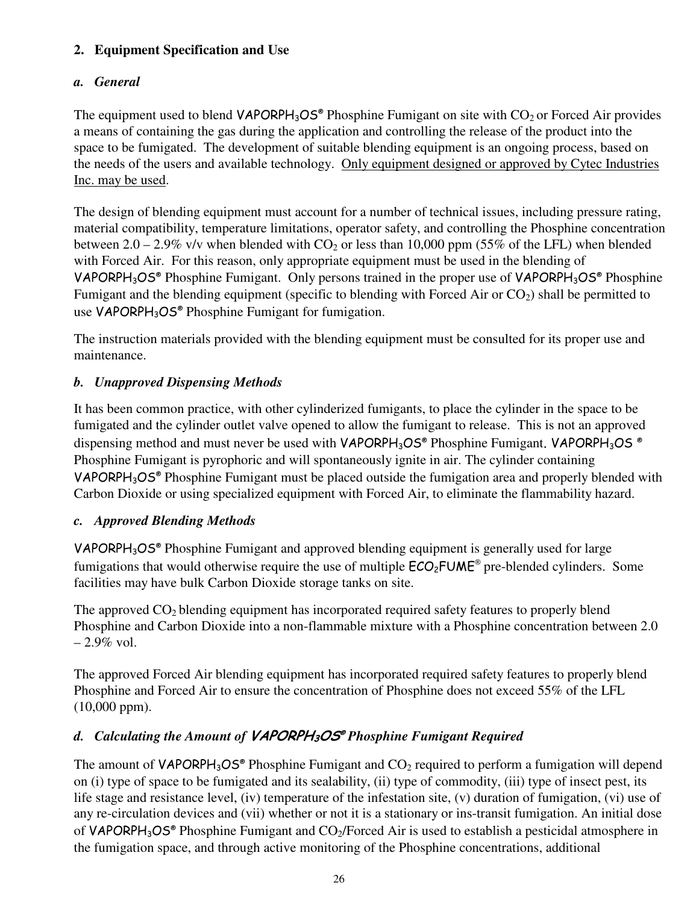## 2. Equipment Specification and Use

### *a. General*

The equipment used to blend VAPORPH$_3$OS® Phosphine Fumigant on site with $CO_2$ or Forced Air provides a means of containing the gas during the application and controlling the release of the product into the space to be fumigated. The development of suitable blending equipment is an ongoing process, based on the needs of the users and available technology. Only equipment designed or approved by Cytec Industries Inc. may be used.

The design of blending equipment must account for a number of technical issues, including pressure rating, material compatibility, temperature limitations, operator safety, and controlling the Phosphine concentration between 2.0 – 2.9% v/v when blended with $CO_2$ or less than 10,000 ppm (55% of the LFL) when blended with Forced Air. For this reason, only appropriate equipment must be used in the blending of VAPORPH$_3$OS® Phosphine Fumigant. Only persons trained in the proper use of VAPORPH$_3$OS® Phosphine Fumigant and the blending equipment (specific to blending with Forced Air or $CO_2$) shall be permitted to use VAPORPH$_3$OS® Phosphine Fumigant for fumigation.

The instruction materials provided with the blending equipment must be consulted for its proper use and maintenance.

### *b. Unapproved Dispensing Methods*

It has been common practice, with other cylinderized fumigants, to place the cylinder in the space to be fumigated and the cylinder outlet valve opened to allow the fumigant to release. This is not an approved dispensing method and must never be used with VAPORPH$_3$OS® Phosphine Fumigant. VAPORPH$_3$OS ® Phosphine Fumigant is pyrophoric and will spontaneously ignite in air. The cylinder containing VAPORPH$_3$OS® Phosphine Fumigant must be placed outside the fumigation area and properly blended with Carbon Dioxide or using specialized equipment with Forced Air, to eliminate the flammability hazard.

### *c. Approved Blending Methods*

VAPORPH$_3$OS® Phosphine Fumigant and approved blending equipment is generally used for large fumigations that would otherwise require the use of multiple ECO$_2$FUME® pre-blended cylinders. Some facilities may have bulk Carbon Dioxide storage tanks on site.

The approved $CO_2$ blending equipment has incorporated required safety features to properly blend Phosphine and Carbon Dioxide into a non-flammable mixture with a Phosphine concentration between 2.0 – 2.9% vol.

The approved Forced Air blending equipment has incorporated required safety features to properly blend Phosphine and Forced Air to ensure the concentration of Phosphine does not exceed 55% of the LFL (10,000 ppm).

### *d. Calculating the Amount of VAPORPH$_3$OS® Phosphine Fumigant Required*

The amount of VAPORPH$_3$OS® Phosphine Fumigant and $CO_2$ required to perform a fumigation will depend on (i) type of space to be fumigated and its sealability, (ii) type of commodity, (iii) type of insect pest, its life stage and resistance level, (iv) temperature of the infestation site, (v) duration of fumigation, (vi) use of any re-circulation devices and (vii) whether or not it is a stationary or ins-transit fumigation. An initial dose of VAPORPH$_3$OS® Phosphine Fumigant and $CO_2$/Forced Air is used to establish a pesticidal atmosphere in the fumigation space, and through active monitoring of the Phosphine concentrations, additional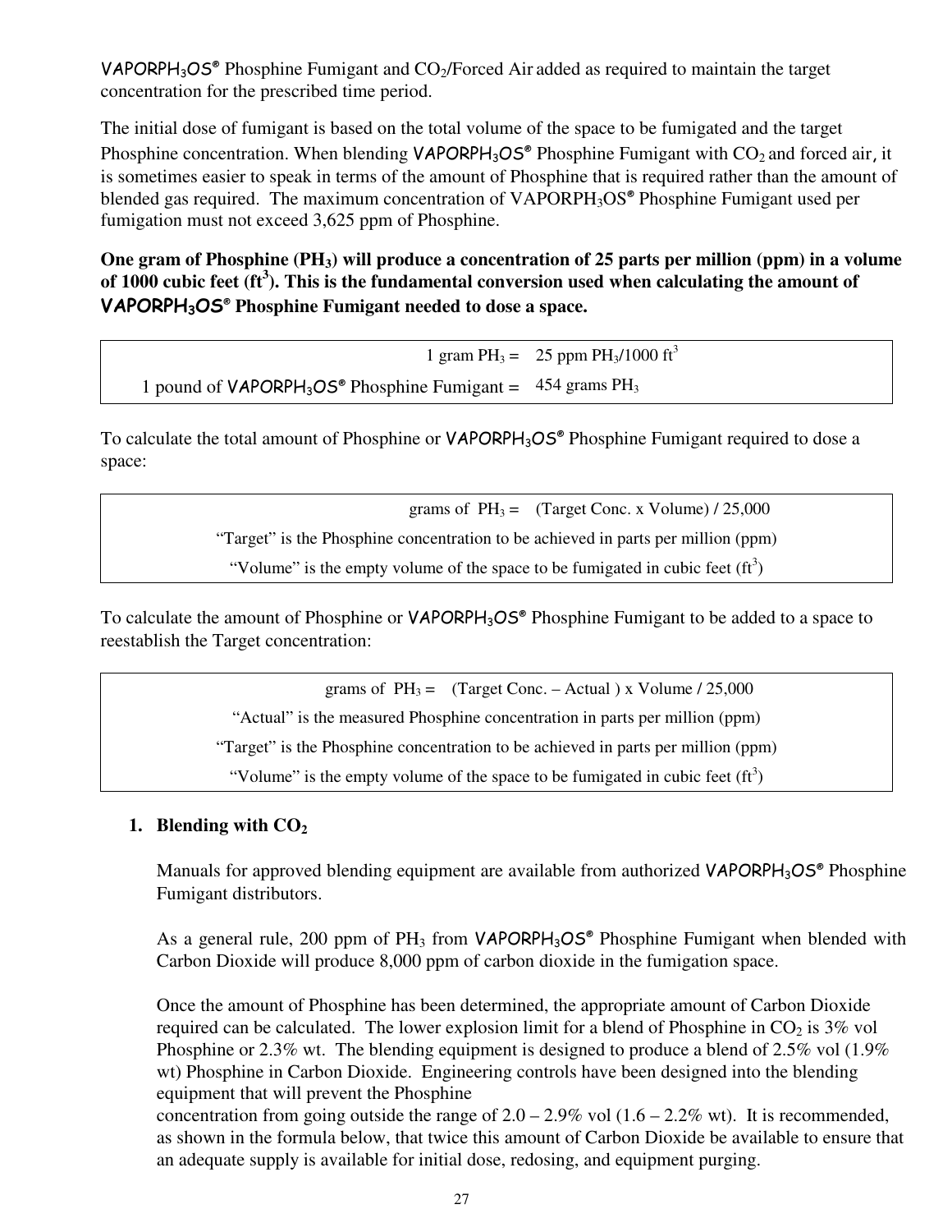VAPORPH$_3$OS® Phosphine Fumigant and $CO_2$/Forced Air added as required to maintain the target concentration for the prescribed time period.

The initial dose of fumigant is based on the total volume of the space to be fumigated and the target Phosphine concentration. When blending VAPORPH$_3$OS® Phosphine Fumigant with $CO_2$ and forced air, it is sometimes easier to speak in terms of the amount of Phosphine that is required rather than the amount of blended gas required. The maximum concentration of VAPORPH$_3$OS® Phosphine Fumigant used per fumigation must not exceed 3,625 ppm of Phosphine.

**One gram of Phosphine ($PH_3$) will produce a concentration of 25 parts per million (ppm) in a volume of 1000 cubic feet ($ft^3$). This is the fundamental conversion used when calculating the amount of VAPORPH$_3$OS® Phosphine Fumigant needed to dose a space.**

| | |
|---|---|
| 1 gram $PH_3$ = | 25 ppm $PH_3$/1000 $ft^3$ |
| 1 pound of VAPORPH$_3$OS® Phosphine Fumigant = | 454 grams $PH_3$ |

To calculate the total amount of Phosphine or VAPORPH$_3$OS® Phosphine Fumigant required to dose a space:

| |
|---|
| grams of $PH_3$ = (Target Conc. x Volume) / 25,000 |
| "Target" is the Phosphine concentration to be achieved in parts per million (ppm) |
| "Volume" is the empty volume of the space to be fumigated in cubic feet ($ft^3$) |

To calculate the amount of Phosphine or VAPORPH$_3$OS® Phosphine Fumigant to be added to a space to reestablish the Target concentration:

| |
|---|
| grams of $PH_3$ = (Target Conc. – Actual ) x Volume / 25,000 |
| "Actual" is the measured Phosphine concentration in parts per million (ppm) |
| "Target" is the Phosphine concentration to be achieved in parts per million (ppm) |
| "Volume" is the empty volume of the space to be fumigated in cubic feet ($ft^3$) |

1. **Blending with $CO_2$**

   Manuals for approved blending equipment are available from authorized VAPORPH$_3$OS® Phosphine Fumigant distributors.

   As a general rule, 200 ppm of $PH_3$ from VAPORPH$_3$OS® Phosphine Fumigant when blended with Carbon Dioxide will produce 8,000 ppm of carbon dioxide in the fumigation space.

   Once the amount of Phosphine has been determined, the appropriate amount of Carbon Dioxide required can be calculated. The lower explosion limit for a blend of Phosphine in $CO_2$ is 3% vol Phosphine or 2.3% wt. The blending equipment is designed to produce a blend of 2.5% vol (1.9% wt) Phosphine in Carbon Dioxide. Engineering controls have been designed into the blending equipment that will prevent the Phosphine concentration from going outside the range of 2.0 – 2.9% vol (1.6 – 2.2% wt). It is recommended, as shown in the formula below, that twice this amount of Carbon Dioxide be available to ensure that an adequate supply is available for initial dose, redosing, and equipment purging.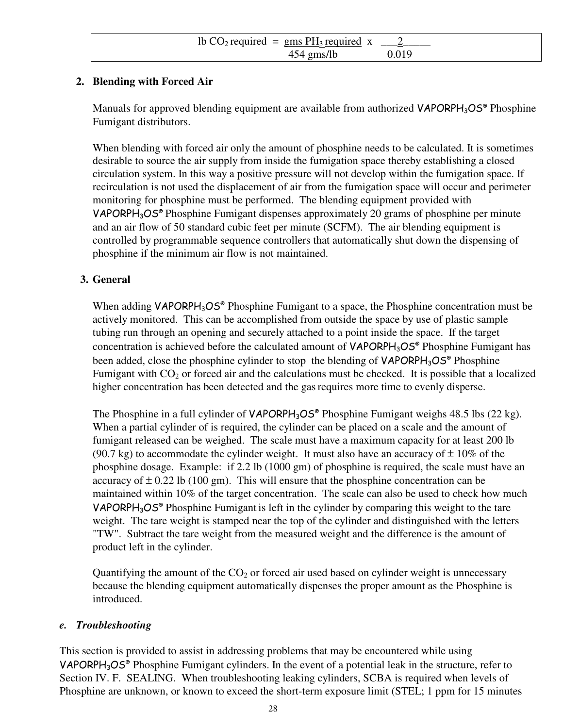$$\text{lb } CO_2 \text{ required} = \frac{\text{gms } PH_3 \text{ required}}{454 \text{ gms/lb}} \times \frac{2}{0.019}$$

**2. Blending with Forced Air**

Manuals for approved blending equipment are available from authorized VAPORPH$_3$OS® Phosphine Fumigant distributors.

When blending with forced air only the amount of phosphine needs to be calculated. It is sometimes desirable to source the air supply from inside the fumigation space thereby establishing a closed circulation system. In this way a positive pressure will not develop within the fumigation space. If recirculation is not used the displacement of air from the fumigation space will occur and perimeter monitoring for phosphine must be performed. The blending equipment provided with VAPORPH$_3$OS® Phosphine Fumigant dispenses approximately 20 grams of phosphine per minute and an air flow of 50 standard cubic feet per minute (SCFM). The air blending equipment is controlled by programmable sequence controllers that automatically shut down the dispensing of phosphine if the minimum air flow is not maintained.

**3. General**

When adding VAPORPH$_3$OS® Phosphine Fumigant to a space, the Phosphine concentration must be actively monitored. This can be accomplished from outside the space by use of plastic sample tubing run through an opening and securely attached to a point inside the space. If the target concentration is achieved before the calculated amount of VAPORPH$_3$OS® Phosphine Fumigant has been added, close the phosphine cylinder to stop the blending of VAPORPH$_3$OS® Phosphine Fumigant with $CO_2$ or forced air and the calculations must be checked. It is possible that a localized higher concentration has been detected and the gas requires more time to evenly disperse.

The Phosphine in a full cylinder of VAPORPH$_3$OS® Phosphine Fumigant weighs 48.5 lbs (22 kg). When a partial cylinder of is required, the cylinder can be placed on a scale and the amount of fumigant released can be weighed. The scale must have a maximum capacity for at least 200 lb (90.7 kg) to accommodate the cylinder weight. It must also have an accuracy of ± 10% of the phosphine dosage. Example: if 2.2 lb (1000 gm) of phosphine is required, the scale must have an accuracy of ± 0.22 lb (100 gm). This will ensure that the phosphine concentration can be maintained within 10% of the target concentration. The scale can also be used to check how much VAPORPH$_3$OS® Phosphine Fumigant is left in the cylinder by comparing this weight to the tare weight. The tare weight is stamped near the top of the cylinder and distinguished with the letters "TW". Subtract the tare weight from the measured weight and the difference is the amount of product left in the cylinder.

Quantifying the amount of the $CO_2$ or forced air used based on cylinder weight is unnecessary because the blending equipment automatically dispenses the proper amount as the Phosphine is introduced.

### *e. Troubleshooting*

This section is provided to assist in addressing problems that may be encountered while using VAPORPH$_3$OS® Phosphine Fumigant cylinders. In the event of a potential leak in the structure, refer to Section IV. F. SEALING. When troubleshooting leaking cylinders, SCBA is required when levels of Phosphine are unknown, or known to exceed the short-term exposure limit (STEL; 1 ppm for 15 minutes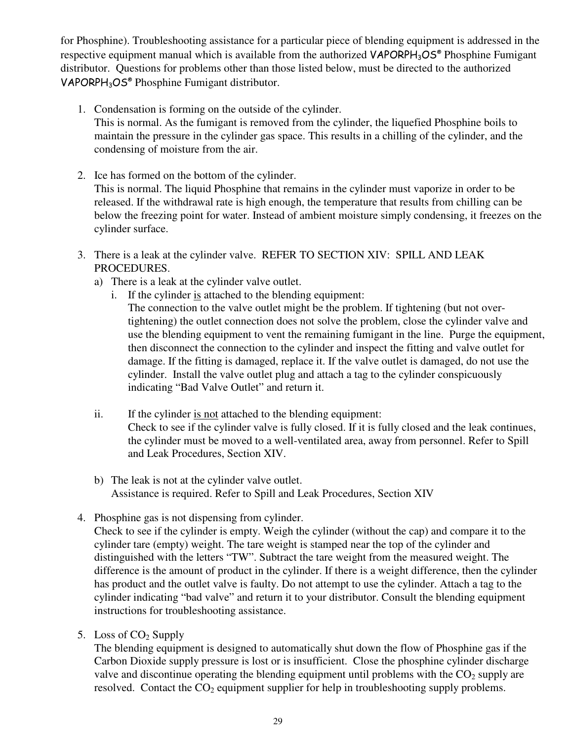for Phosphine). Troubleshooting assistance for a particular piece of blending equipment is addressed in the respective equipment manual which is available from the authorized VAPORPH$_3$OS® Phosphine Fumigant distributor. Questions for problems other than those listed below, must be directed to the authorized VAPORPH$_3$OS® Phosphine Fumigant distributor.

1. Condensation is forming on the outside of the cylinder.
   This is normal. As the fumigant is removed from the cylinder, the liquefied Phosphine boils to maintain the pressure in the cylinder gas space. This results in a chilling of the cylinder, and the condensing of moisture from the air.

2. Ice has formed on the bottom of the cylinder.
   This is normal. The liquid Phosphine that remains in the cylinder must vaporize in order to be released. If the withdrawal rate is high enough, the temperature that results from chilling can be below the freezing point for water. Instead of ambient moisture simply condensing, it freezes on the cylinder surface.

3. There is a leak at the cylinder valve. REFER TO SECTION XIV: SPILL AND LEAK PROCEDURES.
   a) There is a leak at the cylinder valve outlet.
      i. If the cylinder <u>is</u> attached to the blending equipment:
         The connection to the valve outlet might be the problem. If tightening (but not over-tightening) the outlet connection does not solve the problem, close the cylinder valve and use the blending equipment to vent the remaining fumigant in the line. Purge the equipment, then disconnect the connection to the cylinder and inspect the fitting and valve outlet for damage. If the fitting is damaged, replace it. If the valve outlet is damaged, do not use the cylinder. Install the valve outlet plug and attach a tag to the cylinder conspicuously indicating "Bad Valve Outlet" and return it.

      ii. If the cylinder <u>is not</u> attached to the blending equipment:
         Check to see if the cylinder valve is fully closed. If it is fully closed and the leak continues, the cylinder must be moved to a well-ventilated area, away from personnel. Refer to Spill and Leak Procedures, Section XIV.

   b) The leak is not at the cylinder valve outlet.
      Assistance is required. Refer to Spill and Leak Procedures, Section XIV

4. Phosphine gas is not dispensing from cylinder.
   Check to see if the cylinder is empty. Weigh the cylinder (without the cap) and compare it to the cylinder tare (empty) weight. The tare weight is stamped near the top of the cylinder and distinguished with the letters "TW". Subtract the tare weight from the measured weight. The difference is the amount of product in the cylinder. If there is a weight difference, then the cylinder has product and the outlet valve is faulty. Do not attempt to use the cylinder. Attach a tag to the cylinder indicating "bad valve" and return it to your distributor. Consult the blending equipment instructions for troubleshooting assistance.

5. Loss of $CO_2$ Supply
   The blending equipment is designed to automatically shut down the flow of Phosphine gas if the Carbon Dioxide supply pressure is lost or is insufficient. Close the phosphine cylinder discharge valve and discontinue operating the blending equipment until problems with the $CO_2$ supply are resolved. Contact the $CO_2$ equipment supplier for help in troubleshooting supply problems.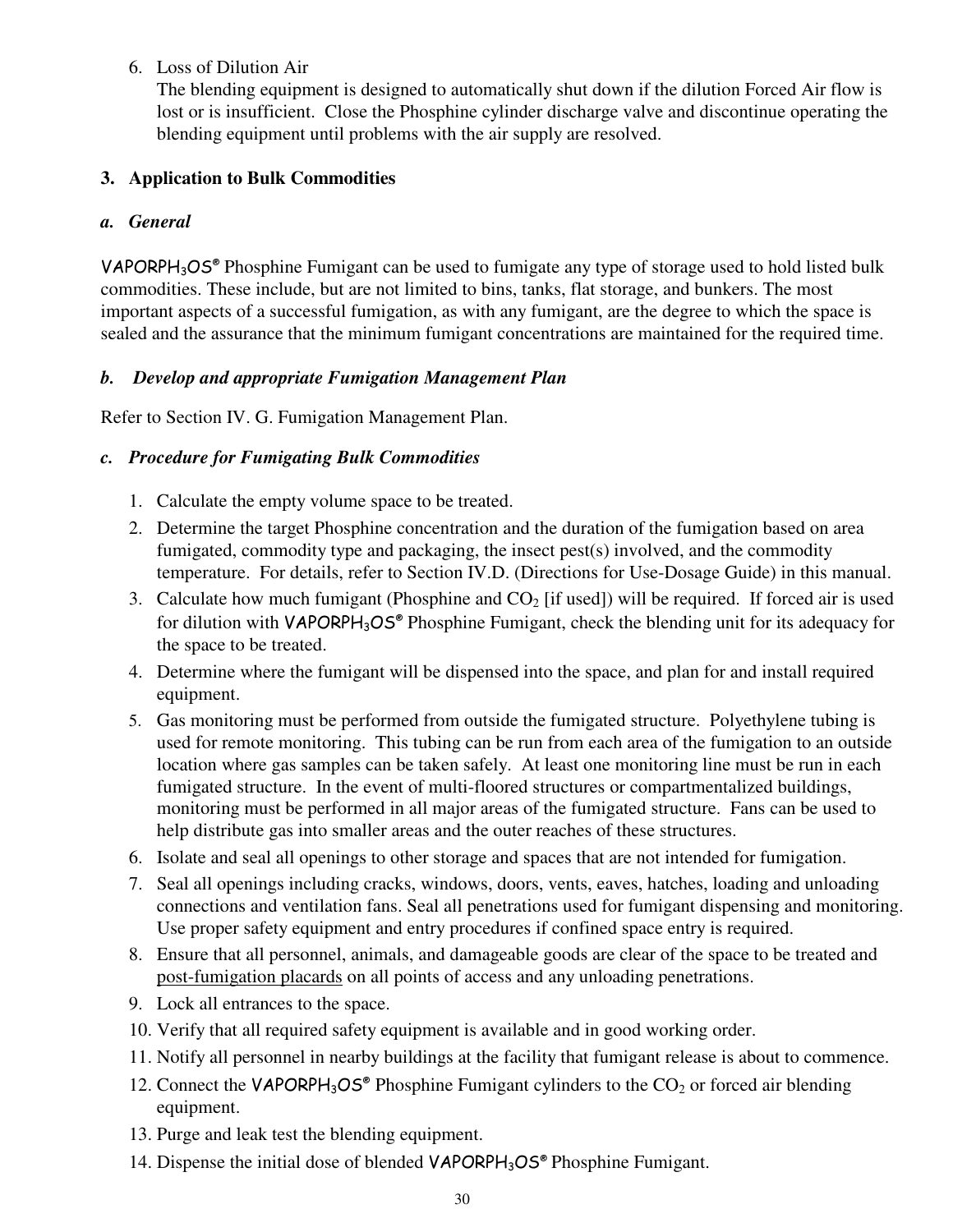6. Loss of Dilution Air
   The blending equipment is designed to automatically shut down if the dilution Forced Air flow is lost or is insufficient. Close the Phosphine cylinder discharge valve and discontinue operating the blending equipment until problems with the air supply are resolved.

## 3. Application to Bulk Commodities

### *a. General*

VAPORPH$_3$OS® Phosphine Fumigant can be used to fumigate any type of storage used to hold listed bulk commodities. These include, but are not limited to bins, tanks, flat storage, and bunkers. The most important aspects of a successful fumigation, as with any fumigant, are the degree to which the space is sealed and the assurance that the minimum fumigant concentrations are maintained for the required time.

### *b. Develop and appropriate Fumigation Management Plan*

Refer to Section IV. G. Fumigation Management Plan.

### *c. Procedure for Fumigating Bulk Commodities*

1. Calculate the empty volume space to be treated.
2. Determine the target Phosphine concentration and the duration of the fumigation based on area fumigated, commodity type and packaging, the insect pest(s) involved, and the commodity temperature. For details, refer to Section IV.D. (Directions for Use-Dosage Guide) in this manual.
3. Calculate how much fumigant (Phosphine and $CO_2$ [if used]) will be required. If forced air is used for dilution with VAPORPH$_3$OS® Phosphine Fumigant, check the blending unit for its adequacy for the space to be treated.
4. Determine where the fumigant will be dispensed into the space, and plan for and install required equipment.
5. Gas monitoring must be performed from outside the fumigated structure. Polyethylene tubing is used for remote monitoring. This tubing can be run from each area of the fumigation to an outside location where gas samples can be taken safely. At least one monitoring line must be run in each fumigated structure. In the event of multi-floored structures or compartmentalized buildings, monitoring must be performed in all major areas of the fumigated structure. Fans can be used to help distribute gas into smaller areas and the outer reaches of these structures.
6. Isolate and seal all openings to other storage and spaces that are not intended for fumigation.
7. Seal all openings including cracks, windows, doors, vents, eaves, hatches, loading and unloading connections and ventilation fans. Seal all penetrations used for fumigant dispensing and monitoring. Use proper safety equipment and entry procedures if confined space entry is required.
8. Ensure that all personnel, animals, and damageable goods are clear of the space to be treated and post-fumigation placards on all points of access and any unloading penetrations.
9. Lock all entrances to the space.
10. Verify that all required safety equipment is available and in good working order.
11. Notify all personnel in nearby buildings at the facility that fumigant release is about to commence.
12. Connect the VAPORPH$_3$OS® Phosphine Fumigant cylinders to the $CO_2$ or forced air blending equipment.
13. Purge and leak test the blending equipment.
14. Dispense the initial dose of blended VAPORPH$_3$OS® Phosphine Fumigant.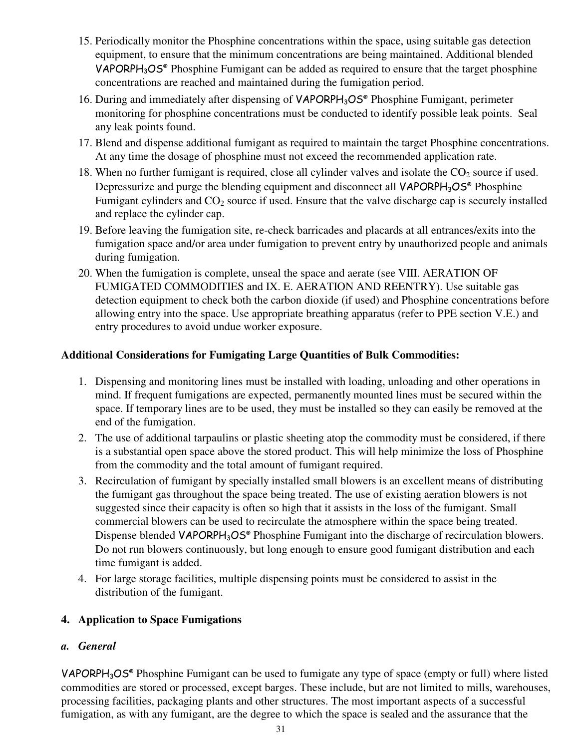15. Periodically monitor the Phosphine concentrations within the space, using suitable gas detection equipment, to ensure that the minimum concentrations are being maintained. Additional blended VAPORPH$_3$OS® Phosphine Fumigant can be added as required to ensure that the target phosphine concentrations are reached and maintained during the fumigation period.
16. During and immediately after dispensing of VAPORPH$_3$OS® Phosphine Fumigant, perimeter monitoring for phosphine concentrations must be conducted to identify possible leak points. Seal any leak points found.
17. Blend and dispense additional fumigant as required to maintain the target Phosphine concentrations. At any time the dosage of phosphine must not exceed the recommended application rate.
18. When no further fumigant is required, close all cylinder valves and isolate the $CO_2$ source if used. Depressurize and purge the blending equipment and disconnect all VAPORPH$_3$OS® Phosphine Fumigant cylinders and $CO_2$ source if used. Ensure that the valve discharge cap is securely installed and replace the cylinder cap.
19. Before leaving the fumigation site, re-check barricades and placards at all entrances/exits into the fumigation space and/or area under fumigation to prevent entry by unauthorized people and animals during fumigation.
20. When the fumigation is complete, unseal the space and aerate (see VIII. AERATION OF FUMIGATED COMMODITIES and IX. E. AERATION AND REENTRY). Use suitable gas detection equipment to check both the carbon dioxide (if used) and Phosphine concentrations before allowing entry into the space. Use appropriate breathing apparatus (refer to PPE section V.E.) and entry procedures to avoid undue worker exposure.

**Additional Considerations for Fumigating Large Quantities of Bulk Commodities:**

1. Dispensing and monitoring lines must be installed with loading, unloading and other operations in mind. If frequent fumigations are expected, permanently mounted lines must be secured within the space. If temporary lines are to be used, they must be installed so they can easily be removed at the end of the fumigation.
2. The use of additional tarpaulins or plastic sheeting atop the commodity must be considered, if there is a substantial open space above the stored product. This will help minimize the loss of Phosphine from the commodity and the total amount of fumigant required.
3. Recirculation of fumigant by specially installed small blowers is an excellent means of distributing the fumigant gas throughout the space being treated. The use of existing aeration blowers is not suggested since their capacity is often so high that it assists in the loss of the fumigant. Small commercial blowers can be used to recirculate the atmosphere within the space being treated. Dispense blended VAPORPH$_3$OS® Phosphine Fumigant into the discharge of recirculation blowers. Do not run blowers continuously, but long enough to ensure good fumigant distribution and each time fumigant is added.
4. For large storage facilities, multiple dispensing points must be considered to assist in the distribution of the fumigant.

### 4. Application to Space Fumigations

#### *a. General*

VAPORPH$_3$OS® Phosphine Fumigant can be used to fumigate any type of space (empty or full) where listed commodities are stored or processed, except barges. These include, but are not limited to mills, warehouses, processing facilities, packaging plants and other structures. The most important aspects of a successful fumigation, as with any fumigant, are the degree to which the space is sealed and the assurance that the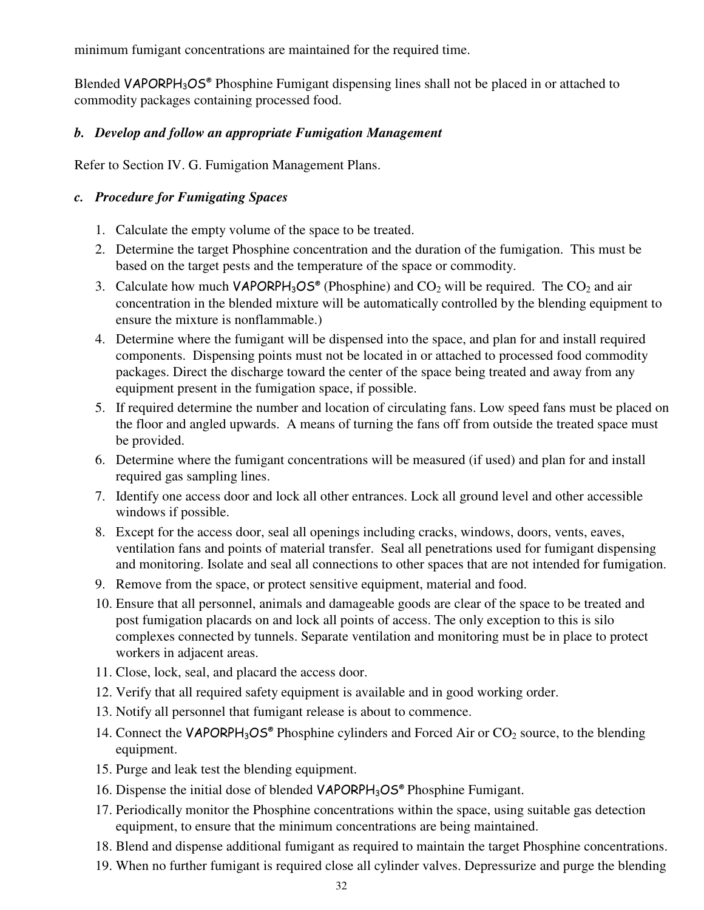minimum fumigant concentrations are maintained for the required time.

Blended VAPORPH$_3$OS® Phosphine Fumigant dispensing lines shall not be placed in or attached to commodity packages containing processed food.

***b. Develop and follow an appropriate Fumigation Management***

Refer to Section IV. G. Fumigation Management Plans.

***c. Procedure for Fumigating Spaces***

1. Calculate the empty volume of the space to be treated.
2. Determine the target Phosphine concentration and the duration of the fumigation. This must be based on the target pests and the temperature of the space or commodity.
3. Calculate how much VAPORPH$_3$OS® (Phosphine) and $CO_2$ will be required. The $CO_2$ and air concentration in the blended mixture will be automatically controlled by the blending equipment to ensure the mixture is nonflammable.)
4. Determine where the fumigant will be dispensed into the space, and plan for and install required components. Dispensing points must not be located in or attached to processed food commodity packages. Direct the discharge toward the center of the space being treated and away from any equipment present in the fumigation space, if possible.
5. If required determine the number and location of circulating fans. Low speed fans must be placed on the floor and angled upwards. A means of turning the fans off from outside the treated space must be provided.
6. Determine where the fumigant concentrations will be measured (if used) and plan for and install required gas sampling lines.
7. Identify one access door and lock all other entrances. Lock all ground level and other accessible windows if possible.
8. Except for the access door, seal all openings including cracks, windows, doors, vents, eaves, ventilation fans and points of material transfer. Seal all penetrations used for fumigant dispensing and monitoring. Isolate and seal all connections to other spaces that are not intended for fumigation.
9. Remove from the space, or protect sensitive equipment, material and food.
10. Ensure that all personnel, animals and damageable goods are clear of the space to be treated and post fumigation placards on and lock all points of access. The only exception to this is silo complexes connected by tunnels. Separate ventilation and monitoring must be in place to protect workers in adjacent areas.
11. Close, lock, seal, and placard the access door.
12. Verify that all required safety equipment is available and in good working order.
13. Notify all personnel that fumigant release is about to commence.
14. Connect the VAPORPH$_3$OS® Phosphine cylinders and Forced Air or $CO_2$ source, to the blending equipment.
15. Purge and leak test the blending equipment.
16. Dispense the initial dose of blended VAPORPH$_3$OS® Phosphine Fumigant.
17. Periodically monitor the Phosphine concentrations within the space, using suitable gas detection equipment, to ensure that the minimum concentrations are being maintained.
18. Blend and dispense additional fumigant as required to maintain the target Phosphine concentrations.
19. When no further fumigant is required close all cylinder valves. Depressurize and purge the blending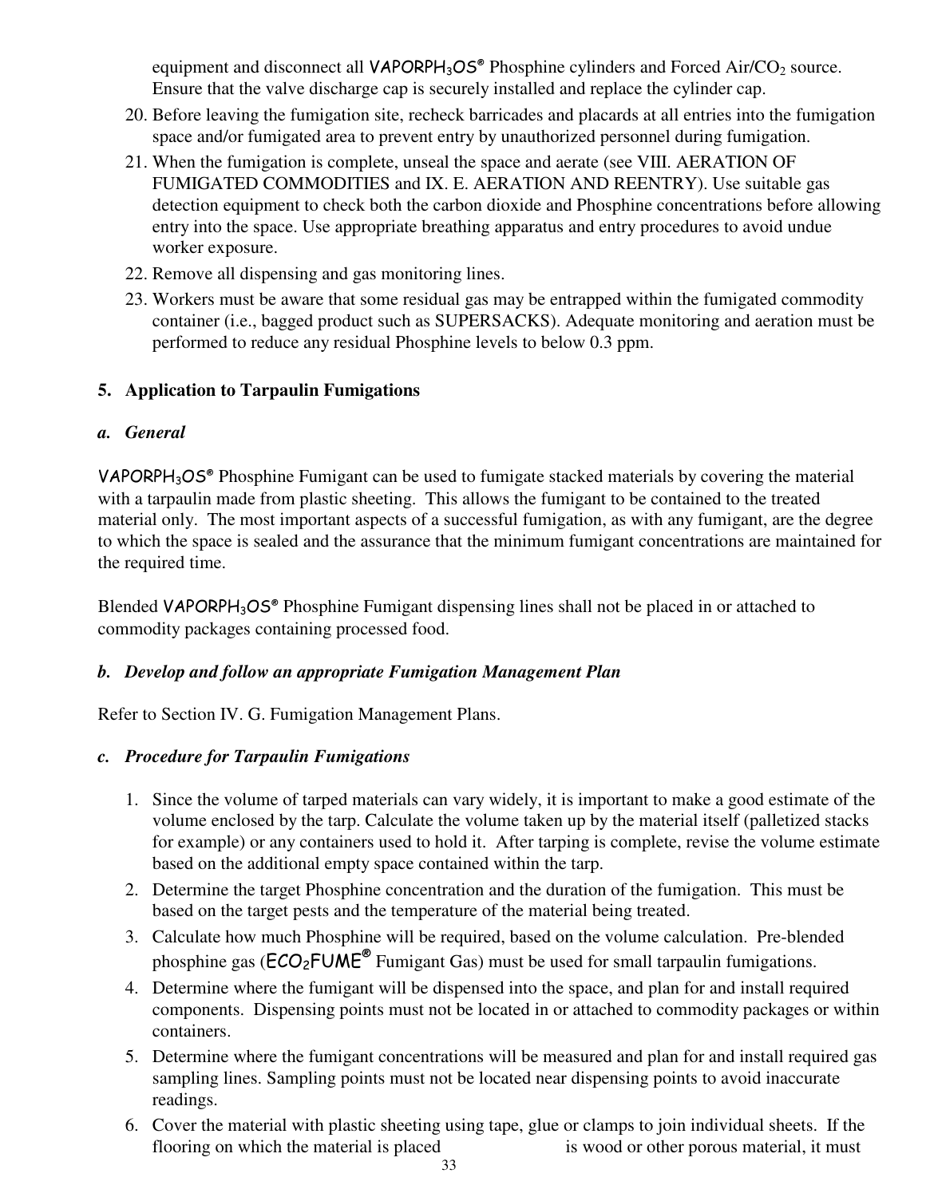equipment and disconnect all VAPORPH$_3$OS® Phosphine cylinders and Forced Air/$CO_2$ source. Ensure that the valve discharge cap is securely installed and replace the cylinder cap.

20. Before leaving the fumigation site, recheck barricades and placards at all entries into the fumigation space and/or fumigated area to prevent entry by unauthorized personnel during fumigation.
21. When the fumigation is complete, unseal the space and aerate (see VIII. AERATION OF FUMIGATED COMMODITIES and IX. E. AERATION AND REENTRY). Use suitable gas detection equipment to check both the carbon dioxide and Phosphine concentrations before allowing entry into the space. Use appropriate breathing apparatus and entry procedures to avoid undue worker exposure.
22. Remove all dispensing and gas monitoring lines.
23. Workers must be aware that some residual gas may be entrapped within the fumigated commodity container (i.e., bagged product such as SUPERSACKS). Adequate monitoring and aeration must be performed to reduce any residual Phosphine levels to below 0.3 ppm.

**5. Application to Tarpaulin Fumigations**

***a. General***

VAPORPH$_3$OS® Phosphine Fumigant can be used to fumigate stacked materials by covering the material with a tarpaulin made from plastic sheeting. This allows the fumigant to be contained to the treated material only. The most important aspects of a successful fumigation, as with any fumigant, are the degree to which the space is sealed and the assurance that the minimum fumigant concentrations are maintained for the required time.

Blended VAPORPH$_3$OS® Phosphine Fumigant dispensing lines shall not be placed in or attached to commodity packages containing processed food.

***b. Develop and follow an appropriate Fumigation Management Plan***

Refer to Section IV. G. Fumigation Management Plans.

***c. Procedure for Tarpaulin Fumigations***

1. Since the volume of tarped materials can vary widely, it is important to make a good estimate of the volume enclosed by the tarp. Calculate the volume taken up by the material itself (palletized stacks for example) or any containers used to hold it. After tarping is complete, revise the volume estimate based on the additional empty space contained within the tarp.
2. Determine the target Phosphine concentration and the duration of the fumigation. This must be based on the target pests and the temperature of the material being treated.
3. Calculate how much Phosphine will be required, based on the volume calculation. Pre-blended phosphine gas (ECO$_2$FUME® Fumigant Gas) must be used for small tarpaulin fumigations.
4. Determine where the fumigant will be dispensed into the space, and plan for and install required components. Dispensing points must not be located in or attached to commodity packages or within containers.
5. Determine where the fumigant concentrations will be measured and plan for and install required gas sampling lines. Sampling points must not be located near dispensing points to avoid inaccurate readings.
6. Cover the material with plastic sheeting using tape, glue or clamps to join individual sheets. If the flooring on which the material is placed is wood or other porous material, it must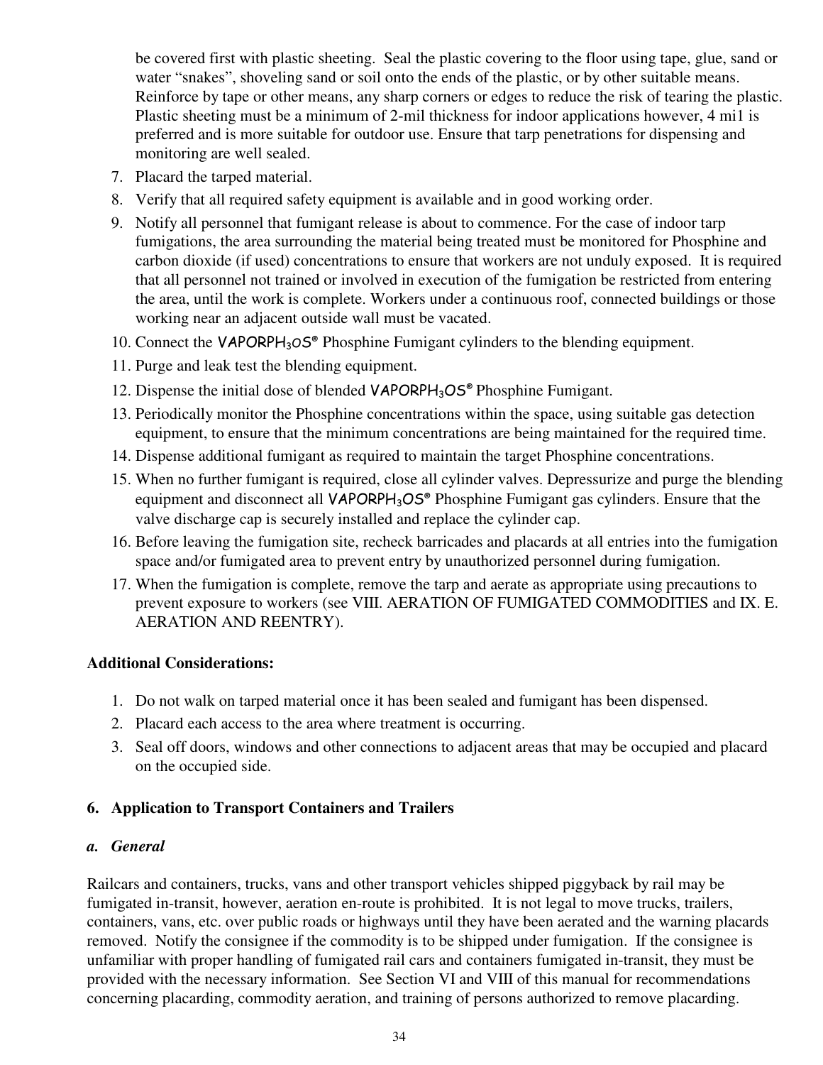be covered first with plastic sheeting. Seal the plastic covering to the floor using tape, glue, sand or water "snakes", shoveling sand or soil onto the ends of the plastic, or by other suitable means. Reinforce by tape or other means, any sharp corners or edges to reduce the risk of tearing the plastic. Plastic sheeting must be a minimum of 2-mil thickness for indoor applications however, 4 mi1 is preferred and is more suitable for outdoor use. Ensure that tarp penetrations for dispensing and monitoring are well sealed.

7. Placard the tarped material.
8. Verify that all required safety equipment is available and in good working order.
9. Notify all personnel that fumigant release is about to commence. For the case of indoor tarp fumigations, the area surrounding the material being treated must be monitored for Phosphine and carbon dioxide (if used) concentrations to ensure that workers are not unduly exposed. It is required that all personnel not trained or involved in execution of the fumigation be restricted from entering the area, until the work is complete. Workers under a continuous roof, connected buildings or those working near an adjacent outside wall must be vacated.
10. Connect the VAPORPH$_3$OS® Phosphine Fumigant cylinders to the blending equipment.
11. Purge and leak test the blending equipment.
12. Dispense the initial dose of blended VAPORPH$_3$OS® Phosphine Fumigant.
13. Periodically monitor the Phosphine concentrations within the space, using suitable gas detection equipment, to ensure that the minimum concentrations are being maintained for the required time.
14. Dispense additional fumigant as required to maintain the target Phosphine concentrations.
15. When no further fumigant is required, close all cylinder valves. Depressurize and purge the blending equipment and disconnect all VAPORPH$_3$OS® Phosphine Fumigant gas cylinders. Ensure that the valve discharge cap is securely installed and replace the cylinder cap.
16. Before leaving the fumigation site, recheck barricades and placards at all entries into the fumigation space and/or fumigated area to prevent entry by unauthorized personnel during fumigation.
17. When the fumigation is complete, remove the tarp and aerate as appropriate using precautions to prevent exposure to workers (see VIII. AERATION OF FUMIGATED COMMODITIES and IX. E. AERATION AND REENTRY).

**Additional Considerations:**

1. Do not walk on tarped material once it has been sealed and fumigant has been dispensed.
2. Placard each access to the area where treatment is occurring.
3. Seal off doors, windows and other connections to adjacent areas that may be occupied and placard on the occupied side.

## 6. Application to Transport Containers and Trailers

### *a. General*

Railcars and containers, trucks, vans and other transport vehicles shipped piggyback by rail may be fumigated in-transit, however, aeration en-route is prohibited. It is not legal to move trucks, trailers, containers, vans, etc. over public roads or highways until they have been aerated and the warning placards removed. Notify the consignee if the commodity is to be shipped under fumigation. If the consignee is unfamiliar with proper handling of fumigated rail cars and containers fumigated in-transit, they must be provided with the necessary information. See Section VI and VIII of this manual for recommendations concerning placarding, commodity aeration, and training of persons authorized to remove placarding.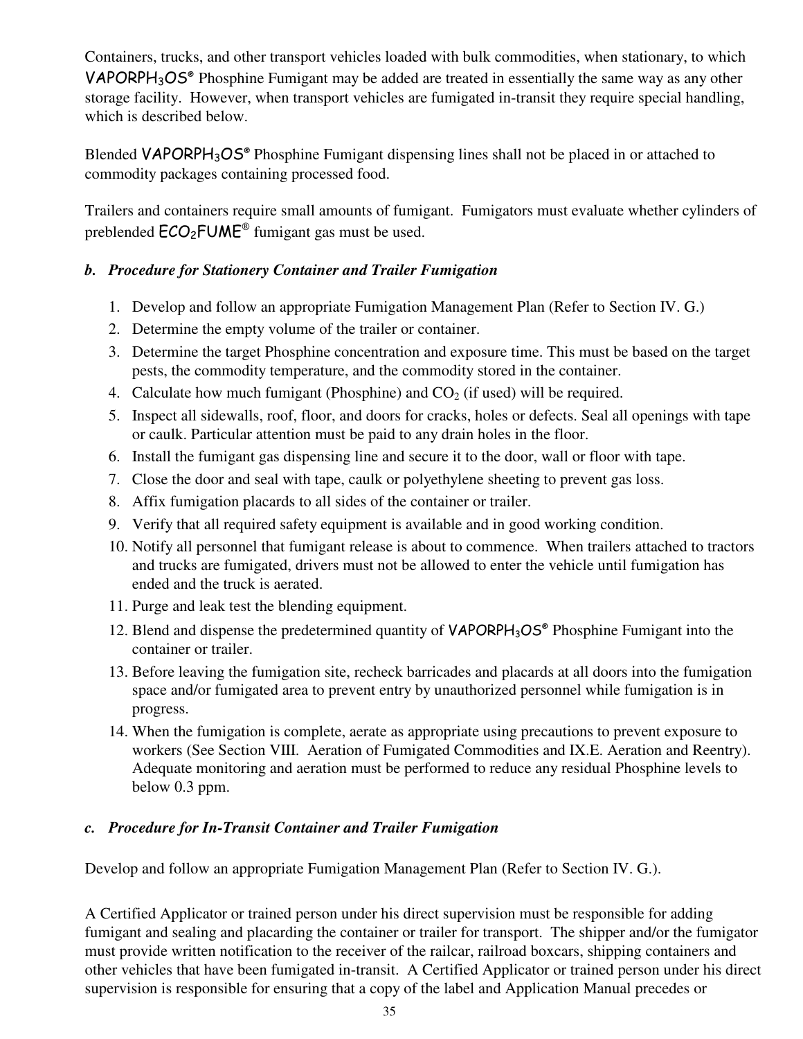Containers, trucks, and other transport vehicles loaded with bulk commodities, when stationary, to which VAPORPH$_3$OS® Phosphine Fumigant may be added are treated in essentially the same way as any other storage facility. However, when transport vehicles are fumigated in-transit they require special handling, which is described below.

Blended VAPORPH$_3$OS® Phosphine Fumigant dispensing lines shall not be placed in or attached to commodity packages containing processed food.

Trailers and containers require small amounts of fumigant. Fumigators must evaluate whether cylinders of preblended ECO$_2$FUME® fumigant gas must be used.

### b. *Procedure for Stationery Container and Trailer Fumigation*

1. Develop and follow an appropriate Fumigation Management Plan (Refer to Section IV. G.)
2. Determine the empty volume of the trailer or container.
3. Determine the target Phosphine concentration and exposure time. This must be based on the target pests, the commodity temperature, and the commodity stored in the container.
4. Calculate how much fumigant (Phosphine) and $CO_2$ (if used) will be required.
5. Inspect all sidewalls, roof, floor, and doors for cracks, holes or defects. Seal all openings with tape or caulk. Particular attention must be paid to any drain holes in the floor.
6. Install the fumigant gas dispensing line and secure it to the door, wall or floor with tape.
7. Close the door and seal with tape, caulk or polyethylene sheeting to prevent gas loss.
8. Affix fumigation placards to all sides of the container or trailer.
9. Verify that all required safety equipment is available and in good working condition.
10. Notify all personnel that fumigant release is about to commence. When trailers attached to tractors and trucks are fumigated, drivers must not be allowed to enter the vehicle until fumigation has ended and the truck is aerated.
11. Purge and leak test the blending equipment.
12. Blend and dispense the predetermined quantity of VAPORPH$_3$OS® Phosphine Fumigant into the container or trailer.
13. Before leaving the fumigation site, recheck barricades and placards at all doors into the fumigation space and/or fumigated area to prevent entry by unauthorized personnel while fumigation is in progress.
14. When the fumigation is complete, aerate as appropriate using precautions to prevent exposure to workers (See Section VIII. Aeration of Fumigated Commodities and IX.E. Aeration and Reentry). Adequate monitoring and aeration must be performed to reduce any residual Phosphine levels to below 0.3 ppm.

### c. *Procedure for In-Transit Container and Trailer Fumigation*

Develop and follow an appropriate Fumigation Management Plan (Refer to Section IV. G.).

A Certified Applicator or trained person under his direct supervision must be responsible for adding fumigant and sealing and placarding the container or trailer for transport. The shipper and/or the fumigator must provide written notification to the receiver of the railcar, railroad boxcars, shipping containers and other vehicles that have been fumigated in-transit. A Certified Applicator or trained person under his direct supervision is responsible for ensuring that a copy of the label and Application Manual precedes or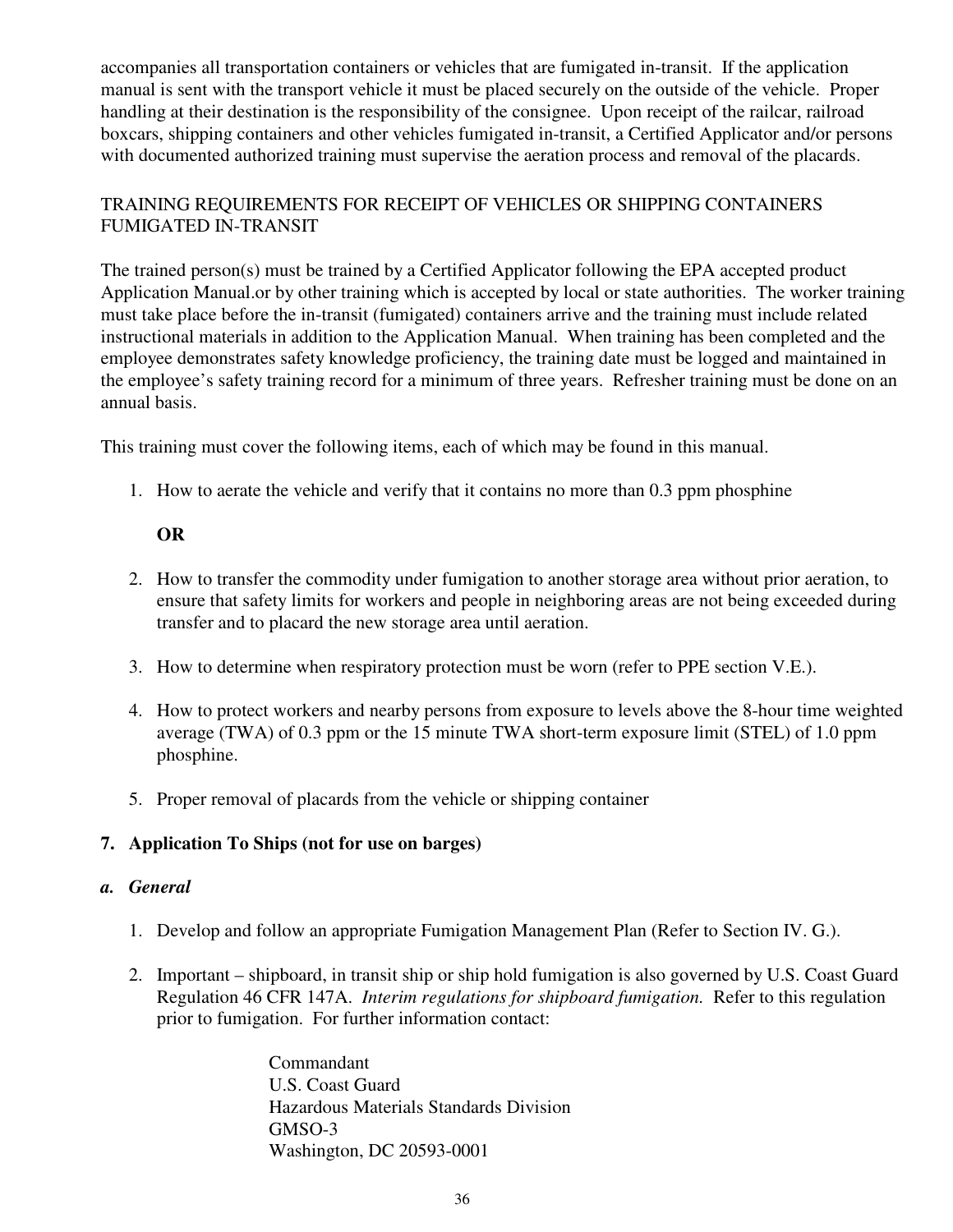accompanies all transportation containers or vehicles that are fumigated in-transit. If the application manual is sent with the transport vehicle it must be placed securely on the outside of the vehicle. Proper handling at their destination is the responsibility of the consignee. Upon receipt of the railcar, railroad boxcars, shipping containers and other vehicles fumigated in-transit, a Certified Applicator and/or persons with documented authorized training must supervise the aeration process and removal of the placards.

TRAINING REQUIREMENTS FOR RECEIPT OF VEHICLES OR SHIPPING CONTAINERS FUMIGATED IN-TRANSIT

The trained person(s) must be trained by a Certified Applicator following the EPA accepted product Application Manual.or by other training which is accepted by local or state authorities. The worker training must take place before the in-transit (fumigated) containers arrive and the training must include related instructional materials in addition to the Application Manual. When training has been completed and the employee demonstrates safety knowledge proficiency, the training date must be logged and maintained in the employee's safety training record for a minimum of three years. Refresher training must be done on an annual basis.

This training must cover the following items, each of which may be found in this manual.

1. How to aerate the vehicle and verify that it contains no more than 0.3 ppm phosphine

   **OR**

2. How to transfer the commodity under fumigation to another storage area without prior aeration, to ensure that safety limits for workers and people in neighboring areas are not being exceeded during transfer and to placard the new storage area until aeration.

3. How to determine when respiratory protection must be worn (refer to PPE section V.E.).

4. How to protect workers and nearby persons from exposure to levels above the 8-hour time weighted average (TWA) of 0.3 ppm or the 15 minute TWA short-term exposure limit (STEL) of 1.0 ppm phosphine.

5. Proper removal of placards from the vehicle or shipping container

## 7. Application To Ships (not for use on barges)

### *a. General*

1. Develop and follow an appropriate Fumigation Management Plan (Refer to Section IV. G.).

2. Important – shipboard, in transit ship or ship hold fumigation is also governed by U.S. Coast Guard Regulation 46 CFR 147A. *Interim regulations for shipboard fumigation.* Refer to this regulation prior to fumigation. For further information contact:

   Commandant  
   U.S. Coast Guard  
   Hazardous Materials Standards Division  
   GMSO-3  
   Washington, DC 20593-0001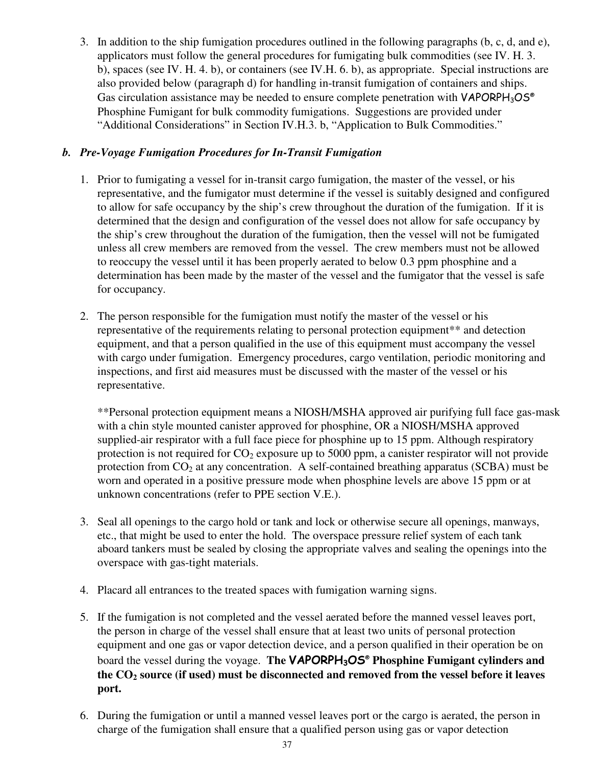3. In addition to the ship fumigation procedures outlined in the following paragraphs (b, c, d, and e), applicators must follow the general procedures for fumigating bulk commodities (see IV. H. 3. b), spaces (see IV. H. 4. b), or containers (see IV.H. 6. b), as appropriate. Special instructions are also provided below (paragraph d) for handling in-transit fumigation of containers and ships. Gas circulation assistance may be needed to ensure complete penetration with VAPORPH$_3$OS® Phosphine Fumigant for bulk commodity fumigations. Suggestions are provided under "Additional Considerations" in Section IV.H.3. b, "Application to Bulk Commodities."

### *b. Pre-Voyage Fumigation Procedures for In-Transit Fumigation*

1. Prior to fumigating a vessel for in-transit cargo fumigation, the master of the vessel, or his representative, and the fumigator must determine if the vessel is suitably designed and configured to allow for safe occupancy by the ship's crew throughout the duration of the fumigation. If it is determined that the design and configuration of the vessel does not allow for safe occupancy by the ship's crew throughout the duration of the fumigation, then the vessel will not be fumigated unless all crew members are removed from the vessel. The crew members must not be allowed to reoccupy the vessel until it has been properly aerated to below 0.3 ppm phosphine and a determination has been made by the master of the vessel and the fumigator that the vessel is safe for occupancy.

2. The person responsible for the fumigation must notify the master of the vessel or his representative of the requirements relating to personal protection equipment** and detection equipment, and that a person qualified in the use of this equipment must accompany the vessel with cargo under fumigation. Emergency procedures, cargo ventilation, periodic monitoring and inspections, and first aid measures must be discussed with the master of the vessel or his representative.

   **Personal protection equipment means a NIOSH/MSHA approved air purifying full face gas-mask with a chin style mounted canister approved for phosphine, OR a NIOSH/MSHA approved supplied-air respirator with a full face piece for phosphine up to 15 ppm. Although respiratory protection is not required for $CO_2$ exposure up to 5000 ppm, a canister respirator will not provide protection from $CO_2$ at any concentration. A self-contained breathing apparatus (SCBA) must be worn and operated in a positive pressure mode when phosphine levels are above 15 ppm or at unknown concentrations (refer to PPE section V.E.).

3. Seal all openings to the cargo hold or tank and lock or otherwise secure all openings, manways, etc., that might be used to enter the hold. The overspace pressure relief system of each tank aboard tankers must be sealed by closing the appropriate valves and sealing the openings into the overspace with gas-tight materials.

4. Placard all entrances to the treated spaces with fumigation warning signs.

5. If the fumigation is not completed and the vessel aerated before the manned vessel leaves port, the person in charge of the vessel shall ensure that at least two units of personal protection equipment and one gas or vapor detection device, and a person qualified in their operation be on board the vessel during the voyage. **The VAPORPH$_3$OS® Phosphine Fumigant cylinders and the $CO_2$ source (if used) must be disconnected and removed from the vessel before it leaves port.**

6. During the fumigation or until a manned vessel leaves port or the cargo is aerated, the person in charge of the fumigation shall ensure that a qualified person using gas or vapor detection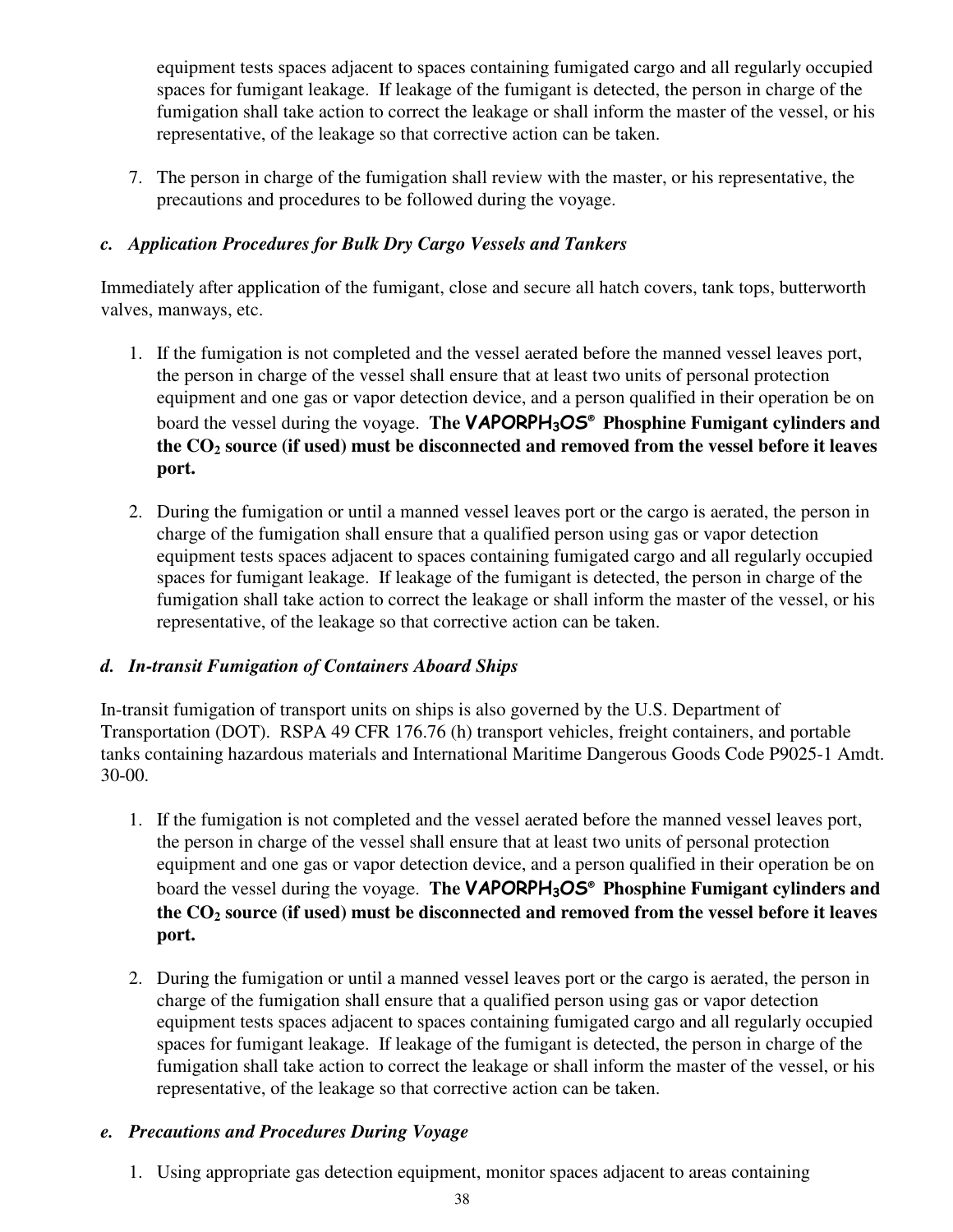equipment tests spaces adjacent to spaces containing fumigated cargo and all regularly occupied spaces for fumigant leakage. If leakage of the fumigant is detected, the person in charge of the fumigation shall take action to correct the leakage or shall inform the master of the vessel, or his representative, of the leakage so that corrective action can be taken.

7. The person in charge of the fumigation shall review with the master, or his representative, the precautions and procedures to be followed during the voyage.

### *c. Application Procedures for Bulk Dry Cargo Vessels and Tankers*

Immediately after application of the fumigant, close and secure all hatch covers, tank tops, butterworth valves, manways, etc.

1. If the fumigation is not completed and the vessel aerated before the manned vessel leaves port, the person in charge of the vessel shall ensure that at least two units of personal protection equipment and one gas or vapor detection device, and a person qualified in their operation be on board the vessel during the voyage. **The VAPORPH$_3$OS® Phosphine Fumigant cylinders and the $CO_2$ source (if used) must be disconnected and removed from the vessel before it leaves port.**

2. During the fumigation or until a manned vessel leaves port or the cargo is aerated, the person in charge of the fumigation shall ensure that a qualified person using gas or vapor detection equipment tests spaces adjacent to spaces containing fumigated cargo and all regularly occupied spaces for fumigant leakage. If leakage of the fumigant is detected, the person in charge of the fumigation shall take action to correct the leakage or shall inform the master of the vessel, or his representative, of the leakage so that corrective action can be taken.

### *d. In-transit Fumigation of Containers Aboard Ships*

In-transit fumigation of transport units on ships is also governed by the U.S. Department of Transportation (DOT). RSPA 49 CFR 176.76 (h) transport vehicles, freight containers, and portable tanks containing hazardous materials and International Maritime Dangerous Goods Code P9025-1 Amdt. 30-00.

1. If the fumigation is not completed and the vessel aerated before the manned vessel leaves port, the person in charge of the vessel shall ensure that at least two units of personal protection equipment and one gas or vapor detection device, and a person qualified in their operation be on board the vessel during the voyage. **The VAPORPH$_3$OS® Phosphine Fumigant cylinders and the $CO_2$ source (if used) must be disconnected and removed from the vessel before it leaves port.**

2. During the fumigation or until a manned vessel leaves port or the cargo is aerated, the person in charge of the fumigation shall ensure that a qualified person using gas or vapor detection equipment tests spaces adjacent to spaces containing fumigated cargo and all regularly occupied spaces for fumigant leakage. If leakage of the fumigant is detected, the person in charge of the fumigation shall take action to correct the leakage or shall inform the master of the vessel, or his representative, of the leakage so that corrective action can be taken.

### *e. Precautions and Procedures During Voyage*

1. Using appropriate gas detection equipment, monitor spaces adjacent to areas containing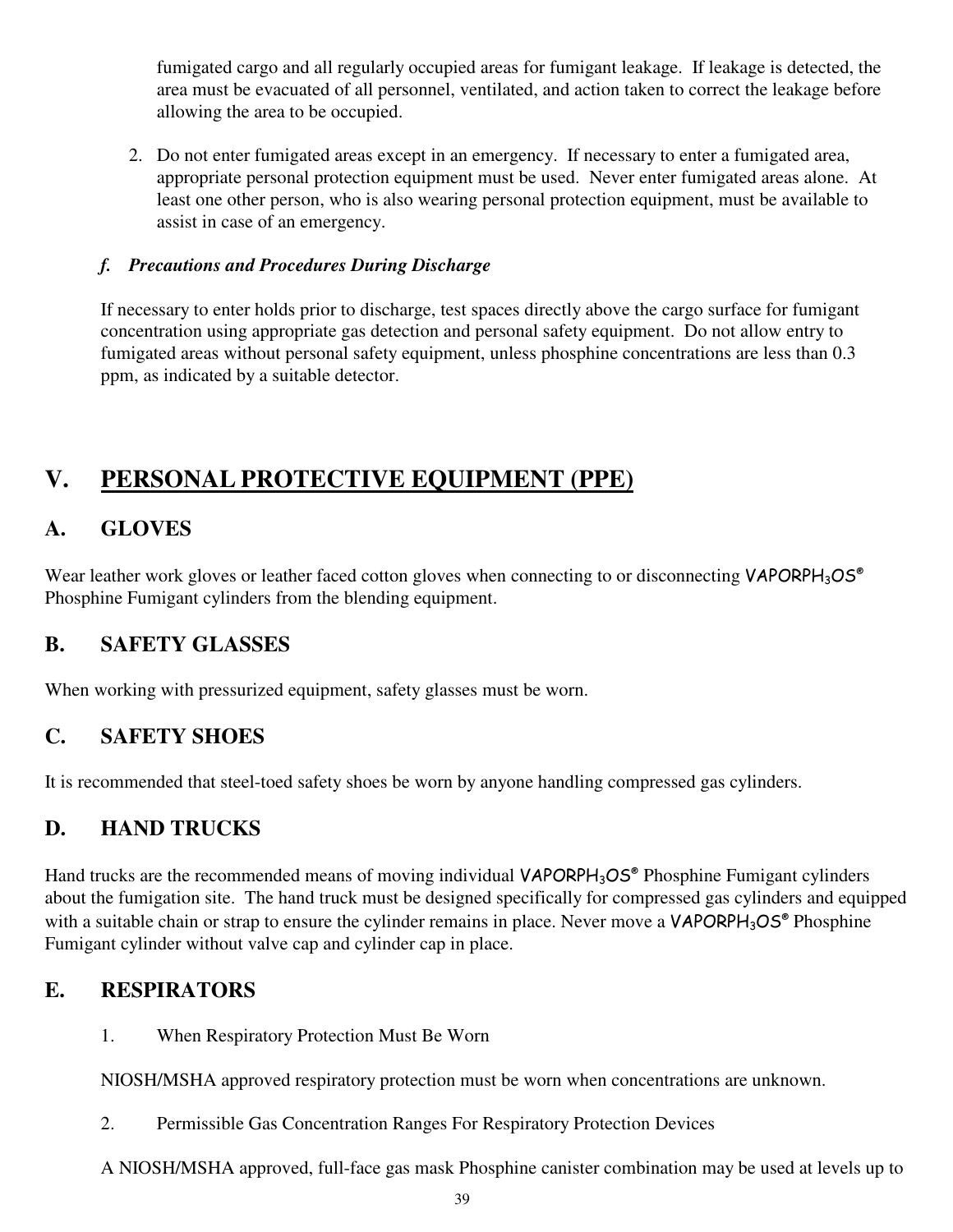fumigated cargo and all regularly occupied areas for fumigant leakage.  If leakage is detected, the area must be evacuated of all personnel, ventilated, and action taken to correct the leakage before allowing the area to be occupied.

2. Do not enter fumigated areas except in an emergency.  If necessary to enter a fumigated area, appropriate personal protection equipment must be used.  Never enter fumigated areas alone.  At least one other person, who is also wearing personal protection equipment, must be available to assist in case of an emergency.

***f. Precautions and Procedures During Discharge***

If necessary to enter holds prior to discharge, test spaces directly above the cargo surface for fumigant concentration using appropriate gas detection and personal safety equipment.  Do not allow entry to fumigated areas without personal safety equipment, unless phosphine concentrations are less than 0.3 ppm, as indicated by a suitable detector.

# V. PERSONAL PROTECTIVE EQUIPMENT (PPE)

## A. GLOVES

Wear leather work gloves or leather faced cotton gloves when connecting to or disconnecting VAPORPH$_3$OS® Phosphine Fumigant cylinders from the blending equipment.

## B. SAFETY GLASSES

When working with pressurized equipment, safety glasses must be worn.

## C. SAFETY SHOES

It is recommended that steel-toed safety shoes be worn by anyone handling compressed gas cylinders.

## D. HAND TRUCKS

Hand trucks are the recommended means of moving individual VAPORPH$_3$OS® Phosphine Fumigant cylinders about the fumigation site.  The hand truck must be designed specifically for compressed gas cylinders and equipped with a suitable chain or strap to ensure the cylinder remains in place. Never move a VAPORPH$_3$OS® Phosphine Fumigant cylinder without valve cap and cylinder cap in place.

## E. RESPIRATORS

1. When Respiratory Protection Must Be Worn

NIOSH/MSHA approved respiratory protection must be worn when concentrations are unknown.

2. Permissible Gas Concentration Ranges For Respiratory Protection Devices

A NIOSH/MSHA approved, full-face gas mask Phosphine canister combination may be used at levels up to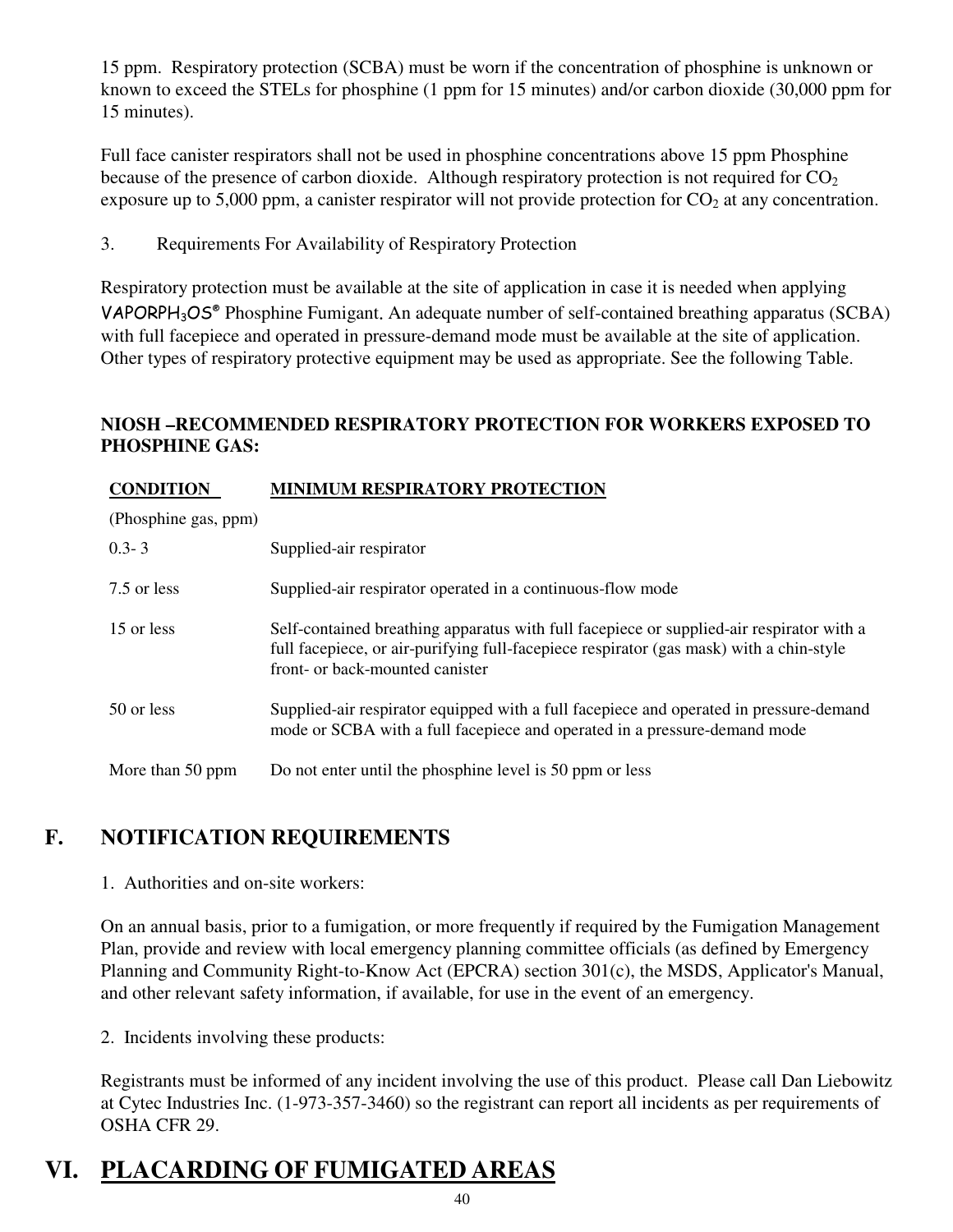15 ppm. Respiratory protection (SCBA) must be worn if the concentration of phosphine is unknown or known to exceed the STELs for phosphine (1 ppm for 15 minutes) and/or carbon dioxide (30,000 ppm for 15 minutes).

Full face canister respirators shall not be used in phosphine concentrations above 15 ppm Phosphine because of the presence of carbon dioxide. Although respiratory protection is not required for $CO_2$ exposure up to 5,000 ppm, a canister respirator will not provide protection for $CO_2$ at any concentration.

3. Requirements For Availability of Respiratory Protection

Respiratory protection must be available at the site of application in case it is needed when applying VAPORPH$_3$OS® Phosphine Fumigant. An adequate number of self-contained breathing apparatus (SCBA) with full facepiece and operated in pressure-demand mode must be available at the site of application. Other types of respiratory protective equipment may be used as appropriate. See the following Table.

**NIOSH –RECOMMENDED RESPIRATORY PROTECTION FOR WORKERS EXPOSED TO PHOSPHINE GAS:**

| CONDITION (Phosphine gas, ppm) | MINIMUM RESPIRATORY PROTECTION |
|---|---|
| 0.3- 3 | Supplied-air respirator |
| 7.5 or less | Supplied-air respirator operated in a continuous-flow mode |
| 15 or less | Self-contained breathing apparatus with full facepiece or supplied-air respirator with a full facepiece, or air-purifying full-facepiece respirator (gas mask) with a chin-style front- or back-mounted canister |
| 50 or less | Supplied-air respirator equipped with a full facepiece and operated in pressure-demand mode or SCBA with a full facepiece and operated in a pressure-demand mode |
| More than 50 ppm | Do not enter until the phosphine level is 50 ppm or less |

## F. NOTIFICATION REQUIREMENTS

1. Authorities and on-site workers:

On an annual basis, prior to a fumigation, or more frequently if required by the Fumigation Management Plan, provide and review with local emergency planning committee officials (as defined by Emergency Planning and Community Right-to-Know Act (EPCRA) section 301(c), the MSDS, Applicator's Manual, and other relevant safety information, if available, for use in the event of an emergency.

2. Incidents involving these products:

Registrants must be informed of any incident involving the use of this product. Please call Dan Liebowitz at Cytec Industries Inc. (1-973-357-3460) so the registrant can report all incidents as per requirements of OSHA CFR 29.

# VI. PLACARDING OF FUMIGATED AREAS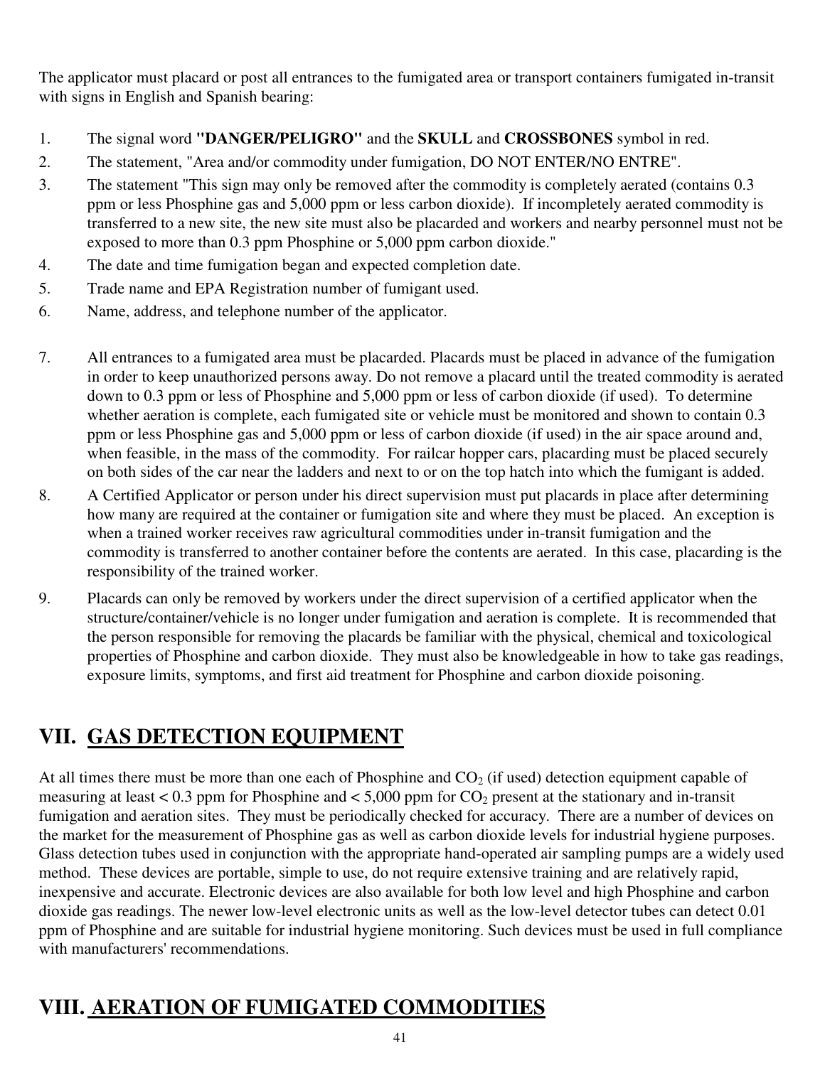The applicator must placard or post all entrances to the fumigated area or transport containers fumigated in-transit with signs in English and Spanish bearing:

1. The signal word **"DANGER/PELIGRO"** and the **SKULL** and **CROSSBONES** symbol in red.
2. The statement, "Area and/or commodity under fumigation, DO NOT ENTER/NO ENTRE".
3. The statement "This sign may only be removed after the commodity is completely aerated (contains 0.3 ppm or less Phosphine gas and 5,000 ppm or less carbon dioxide). If incompletely aerated commodity is transferred to a new site, the new site must also be placarded and workers and nearby personnel must not be exposed to more than 0.3 ppm Phosphine or 5,000 ppm carbon dioxide."
4. The date and time fumigation began and expected completion date.
5. Trade name and EPA Registration number of fumigant used.
6. Name, address, and telephone number of the applicator.
7. All entrances to a fumigated area must be placarded. Placards must be placed in advance of the fumigation in order to keep unauthorized persons away. Do not remove a placard until the treated commodity is aerated down to 0.3 ppm or less of Phosphine and 5,000 ppm or less of carbon dioxide (if used). To determine whether aeration is complete, each fumigated site or vehicle must be monitored and shown to contain 0.3 ppm or less Phosphine gas and 5,000 ppm or less of carbon dioxide (if used) in the air space around and, when feasible, in the mass of the commodity. For railcar hopper cars, placarding must be placed securely on both sides of the car near the ladders and next to or on the top hatch into which the fumigant is added.
8. A Certified Applicator or person under his direct supervision must put placards in place after determining how many are required at the container or fumigation site and where they must be placed. An exception is when a trained worker receives raw agricultural commodities under in-transit fumigation and the commodity is transferred to another container before the contents are aerated. In this case, placarding is the responsibility of the trained worker.
9. Placards can only be removed by workers under the direct supervision of a certified applicator when the structure/container/vehicle is no longer under fumigation and aeration is complete. It is recommended that the person responsible for removing the placards be familiar with the physical, chemical and toxicological properties of Phosphine and carbon dioxide. They must also be knowledgeable in how to take gas readings, exposure limits, symptoms, and first aid treatment for Phosphine and carbon dioxide poisoning.

## VII. GAS DETECTION EQUIPMENT

At all times there must be more than one each of Phosphine and $CO_2$ (if used) detection equipment capable of measuring at least < 0.3 ppm for Phosphine and < 5,000 ppm for $CO_2$ present at the stationary and in-transit fumigation and aeration sites. They must be periodically checked for accuracy. There are a number of devices on the market for the measurement of Phosphine gas as well as carbon dioxide levels for industrial hygiene purposes. Glass detection tubes used in conjunction with the appropriate hand-operated air sampling pumps are a widely used method. These devices are portable, simple to use, do not require extensive training and are relatively rapid, inexpensive and accurate. Electronic devices are also available for both low level and high Phosphine and carbon dioxide gas readings. The newer low-level electronic units as well as the low-level detector tubes can detect 0.01 ppm of Phosphine and are suitable for industrial hygiene monitoring. Such devices must be used in full compliance with manufacturers' recommendations.

## VIII. AERATION OF FUMIGATED COMMODITIES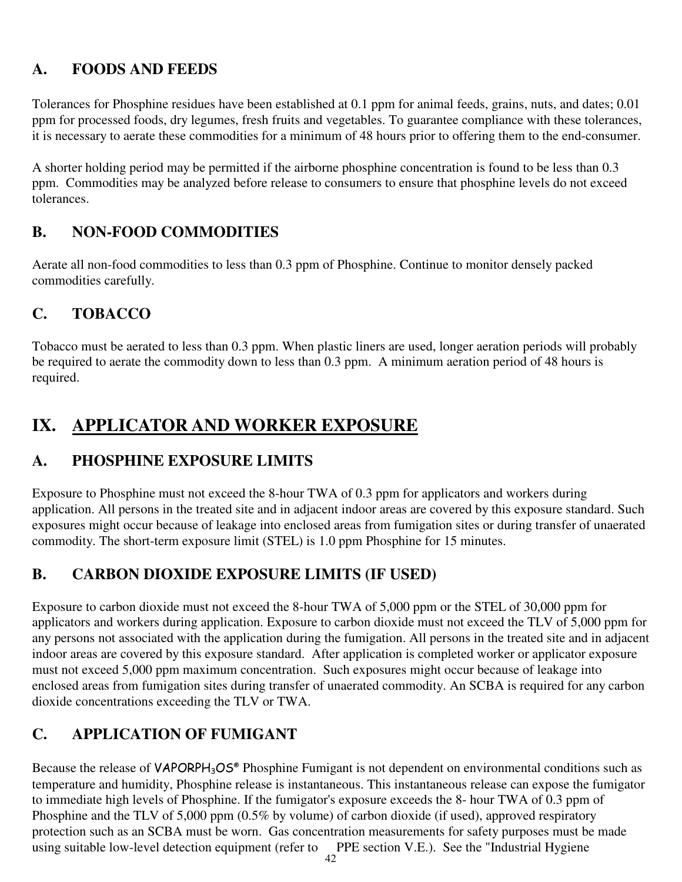## A. FOODS AND FEEDS

Tolerances for Phosphine residues have been established at 0.1 ppm for animal feeds, grains, nuts, and dates; 0.01 ppm for processed foods, dry legumes, fresh fruits and vegetables. To guarantee compliance with these tolerances, it is necessary to aerate these commodities for a minimum of 48 hours prior to offering them to the end-consumer.

A shorter holding period may be permitted if the airborne phosphine concentration is found to be less than 0.3 ppm. Commodities may be analyzed before release to consumers to ensure that phosphine levels do not exceed tolerances.

## B. NON-FOOD COMMODITIES

Aerate all non-food commodities to less than 0.3 ppm of Phosphine. Continue to monitor densely packed commodities carefully.

## C. TOBACCO

Tobacco must be aerated to less than 0.3 ppm. When plastic liners are used, longer aeration periods will probably be required to aerate the commodity down to less than 0.3 ppm. A minimum aeration period of 48 hours is required.

# IX. APPLICATOR AND WORKER EXPOSURE

## A. PHOSPHINE EXPOSURE LIMITS

Exposure to Phosphine must not exceed the 8-hour TWA of 0.3 ppm for applicators and workers during application. All persons in the treated site and in adjacent indoor areas are covered by this exposure standard. Such exposures might occur because of leakage into enclosed areas from fumigation sites or during transfer of unaerated commodity. The short-term exposure limit (STEL) is 1.0 ppm Phosphine for 15 minutes.

## B. CARBON DIOXIDE EXPOSURE LIMITS (IF USED)

Exposure to carbon dioxide must not exceed the 8-hour TWA of 5,000 ppm or the STEL of 30,000 ppm for applicators and workers during application. Exposure to carbon dioxide must not exceed the TLV of 5,000 ppm for any persons not associated with the application during the fumigation. All persons in the treated site and in adjacent indoor areas are covered by this exposure standard. After application is completed worker or applicator exposure must not exceed 5,000 ppm maximum concentration. Such exposures might occur because of leakage into enclosed areas from fumigation sites during transfer of unaerated commodity. An SCBA is required for any carbon dioxide concentrations exceeding the TLV or TWA.

## C. APPLICATION OF FUMIGANT

Because the release of VAPORPH3OS® Phosphine Fumigant is not dependent on environmental conditions such as temperature and humidity, Phosphine release is instantaneous. This instantaneous release can expose the fumigator to immediate high levels of Phosphine. If the fumigator's exposure exceeds the 8- hour TWA of 0.3 ppm of Phosphine and the TLV of 5,000 ppm (0.5% by volume) of carbon dioxide (if used), approved respiratory protection such as an SCBA must be worn. Gas concentration measurements for safety purposes must be made using suitable low-level detection equipment (refer to PPE section V.E.). See the "Industrial Hygiene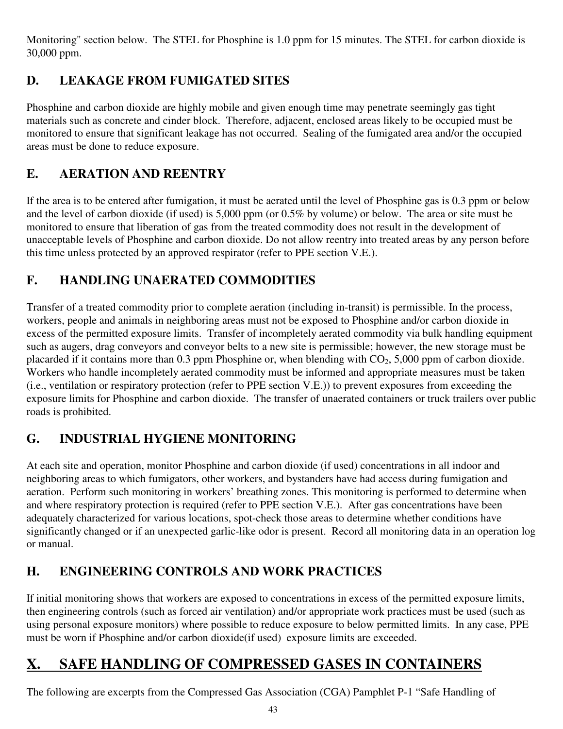Monitoring" section below. The STEL for Phosphine is 1.0 ppm for 15 minutes. The STEL for carbon dioxide is 30,000 ppm.

## D. LEAKAGE FROM FUMIGATED SITES

Phosphine and carbon dioxide are highly mobile and given enough time may penetrate seemingly gas tight materials such as concrete and cinder block. Therefore, adjacent, enclosed areas likely to be occupied must be monitored to ensure that significant leakage has not occurred. Sealing of the fumigated area and/or the occupied areas must be done to reduce exposure.

## E. AERATION AND REENTRY

If the area is to be entered after fumigation, it must be aerated until the level of Phosphine gas is 0.3 ppm or below and the level of carbon dioxide (if used) is 5,000 ppm (or 0.5% by volume) or below. The area or site must be monitored to ensure that liberation of gas from the treated commodity does not result in the development of unacceptable levels of Phosphine and carbon dioxide. Do not allow reentry into treated areas by any person before this time unless protected by an approved respirator (refer to PPE section V.E.).

## F. HANDLING UNAERATED COMMODITIES

Transfer of a treated commodity prior to complete aeration (including in-transit) is permissible. In the process, workers, people and animals in neighboring areas must not be exposed to Phosphine and/or carbon dioxide in excess of the permitted exposure limits. Transfer of incompletely aerated commodity via bulk handling equipment such as augers, drag conveyors and conveyor belts to a new site is permissible; however, the new storage must be placarded if it contains more than 0.3 ppm Phosphine or, when blending with $CO_2$, 5,000 ppm of carbon dioxide. Workers who handle incompletely aerated commodity must be informed and appropriate measures must be taken (i.e., ventilation or respiratory protection (refer to PPE section V.E.)) to prevent exposures from exceeding the exposure limits for Phosphine and carbon dioxide. The transfer of unaerated containers or truck trailers over public roads is prohibited.

## G. INDUSTRIAL HYGIENE MONITORING

At each site and operation, monitor Phosphine and carbon dioxide (if used) concentrations in all indoor and neighboring areas to which fumigators, other workers, and bystanders have had access during fumigation and aeration. Perform such monitoring in workers' breathing zones. This monitoring is performed to determine when and where respiratory protection is required (refer to PPE section V.E.). After gas concentrations have been adequately characterized for various locations, spot-check those areas to determine whether conditions have significantly changed or if an unexpected garlic-like odor is present. Record all monitoring data in an operation log or manual.

## H. ENGINEERING CONTROLS AND WORK PRACTICES

If initial monitoring shows that workers are exposed to concentrations in excess of the permitted exposure limits, then engineering controls (such as forced air ventilation) and/or appropriate work practices must be used (such as using personal exposure monitors) where possible to reduce exposure to below permitted limits. In any case, PPE must be worn if Phosphine and/or carbon dioxide(if used) exposure limits are exceeded.

# X. SAFE HANDLING OF COMPRESSED GASES IN CONTAINERS

The following are excerpts from the Compressed Gas Association (CGA) Pamphlet P-1 "Safe Handling of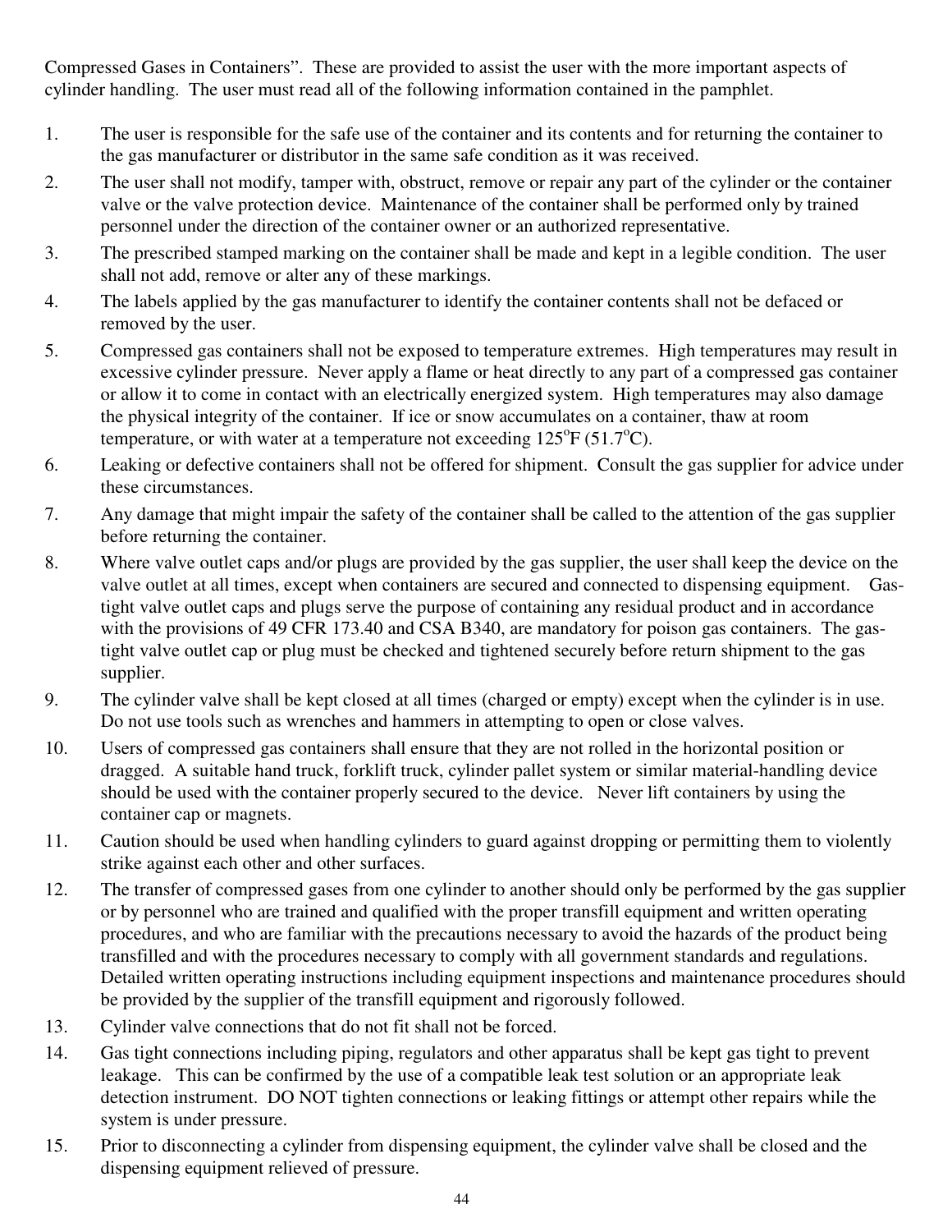Compressed Gases in Containers". These are provided to assist the user with the more important aspects of cylinder handling. The user must read all of the following information contained in the pamphlet.

1. The user is responsible for the safe use of the container and its contents and for returning the container to the gas manufacturer or distributor in the same safe condition as it was received.
2. The user shall not modify, tamper with, obstruct, remove or repair any part of the cylinder or the container valve or the valve protection device. Maintenance of the container shall be performed only by trained personnel under the direction of the container owner or an authorized representative.
3. The prescribed stamped marking on the container shall be made and kept in a legible condition. The user shall not add, remove or alter any of these markings.
4. The labels applied by the gas manufacturer to identify the container contents shall not be defaced or removed by the user.
5. Compressed gas containers shall not be exposed to temperature extremes. High temperatures may result in excessive cylinder pressure. Never apply a flame or heat directly to any part of a compressed gas container or allow it to come in contact with an electrically energized system. High temperatures may also damage the physical integrity of the container. If ice or snow accumulates on a container, thaw at room temperature, or with water at a temperature not exceeding 125°F (51.7°C).
6. Leaking or defective containers shall not be offered for shipment. Consult the gas supplier for advice under these circumstances.
7. Any damage that might impair the safety of the container shall be called to the attention of the gas supplier before returning the container.
8. Where valve outlet caps and/or plugs are provided by the gas supplier, the user shall keep the device on the valve outlet at all times, except when containers are secured and connected to dispensing equipment. Gas-tight valve outlet caps and plugs serve the purpose of containing any residual product and in accordance with the provisions of 49 CFR 173.40 and CSA B340, are mandatory for poison gas containers. The gas-tight valve outlet cap or plug must be checked and tightened securely before return shipment to the gas supplier.
9. The cylinder valve shall be kept closed at all times (charged or empty) except when the cylinder is in use. Do not use tools such as wrenches and hammers in attempting to open or close valves.
10. Users of compressed gas containers shall ensure that they are not rolled in the horizontal position or dragged. A suitable hand truck, forklift truck, cylinder pallet system or similar material-handling device should be used with the container properly secured to the device. Never lift containers by using the container cap or magnets.
11. Caution should be used when handling cylinders to guard against dropping or permitting them to violently strike against each other and other surfaces.
12. The transfer of compressed gases from one cylinder to another should only be performed by the gas supplier or by personnel who are trained and qualified with the proper transfill equipment and written operating procedures, and who are familiar with the precautions necessary to avoid the hazards of the product being transfilled and with the procedures necessary to comply with all government standards and regulations. Detailed written operating instructions including equipment inspections and maintenance procedures should be provided by the supplier of the transfill equipment and rigorously followed.
13. Cylinder valve connections that do not fit shall not be forced.
14. Gas tight connections including piping, regulators and other apparatus shall be kept gas tight to prevent leakage. This can be confirmed by the use of a compatible leak test solution or an appropriate leak detection instrument. DO NOT tighten connections or leaking fittings or attempt other repairs while the system is under pressure.
15. Prior to disconnecting a cylinder from dispensing equipment, the cylinder valve shall be closed and the dispensing equipment relieved of pressure.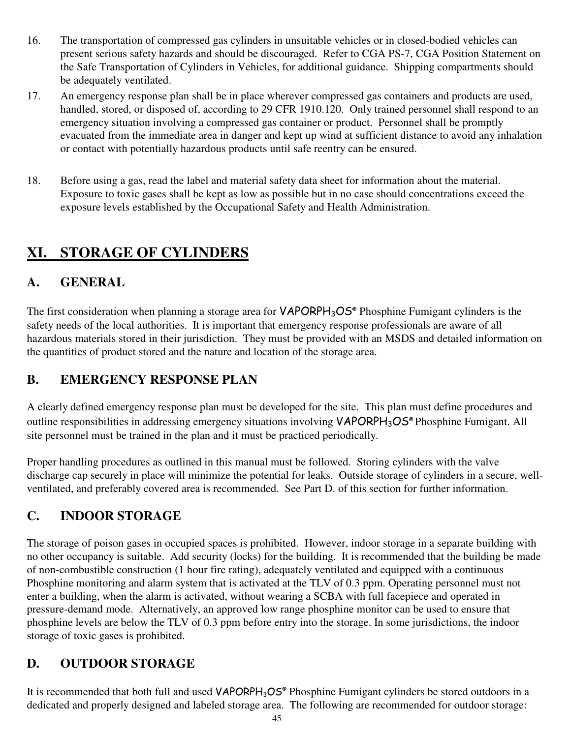16. The transportation of compressed gas cylinders in unsuitable vehicles or in closed-bodied vehicles can present serious safety hazards and should be discouraged. Refer to CGA PS-7, CGA Position Statement on the Safe Transportation of Cylinders in Vehicles, for additional guidance. Shipping compartments should be adequately ventilated.
17. An emergency response plan shall be in place wherever compressed gas containers and products are used, handled, stored, or disposed of, according to 29 CFR 1910.120. Only trained personnel shall respond to an emergency situation involving a compressed gas container or product. Personnel shall be promptly evacuated from the immediate area in danger and kept up wind at sufficient distance to avoid any inhalation or contact with potentially hazardous products until safe reentry can be ensured.
18. Before using a gas, read the label and material safety data sheet for information about the material. Exposure to toxic gases shall be kept as low as possible but in no case should concentrations exceed the exposure levels established by the Occupational Safety and Health Administration.

# XI. STORAGE OF CYLINDERS

## A. GENERAL

The first consideration when planning a storage area for VAPORPH$_3$OS® Phosphine Fumigant cylinders is the safety needs of the local authorities. It is important that emergency response professionals are aware of all hazardous materials stored in their jurisdiction. They must be provided with an MSDS and detailed information on the quantities of product stored and the nature and location of the storage area.

## B. EMERGENCY RESPONSE PLAN

A clearly defined emergency response plan must be developed for the site. This plan must define procedures and outline responsibilities in addressing emergency situations involving VAPORPH$_3$OS® Phosphine Fumigant. All site personnel must be trained in the plan and it must be practiced periodically.

Proper handling procedures as outlined in this manual must be followed. Storing cylinders with the valve discharge cap securely in place will minimize the potential for leaks. Outside storage of cylinders in a secure, well-ventilated, and preferably covered area is recommended. See Part D. of this section for further information.

## C. INDOOR STORAGE

The storage of poison gases in occupied spaces is prohibited. However, indoor storage in a separate building with no other occupancy is suitable. Add security (locks) for the building. It is recommended that the building be made of non-combustible construction (1 hour fire rating), adequately ventilated and equipped with a continuous Phosphine monitoring and alarm system that is activated at the TLV of 0.3 ppm. Operating personnel must not enter a building, when the alarm is activated, without wearing a SCBA with full facepiece and operated in pressure-demand mode. Alternatively, an approved low range phosphine monitor can be used to ensure that phosphine levels are below the TLV of 0.3 ppm before entry into the storage. In some jurisdictions, the indoor storage of toxic gases is prohibited.

## D. OUTDOOR STORAGE

It is recommended that both full and used VAPORPH$_3$OS® Phosphine Fumigant cylinders be stored outdoors in a dedicated and properly designed and labeled storage area. The following are recommended for outdoor storage: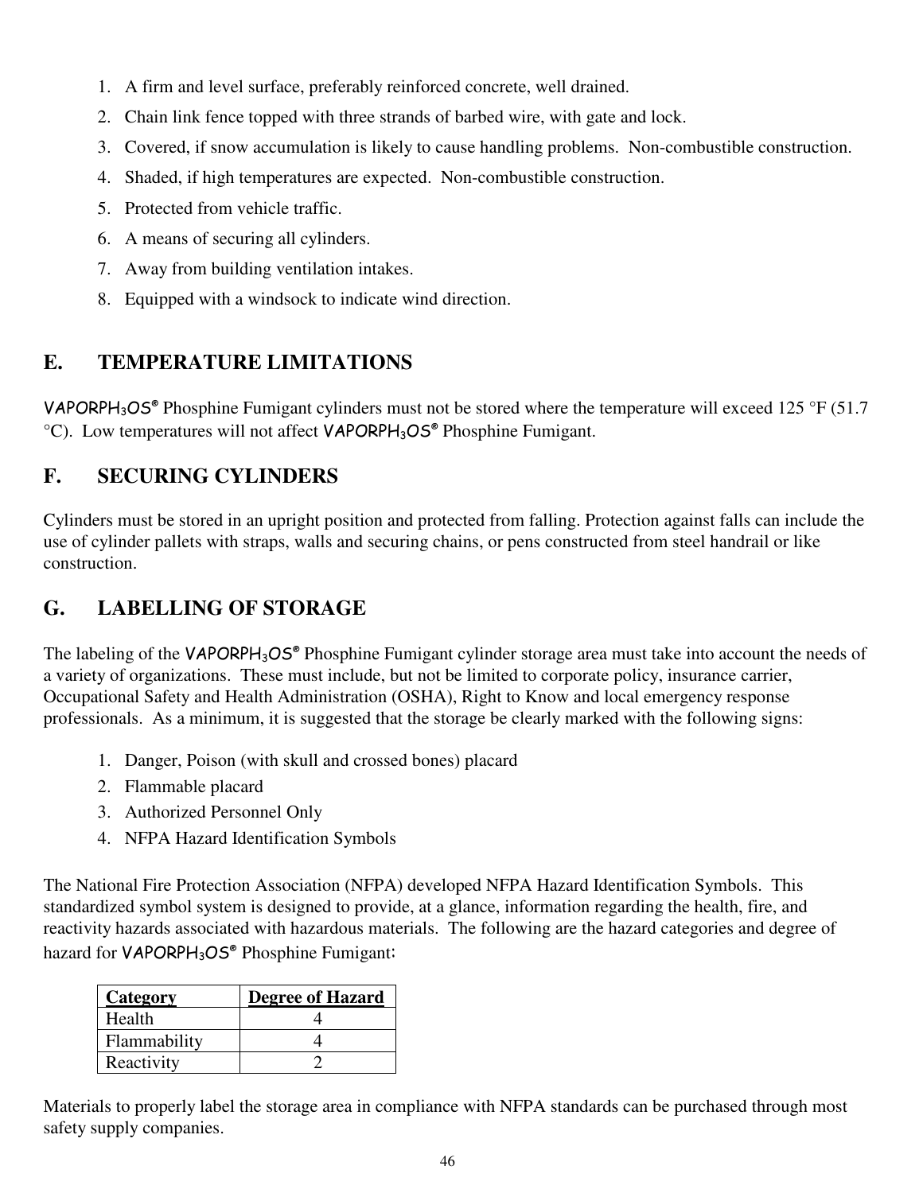1. A firm and level surface, preferably reinforced concrete, well drained.
2. Chain link fence topped with three strands of barbed wire, with gate and lock.
3. Covered, if snow accumulation is likely to cause handling problems. Non-combustible construction.
4. Shaded, if high temperatures are expected. Non-combustible construction.
5. Protected from vehicle traffic.
6. A means of securing all cylinders.
7. Away from building ventilation intakes.
8. Equipped with a windsock to indicate wind direction.

## E. TEMPERATURE LIMITATIONS

VAPORPH$_3$OS® Phosphine Fumigant cylinders must not be stored where the temperature will exceed 125 °F (51.7 °C). Low temperatures will not affect VAPORPH$_3$OS® Phosphine Fumigant.

## F. SECURING CYLINDERS

Cylinders must be stored in an upright position and protected from falling. Protection against falls can include the use of cylinder pallets with straps, walls and securing chains, or pens constructed from steel handrail or like construction.

## G. LABELLING OF STORAGE

The labeling of the VAPORPH$_3$OS® Phosphine Fumigant cylinder storage area must take into account the needs of a variety of organizations. These must include, but not be limited to corporate policy, insurance carrier, Occupational Safety and Health Administration (OSHA), Right to Know and local emergency response professionals. As a minimum, it is suggested that the storage be clearly marked with the following signs:

1. Danger, Poison (with skull and crossed bones) placard
2. Flammable placard
3. Authorized Personnel Only
4. NFPA Hazard Identification Symbols

The National Fire Protection Association (NFPA) developed NFPA Hazard Identification Symbols. This standardized symbol system is designed to provide, at a glance, information regarding the health, fire, and reactivity hazards associated with hazardous materials. The following are the hazard categories and degree of hazard for VAPORPH$_3$OS® Phosphine Fumigant:

| Category | Degree of Hazard |
|---|---|
| Health | 4 |
| Flammability | 4 |
| Reactivity | 2 |

Materials to properly label the storage area in compliance with NFPA standards can be purchased through most safety supply companies.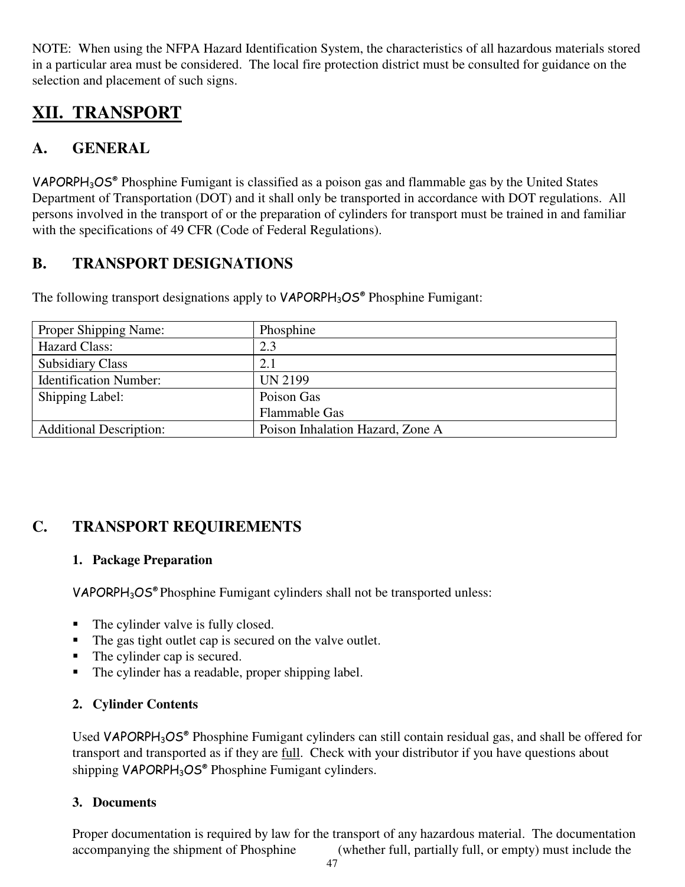NOTE: When using the NFPA Hazard Identification System, the characteristics of all hazardous materials stored in a particular area must be considered. The local fire protection district must be consulted for guidance on the selection and placement of such signs.

# XII. TRANSPORT

## A. GENERAL

VAPORPH$_3$OS® Phosphine Fumigant is classified as a poison gas and flammable gas by the United States Department of Transportation (DOT) and it shall only be transported in accordance with DOT regulations. All persons involved in the transport of or the preparation of cylinders for transport must be trained in and familiar with the specifications of 49 CFR (Code of Federal Regulations).

## B. TRANSPORT DESIGNATIONS

The following transport designations apply to VAPORPH$_3$OS® Phosphine Fumigant:

| Proper Shipping Name: | Phosphine |
|---|---|
| Hazard Class: | 2.3 |
| Subsidiary Class | 2.1 |
| Identification Number: | UN 2199 |
| Shipping Label: | Poison Gas<br>Flammable Gas |
| Additional Description: | Poison Inhalation Hazard, Zone A |

## C. TRANSPORT REQUIREMENTS

### 1. Package Preparation

VAPORPH$_3$OS® Phosphine Fumigant cylinders shall not be transported unless:

- The cylinder valve is fully closed.
- The gas tight outlet cap is secured on the valve outlet.
- The cylinder cap is secured.
- The cylinder has a readable, proper shipping label.

### 2. Cylinder Contents

Used VAPORPH$_3$OS® Phosphine Fumigant cylinders can still contain residual gas, and shall be offered for transport and transported as if they are full. Check with your distributor if you have questions about shipping VAPORPH$_3$OS® Phosphine Fumigant cylinders.

### 3. Documents

Proper documentation is required by law for the transport of any hazardous material. The documentation accompanying the shipment of Phosphine (whether full, partially full, or empty) must include the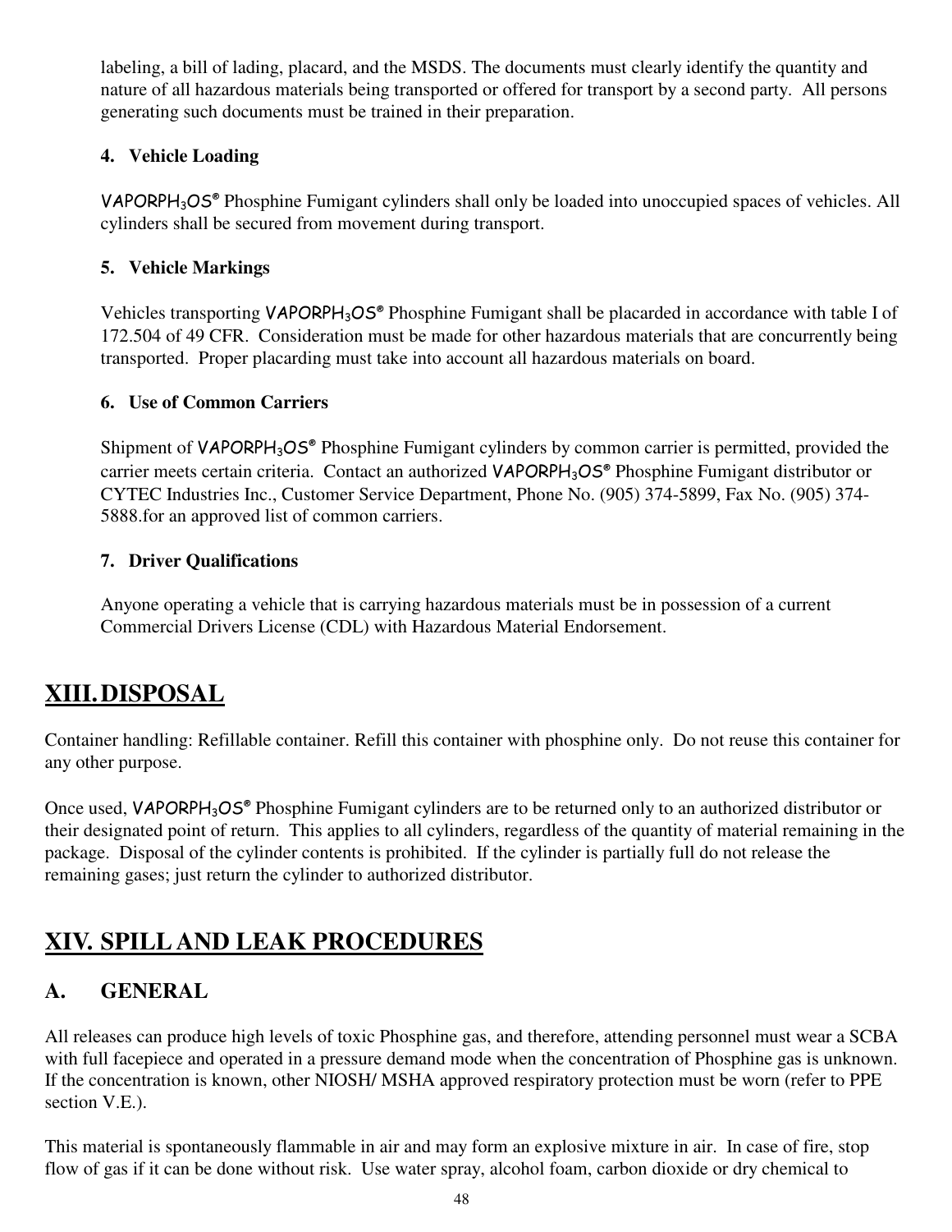labeling, a bill of lading, placard, and the MSDS. The documents must clearly identify the quantity and nature of all hazardous materials being transported or offered for transport by a second party. All persons generating such documents must be trained in their preparation.

**4. Vehicle Loading**

VAPORPH$_3$OS® Phosphine Fumigant cylinders shall only be loaded into unoccupied spaces of vehicles. All cylinders shall be secured from movement during transport.

**5. Vehicle Markings**

Vehicles transporting VAPORPH$_3$OS® Phosphine Fumigant shall be placarded in accordance with table I of 172.504 of 49 CFR. Consideration must be made for other hazardous materials that are concurrently being transported. Proper placarding must take into account all hazardous materials on board.

**6. Use of Common Carriers**

Shipment of VAPORPH$_3$OS® Phosphine Fumigant cylinders by common carrier is permitted, provided the carrier meets certain criteria. Contact an authorized VAPORPH$_3$OS® Phosphine Fumigant distributor or CYTEC Industries Inc., Customer Service Department, Phone No. (905) 374-5899, Fax No. (905) 374-5888.for an approved list of common carriers.

**7. Driver Qualifications**

Anyone operating a vehicle that is carrying hazardous materials must be in possession of a current Commercial Drivers License (CDL) with Hazardous Material Endorsement.

## XIII. DISPOSAL

Container handling: Refillable container. Refill this container with phosphine only. Do not reuse this container for any other purpose.

Once used, VAPORPH$_3$OS® Phosphine Fumigant cylinders are to be returned only to an authorized distributor or their designated point of return. This applies to all cylinders, regardless of the quantity of material remaining in the package. Disposal of the cylinder contents is prohibited. If the cylinder is partially full do not release the remaining gases; just return the cylinder to authorized distributor.

## XIV. SPILL AND LEAK PROCEDURES

### A. GENERAL

All releases can produce high levels of toxic Phosphine gas, and therefore, attending personnel must wear a SCBA with full facepiece and operated in a pressure demand mode when the concentration of Phosphine gas is unknown. If the concentration is known, other NIOSH/ MSHA approved respiratory protection must be worn (refer to PPE section V.E.).

This material is spontaneously flammable in air and may form an explosive mixture in air. In case of fire, stop flow of gas if it can be done without risk. Use water spray, alcohol foam, carbon dioxide or dry chemical to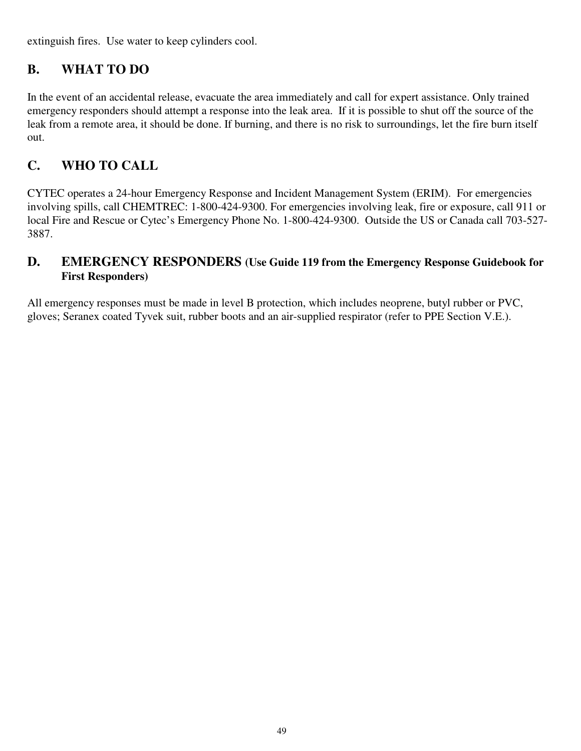extinguish fires.  Use water to keep cylinders cool.

## B. WHAT TO DO

In the event of an accidental release, evacuate the area immediately and call for expert assistance. Only trained emergency responders should attempt a response into the leak area.  If it is possible to shut off the source of the leak from a remote area, it should be done. If burning, and there is no risk to surroundings, let the fire burn itself out.

## C. WHO TO CALL

CYTEC operates a 24-hour Emergency Response and Incident Management System (ERIM).  For emergencies involving spills, call CHEMTREC: 1-800-424-9300. For emergencies involving leak, fire or exposure, call 911 or local Fire and Rescue or Cytec's Emergency Phone No. 1-800-424-9300.  Outside the US or Canada call 703-527-3887.

## D. EMERGENCY RESPONDERS (Use Guide 119 from the Emergency Response Guidebook for First Responders)

All emergency responses must be made in level B protection, which includes neoprene, butyl rubber or PVC, gloves; Seranex coated Tyvek suit, rubber boots and an air-supplied respirator (refer to PPE Section V.E.).